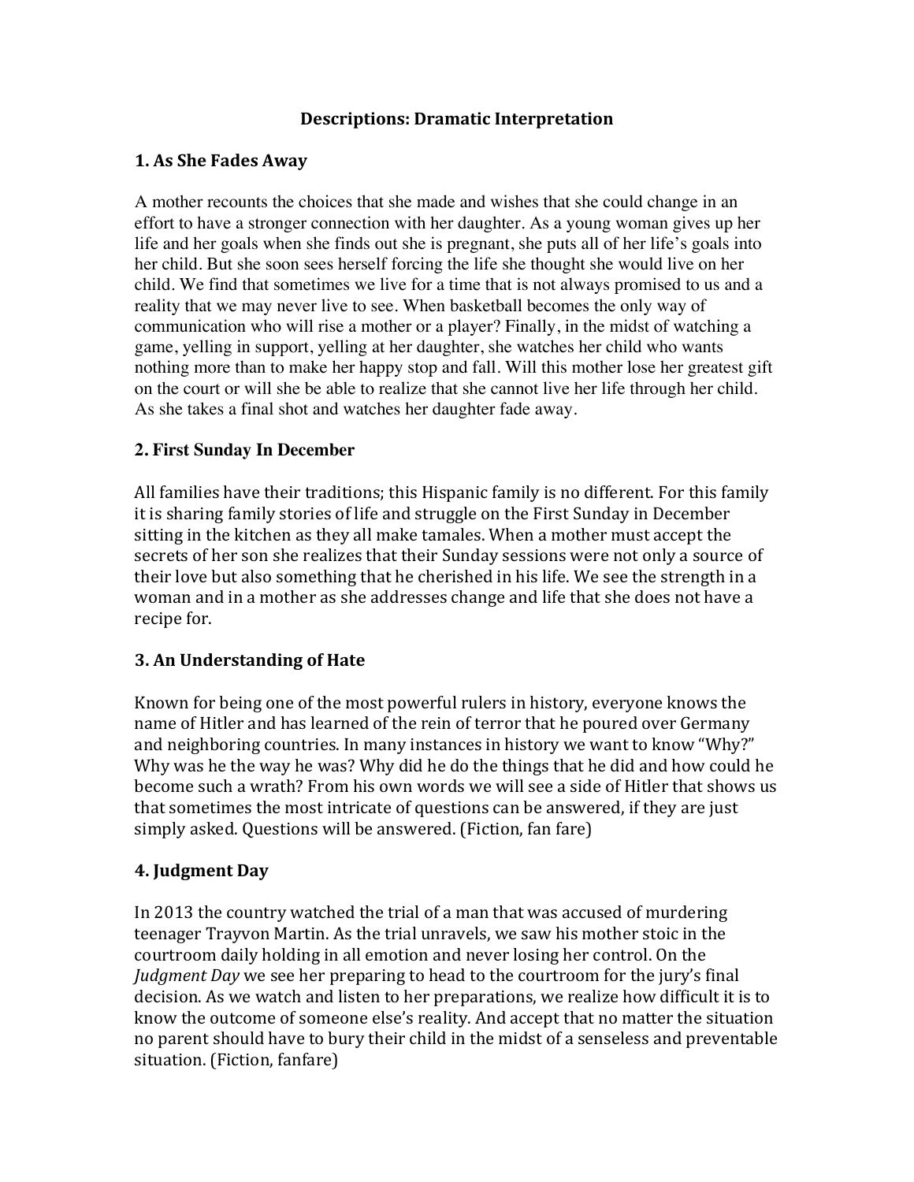# Descriptions: Dramatic Interpretation

## 1. As She Fades Away

A mother recounts the choices that she made and wishes that she could change in an effort to have a stronger connection with her daughter. As a young woman gives up her life and her goals when she finds out she is pregnant, she puts all of her life's goals into her child. But she soon sees herself forcing the life she thought she would live on her child. We find that sometimes we live for a time that is not always promised to us and a reality that we may never live to see. When basketball becomes the only way of communication who will rise a mother or a player? Finally, in the midst of watching a game, yelling in support, yelling at her daughter, she watches her child who wants nothing more than to make her happy stop and fall. Will this mother lose her greatest gift on the court or will she be able to realize that she cannot live her life through her child. As she takes a final shot and watches her daughter fade away.

## 2. First Sunday In December

All families have their traditions; this Hispanic family is no different. For this family it is sharing family stories of life and struggle on the First Sunday in December sitting in the kitchen as they all make tamales. When a mother must accept the secrets of her son she realizes that their Sunday sessions were not only a source of their love but also something that he cherished in his life. We see the strength in a woman and in a mother as she addresses change and life that she does not have a recipe for.

## 3. An Understanding of Hate

Known for being one of the most powerful rulers in history, everyone knows the name of Hitler and has learned of the rein of terror that he poured over Germany and neighboring countries. In many instances in history we want to know "Why?" Why was he the way he was? Why did he do the things that he did and how could he become such a wrath? From his own words we will see a side of Hitler that shows us that sometimes the most intricate of questions can be answered, if they are just simply asked. Questions will be answered. (Fiction, fan fare)

## 4. Judgment Day

In 2013 the country watched the trial of a man that was accused of murdering teenager Trayvon Martin. As the trial unravels, we saw his mother stoic in the courtroom daily holding in all emotion and never losing her control. On the *Judgment Day* we see her preparing to head to the courtroom for the jury's final decision. As we watch and listen to her preparations, we realize how difficult it is to know the outcome of someone else's reality. And accept that no matter the situation no parent should have to bury their child in the midst of a senseless and preventable situation. (Fiction, fanfare)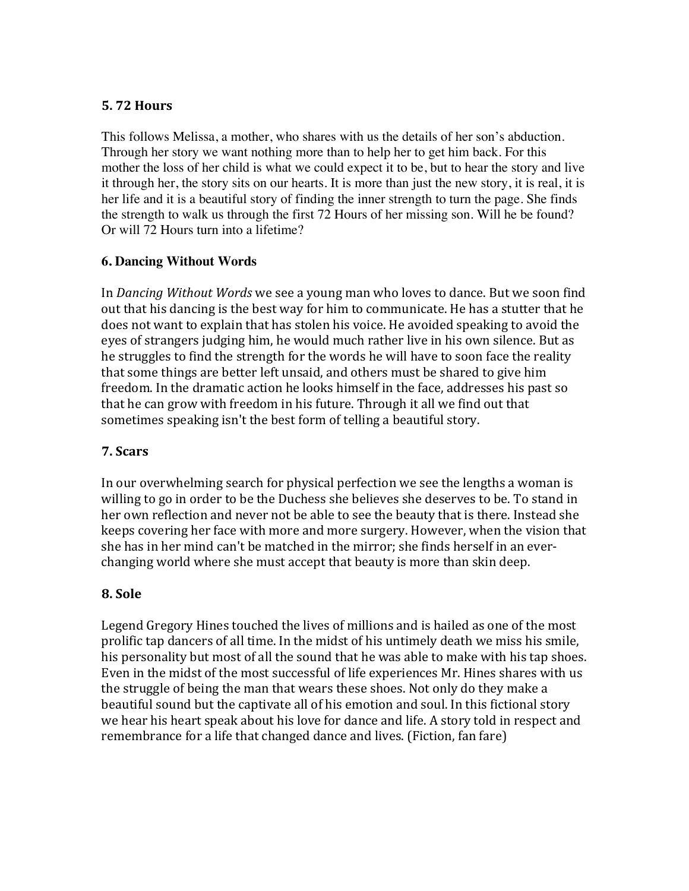### 5. 72 Hours

This follows Melissa, a mother, who shares with us the details of her son's abduction. Through her story we want nothing more than to help her to get him back. For this mother the loss of her child is what we could expect it to be, but to hear the story and live it through her, the story sits on our hearts. It is more than just the new story, it is real, it is her life and it is a beautiful story of finding the inner strength to turn the page. She finds the strength to walk us through the first 72 Hours of her missing son. Will he be found? Or will 72 Hours turn into a lifetime?

### 6. Dancing Without Words

In *Dancing Without Words* we see a young man who loves to dance. But we soon find out that his dancing is the best way for him to communicate. He has a stutter that he does not want to explain that has stolen his voice. He avoided speaking to avoid the eyes of strangers judging him, he would much rather live in his own silence. But as he struggles to find the strength for the words he will have to soon face the reality that some things are better left unsaid, and others must be shared to give him freedom. In the dramatic action he looks himself in the face, addresses his past so that he can grow with freedom in his future. Through it all we find out that sometimes speaking isn't the best form of telling a beautiful story.

### 7. Scars

In our overwhelming search for physical perfection we see the lengths a woman is willing to go in order to be the Duchess she believes she deserves to be. To stand in her own reflection and never not be able to see the beauty that is there. Instead she keeps covering her face with more and more surgery. However, when the vision that she has in her mind can't be matched in the mirror; she finds herself in an ever-changing world where she must accept that beauty is more than skin deep.

### 8. Sole

Legend Gregory Hines touched the lives of millions and is hailed as one of the most prolific tap dancers of all time. In the midst of his untimely death we miss his smile, his personality but most of all the sound that he was able to make with his tap shoes. Even in the midst of the most successful of life experiences Mr. Hines shares with us the struggle of being the man that wears these shoes. Not only do they make a beautiful sound but the captivate all of his emotion and soul. In this fictional story we hear his heart speak about his love for dance and life. A story told in respect and remembrance for a life that changed dance and lives. (Fiction, fan fare)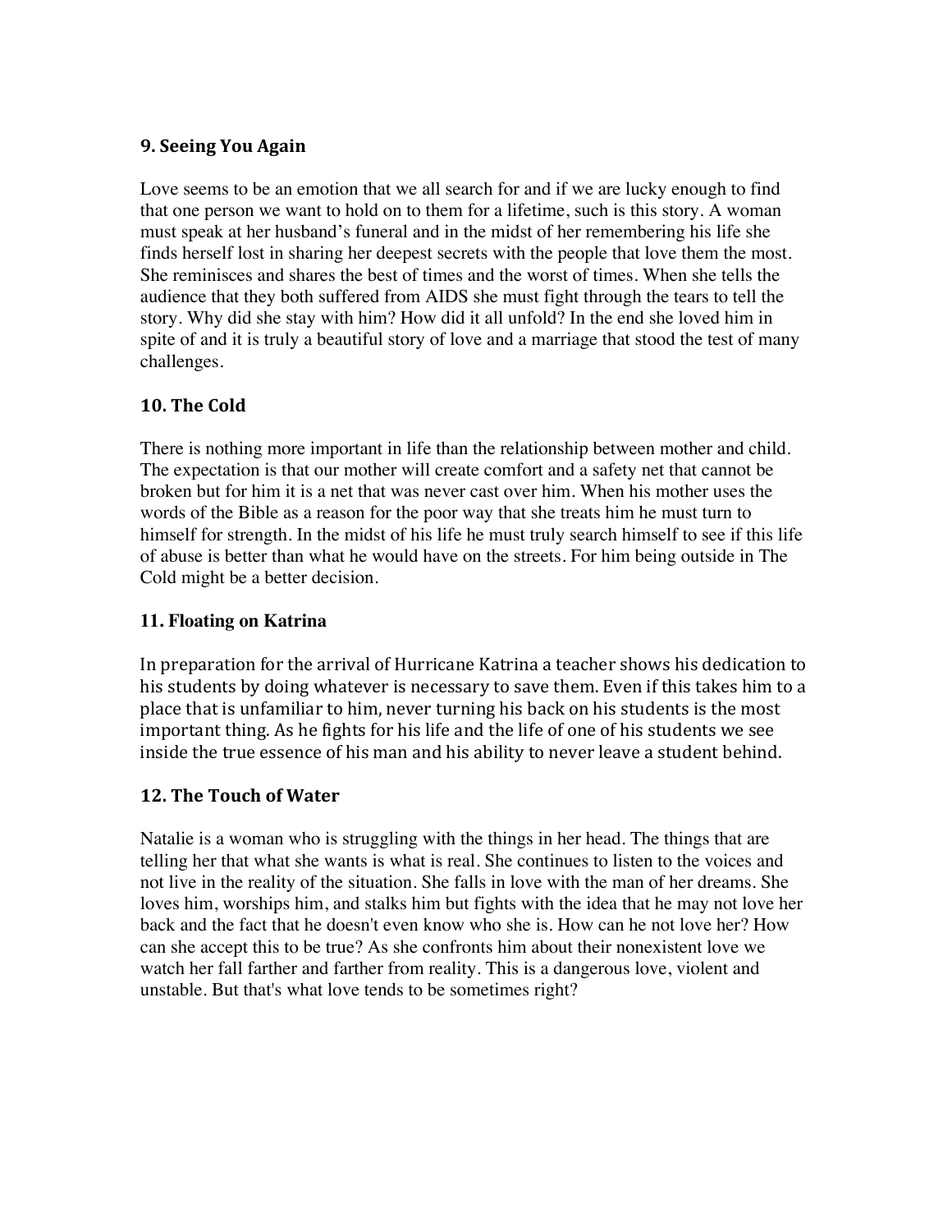### 9. Seeing You Again

Love seems to be an emotion that we all search for and if we are lucky enough to find that one person we want to hold on to them for a lifetime, such is this story. A woman must speak at her husband's funeral and in the midst of her remembering his life she finds herself lost in sharing her deepest secrets with the people that love them the most. She reminisces and shares the best of times and the worst of times. When she tells the audience that they both suffered from AIDS she must fight through the tears to tell the story. Why did she stay with him? How did it all unfold? In the end she loved him in spite of and it is truly a beautiful story of love and a marriage that stood the test of many challenges.

### 10. The Cold

There is nothing more important in life than the relationship between mother and child. The expectation is that our mother will create comfort and a safety net that cannot be broken but for him it is a net that was never cast over him. When his mother uses the words of the Bible as a reason for the poor way that she treats him he must turn to himself for strength. In the midst of his life he must truly search himself to see if this life of abuse is better than what he would have on the streets. For him being outside in The Cold might be a better decision.

### 11. Floating on Katrina

In preparation for the arrival of Hurricane Katrina a teacher shows his dedication to his students by doing whatever is necessary to save them. Even if this takes him to a place that is unfamiliar to him, never turning his back on his students is the most important thing. As he fights for his life and the life of one of his students we see inside the true essence of his man and his ability to never leave a student behind.

### 12. The Touch of Water

Natalie is a woman who is struggling with the things in her head. The things that are telling her that what she wants is what is real. She continues to listen to the voices and not live in the reality of the situation. She falls in love with the man of her dreams. She loves him, worships him, and stalks him but fights with the idea that he may not love her back and the fact that he doesn't even know who she is. How can he not love her? How can she accept this to be true? As she confronts him about their nonexistent love we watch her fall farther and farther from reality. This is a dangerous love, violent and unstable. But that's what love tends to be sometimes right?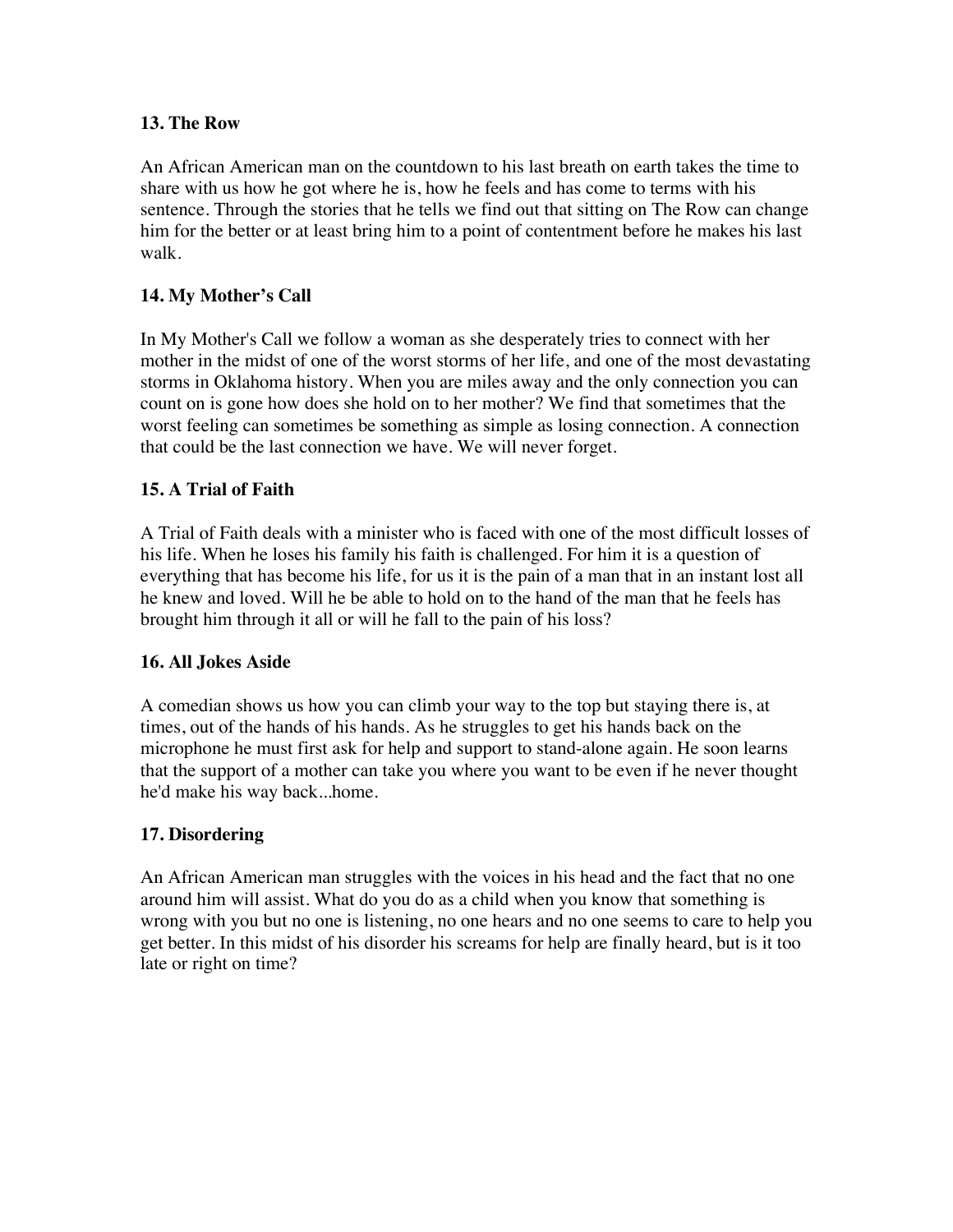**13. The Row**

An African American man on the countdown to his last breath on earth takes the time to share with us how he got where he is, how he feels and has come to terms with his sentence. Through the stories that he tells we find out that sitting on The Row can change him for the better or at least bring him to a point of contentment before he makes his last walk.

**14. My Mother's Call**

In My Mother's Call we follow a woman as she desperately tries to connect with her mother in the midst of one of the worst storms of her life, and one of the most devastating storms in Oklahoma history. When you are miles away and the only connection you can count on is gone how does she hold on to her mother? We find that sometimes that the worst feeling can sometimes be something as simple as losing connection. A connection that could be the last connection we have. We will never forget.

**15. A Trial of Faith**

A Trial of Faith deals with a minister who is faced with one of the most difficult losses of his life. When he loses his family his faith is challenged. For him it is a question of everything that has become his life, for us it is the pain of a man that in an instant lost all he knew and loved. Will he be able to hold on to the hand of the man that he feels has brought him through it all or will he fall to the pain of his loss?

**16. All Jokes Aside**

A comedian shows us how you can climb your way to the top but staying there is, at times, out of the hands of his hands. As he struggles to get his hands back on the microphone he must first ask for help and support to stand-alone again. He soon learns that the support of a mother can take you where you want to be even if he never thought he'd make his way back...home.

**17. Disordering**

An African American man struggles with the voices in his head and the fact that no one around him will assist. What do you do as a child when you know that something is wrong with you but no one is listening, no one hears and no one seems to care to help you get better. In this midst of his disorder his screams for help are finally heard, but is it too late or right on time?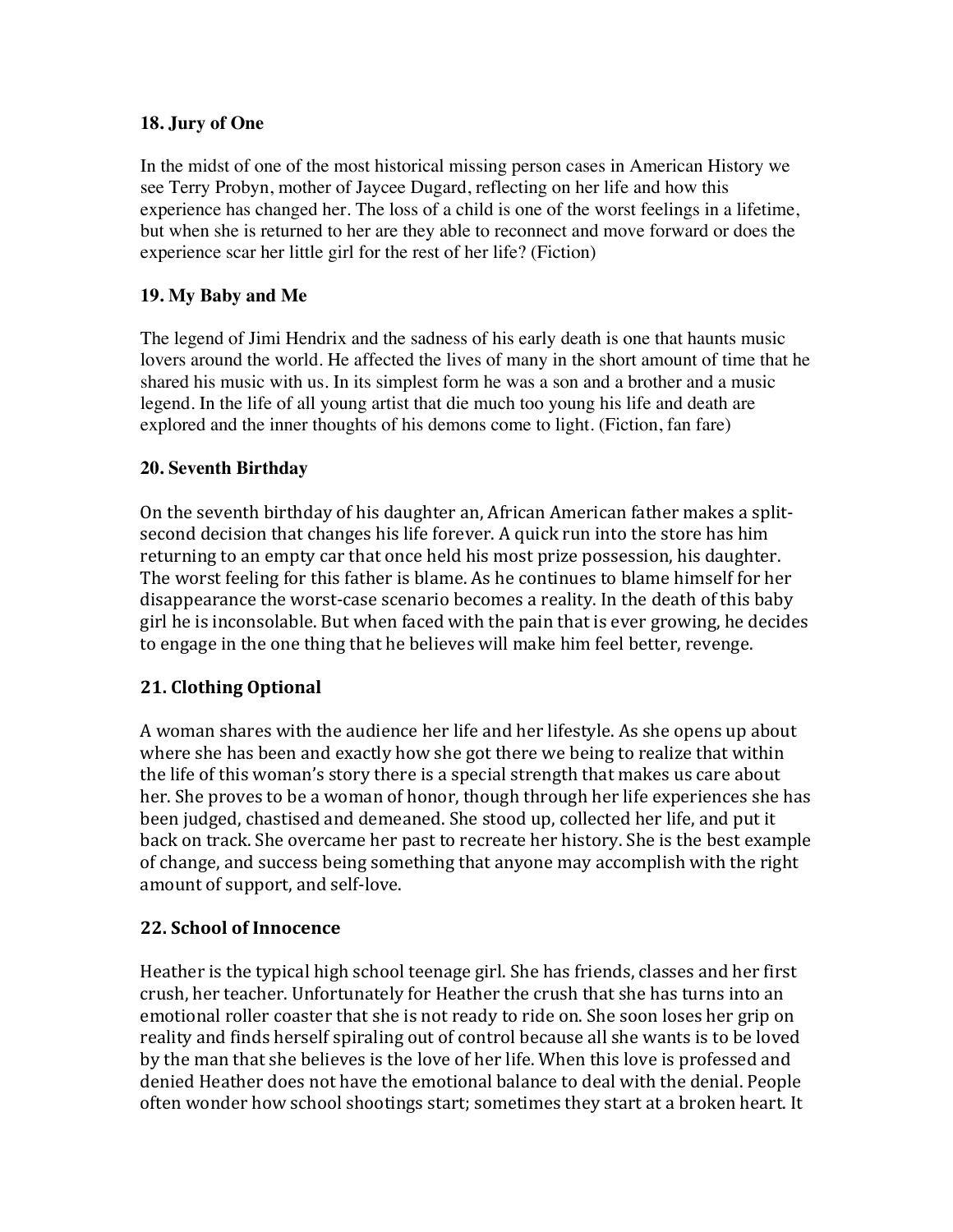### 18. Jury of One

In the midst of one of the most historical missing person cases in American History we see Terry Probyn, mother of Jaycee Dugard, reflecting on her life and how this experience has changed her. The loss of a child is one of the worst feelings in a lifetime, but when she is returned to her are they able to reconnect and move forward or does the experience scar her little girl for the rest of her life? (Fiction)

### 19. My Baby and Me

The legend of Jimi Hendrix and the sadness of his early death is one that haunts music lovers around the world. He affected the lives of many in the short amount of time that he shared his music with us. In its simplest form he was a son and a brother and a music legend. In the life of all young artist that die much too young his life and death are explored and the inner thoughts of his demons come to light. (Fiction, fan fare)

### 20. Seventh Birthday

On the seventh birthday of his daughter an, African American father makes a split-second decision that changes his life forever. A quick run into the store has him returning to an empty car that once held his most prize possession, his daughter. The worst feeling for this father is blame. As he continues to blame himself for her disappearance the worst-case scenario becomes a reality. In the death of this baby girl he is inconsolable. But when faced with the pain that is ever growing, he decides to engage in the one thing that he believes will make him feel better, revenge.

### 21. Clothing Optional

A woman shares with the audience her life and her lifestyle. As she opens up about where she has been and exactly how she got there we being to realize that within the life of this woman's story there is a special strength that makes us care about her. She proves to be a woman of honor, though through her life experiences she has been judged, chastised and demeaned. She stood up, collected her life, and put it back on track. She overcame her past to recreate her history. She is the best example of change, and success being something that anyone may accomplish with the right amount of support, and self-love.

### 22. School of Innocence

Heather is the typical high school teenage girl. She has friends, classes and her first crush, her teacher. Unfortunately for Heather the crush that she has turns into an emotional roller coaster that she is not ready to ride on. She soon loses her grip on reality and finds herself spiraling out of control because all she wants is to be loved by the man that she believes is the love of her life. When this love is professed and denied Heather does not have the emotional balance to deal with the denial. People often wonder how school shootings start; sometimes they start at a broken heart. It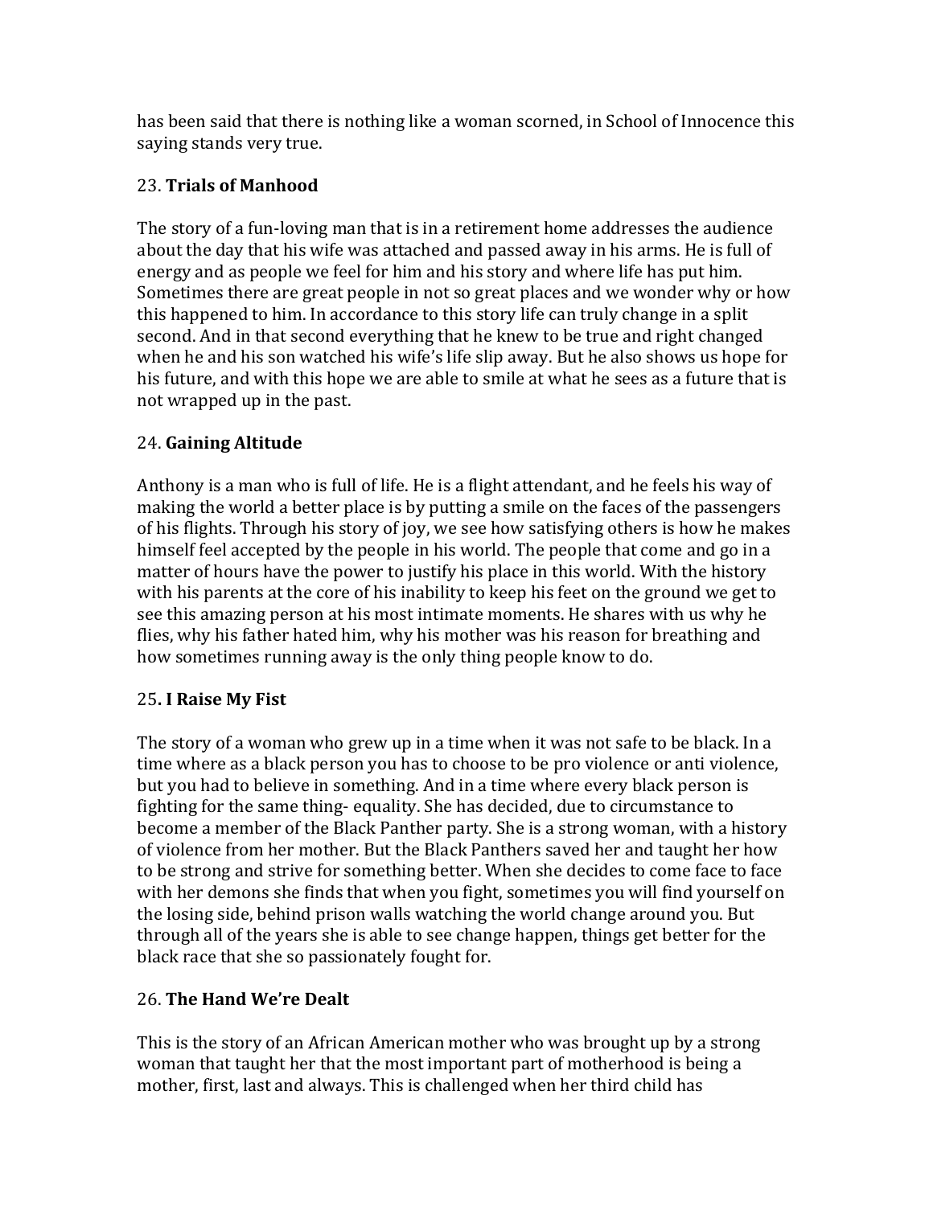has been said that there is nothing like a woman scorned, in School of Innocence this saying stands very true.

23. **Trials of Manhood**

The story of a fun-loving man that is in a retirement home addresses the audience about the day that his wife was attached and passed away in his arms. He is full of energy and as people we feel for him and his story and where life has put him. Sometimes there are great people in not so great places and we wonder why or how this happened to him. In accordance to this story life can truly change in a split second. And in that second everything that he knew to be true and right changed when he and his son watched his wife's life slip away. But he also shows us hope for his future, and with this hope we are able to smile at what he sees as a future that is not wrapped up in the past.

24. **Gaining Altitude**

Anthony is a man who is full of life. He is a flight attendant, and he feels his way of making the world a better place is by putting a smile on the faces of the passengers of his flights. Through his story of joy, we see how satisfying others is how he makes himself feel accepted by the people in his world. The people that come and go in a matter of hours have the power to justify his place in this world. With the history with his parents at the core of his inability to keep his feet on the ground we get to see this amazing person at his most intimate moments. He shares with us why he flies, why his father hated him, why his mother was his reason for breathing and how sometimes running away is the only thing people know to do.

25**. I Raise My Fist**

The story of a woman who grew up in a time when it was not safe to be black. In a time where as a black person you has to choose to be pro violence or anti violence, but you had to believe in something. And in a time where every black person is fighting for the same thing- equality. She has decided, due to circumstance to become a member of the Black Panther party. She is a strong woman, with a history of violence from her mother. But the Black Panthers saved her and taught her how to be strong and strive for something better. When she decides to come face to face with her demons she finds that when you fight, sometimes you will find yourself on the losing side, behind prison walls watching the world change around you. But through all of the years she is able to see change happen, things get better for the black race that she so passionately fought for.

26. **The Hand We're Dealt**

This is the story of an African American mother who was brought up by a strong woman that taught her that the most important part of motherhood is being a mother, first, last and always. This is challenged when her third child has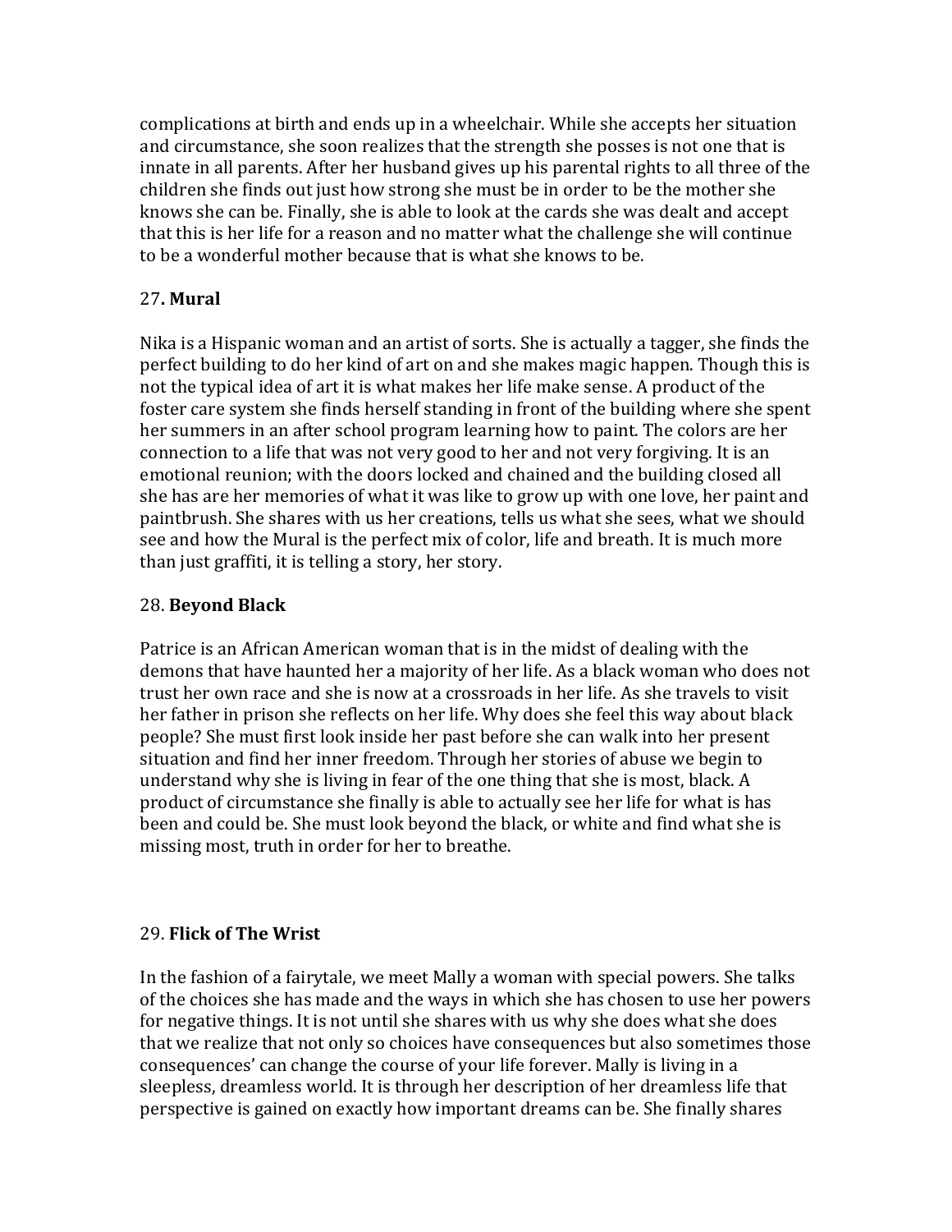complications at birth and ends up in a wheelchair. While she accepts her situation and circumstance, she soon realizes that the strength she posses is not one that is innate in all parents. After her husband gives up his parental rights to all three of the children she finds out just how strong she must be in order to be the mother she knows she can be. Finally, she is able to look at the cards she was dealt and accept that this is her life for a reason and no matter what the challenge she will continue to be a wonderful mother because that is what she knows to be.

27**. Mural**

Nika is a Hispanic woman and an artist of sorts. She is actually a tagger, she finds the perfect building to do her kind of art on and she makes magic happen. Though this is not the typical idea of art it is what makes her life make sense. A product of the foster care system she finds herself standing in front of the building where she spent her summers in an after school program learning how to paint. The colors are her connection to a life that was not very good to her and not very forgiving. It is an emotional reunion; with the doors locked and chained and the building closed all she has are her memories of what it was like to grow up with one love, her paint and paintbrush. She shares with us her creations, tells us what she sees, what we should see and how the Mural is the perfect mix of color, life and breath. It is much more than just graffiti, it is telling a story, her story.

28. **Beyond Black**

Patrice is an African American woman that is in the midst of dealing with the demons that have haunted her a majority of her life. As a black woman who does not trust her own race and she is now at a crossroads in her life. As she travels to visit her father in prison she reflects on her life. Why does she feel this way about black people? She must first look inside her past before she can walk into her present situation and find her inner freedom. Through her stories of abuse we begin to understand why she is living in fear of the one thing that she is most, black. A product of circumstance she finally is able to actually see her life for what is has been and could be. She must look beyond the black, or white and find what she is missing most, truth in order for her to breathe.

29. **Flick of The Wrist**

In the fashion of a fairytale, we meet Mally a woman with special powers. She talks of the choices she has made and the ways in which she has chosen to use her powers for negative things. It is not until she shares with us why she does what she does that we realize that not only so choices have consequences but also sometimes those consequences' can change the course of your life forever. Mally is living in a sleepless, dreamless world. It is through her description of her dreamless life that perspective is gained on exactly how important dreams can be. She finally shares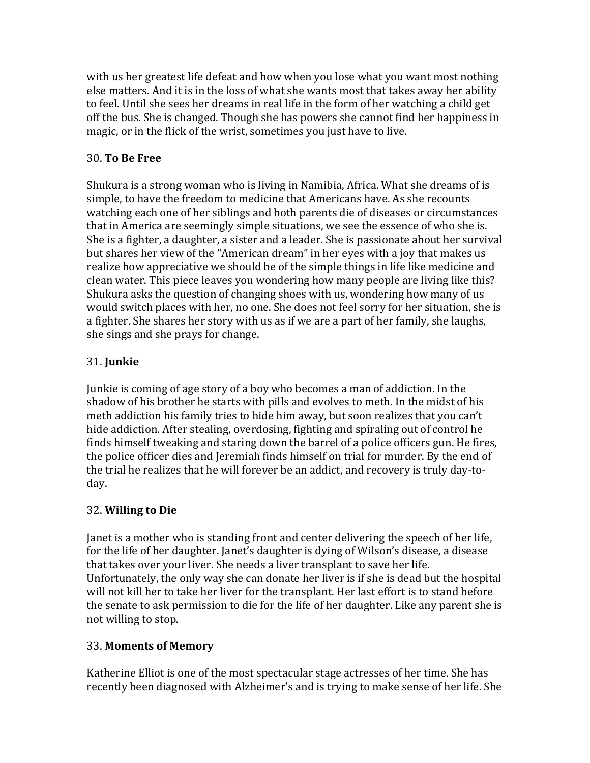with us her greatest life defeat and how when you lose what you want most nothing else matters. And it is in the loss of what she wants most that takes away her ability to feel. Until she sees her dreams in real life in the form of her watching a child get off the bus. She is changed. Though she has powers she cannot find her happiness in magic, or in the flick of the wrist, sometimes you just have to live.

30. **To Be Free**

Shukura is a strong woman who is living in Namibia, Africa. What she dreams of is simple, to have the freedom to medicine that Americans have. As she recounts watching each one of her siblings and both parents die of diseases or circumstances that in America are seemingly simple situations, we see the essence of who she is. She is a fighter, a daughter, a sister and a leader. She is passionate about her survival but shares her view of the "American dream" in her eyes with a joy that makes us realize how appreciative we should be of the simple things in life like medicine and clean water. This piece leaves you wondering how many people are living like this? Shukura asks the question of changing shoes with us, wondering how many of us would switch places with her, no one. She does not feel sorry for her situation, she is a fighter. She shares her story with us as if we are a part of her family, she laughs, she sings and she prays for change.

31. **Junkie**

Junkie is coming of age story of a boy who becomes a man of addiction. In the shadow of his brother he starts with pills and evolves to meth. In the midst of his meth addiction his family tries to hide him away, but soon realizes that you can't hide addiction. After stealing, overdosing, fighting and spiraling out of control he finds himself tweaking and staring down the barrel of a police officers gun. He fires, the police officer dies and Jeremiah finds himself on trial for murder. By the end of the trial he realizes that he will forever be an addict, and recovery is truly day-to-day.

32. **Willing to Die**

Janet is a mother who is standing front and center delivering the speech of her life, for the life of her daughter. Janet's daughter is dying of Wilson's disease, a disease that takes over your liver. She needs a liver transplant to save her life. Unfortunately, the only way she can donate her liver is if she is dead but the hospital will not kill her to take her liver for the transplant. Her last effort is to stand before the senate to ask permission to die for the life of her daughter. Like any parent she is not willing to stop.

33. **Moments of Memory**

Katherine Elliot is one of the most spectacular stage actresses of her time. She has recently been diagnosed with Alzheimer's and is trying to make sense of her life. She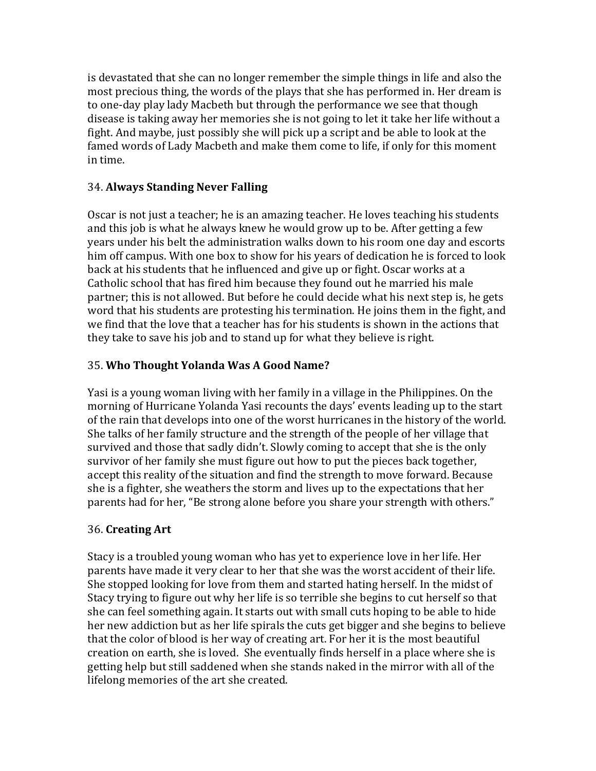is devastated that she can no longer remember the simple things in life and also the most precious thing, the words of the plays that she has performed in. Her dream is to one-day play lady Macbeth but through the performance we see that though disease is taking away her memories she is not going to let it take her life without a fight. And maybe, just possibly she will pick up a script and be able to look at the famed words of Lady Macbeth and make them come to life, if only for this moment in time.

34. **Always Standing Never Falling**

Oscar is not just a teacher; he is an amazing teacher. He loves teaching his students and this job is what he always knew he would grow up to be. After getting a few years under his belt the administration walks down to his room one day and escorts him off campus. With one box to show for his years of dedication he is forced to look back at his students that he influenced and give up or fight. Oscar works at a Catholic school that has fired him because they found out he married his male partner; this is not allowed. But before he could decide what his next step is, he gets word that his students are protesting his termination. He joins them in the fight, and we find that the love that a teacher has for his students is shown in the actions that they take to save his job and to stand up for what they believe is right.

35. **Who Thought Yolanda Was A Good Name?**

Yasi is a young woman living with her family in a village in the Philippines. On the morning of Hurricane Yolanda Yasi recounts the days' events leading up to the start of the rain that develops into one of the worst hurricanes in the history of the world. She talks of her family structure and the strength of the people of her village that survived and those that sadly didn't. Slowly coming to accept that she is the only survivor of her family she must figure out how to put the pieces back together, accept this reality of the situation and find the strength to move forward. Because she is a fighter, she weathers the storm and lives up to the expectations that her parents had for her, "Be strong alone before you share your strength with others."

36. **Creating Art**

Stacy is a troubled young woman who has yet to experience love in her life. Her parents have made it very clear to her that she was the worst accident of their life. She stopped looking for love from them and started hating herself. In the midst of Stacy trying to figure out why her life is so terrible she begins to cut herself so that she can feel something again. It starts out with small cuts hoping to be able to hide her new addiction but as her life spirals the cuts get bigger and she begins to believe that the color of blood is her way of creating art. For her it is the most beautiful creation on earth, she is loved. She eventually finds herself in a place where she is getting help but still saddened when she stands naked in the mirror with all of the lifelong memories of the art she created.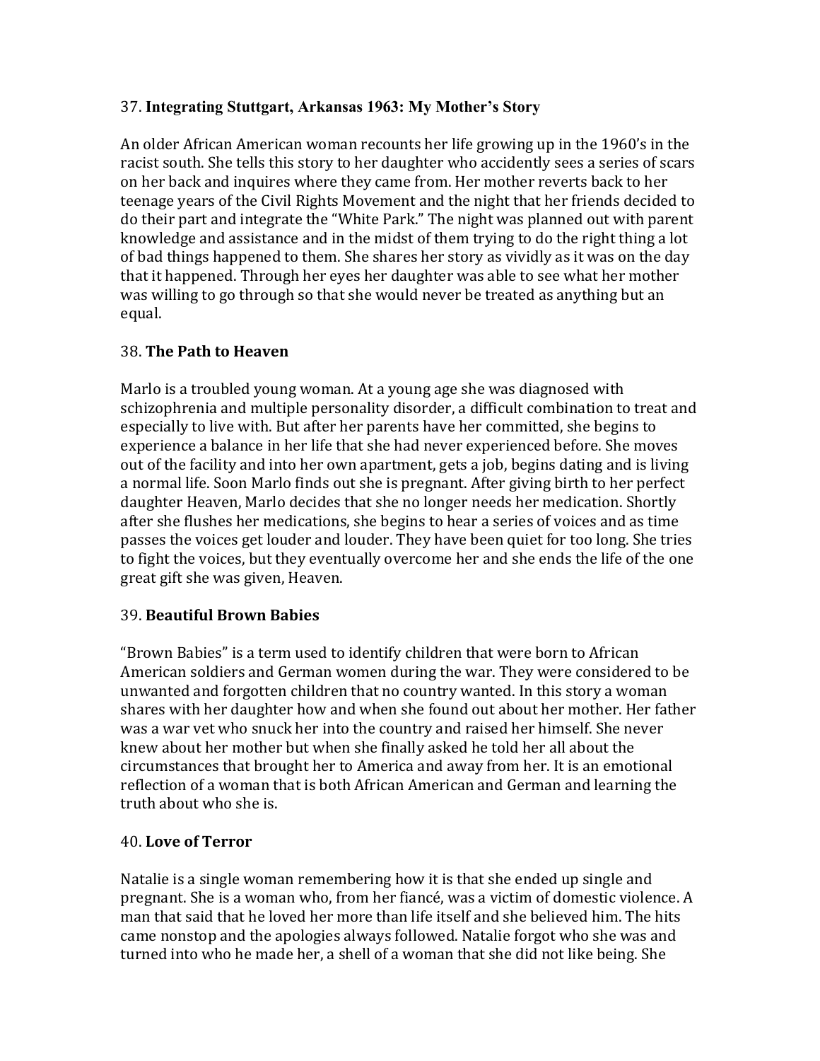37. **Integrating Stuttgart, Arkansas 1963: My Mother's Story**

An older African American woman recounts her life growing up in the 1960's in the racist south. She tells this story to her daughter who accidently sees a series of scars on her back and inquires where they came from. Her mother reverts back to her teenage years of the Civil Rights Movement and the night that her friends decided to do their part and integrate the "White Park." The night was planned out with parent knowledge and assistance and in the midst of them trying to do the right thing a lot of bad things happened to them. She shares her story as vividly as it was on the day that it happened. Through her eyes her daughter was able to see what her mother was willing to go through so that she would never be treated as anything but an equal.

38. **The Path to Heaven**

Marlo is a troubled young woman. At a young age she was diagnosed with schizophrenia and multiple personality disorder, a difficult combination to treat and especially to live with. But after her parents have her committed, she begins to experience a balance in her life that she had never experienced before. She moves out of the facility and into her own apartment, gets a job, begins dating and is living a normal life. Soon Marlo finds out she is pregnant. After giving birth to her perfect daughter Heaven, Marlo decides that she no longer needs her medication. Shortly after she flushes her medications, she begins to hear a series of voices and as time passes the voices get louder and louder. They have been quiet for too long. She tries to fight the voices, but they eventually overcome her and she ends the life of the one great gift she was given, Heaven.

39. **Beautiful Brown Babies**

"Brown Babies" is a term used to identify children that were born to African American soldiers and German women during the war. They were considered to be unwanted and forgotten children that no country wanted. In this story a woman shares with her daughter how and when she found out about her mother. Her father was a war vet who snuck her into the country and raised her himself. She never knew about her mother but when she finally asked he told her all about the circumstances that brought her to America and away from her. It is an emotional reflection of a woman that is both African American and German and learning the truth about who she is.

40. **Love of Terror**

Natalie is a single woman remembering how it is that she ended up single and pregnant. She is a woman who, from her fiancé, was a victim of domestic violence. A man that said that he loved her more than life itself and she believed him. The hits came nonstop and the apologies always followed. Natalie forgot who she was and turned into who he made her, a shell of a woman that she did not like being. She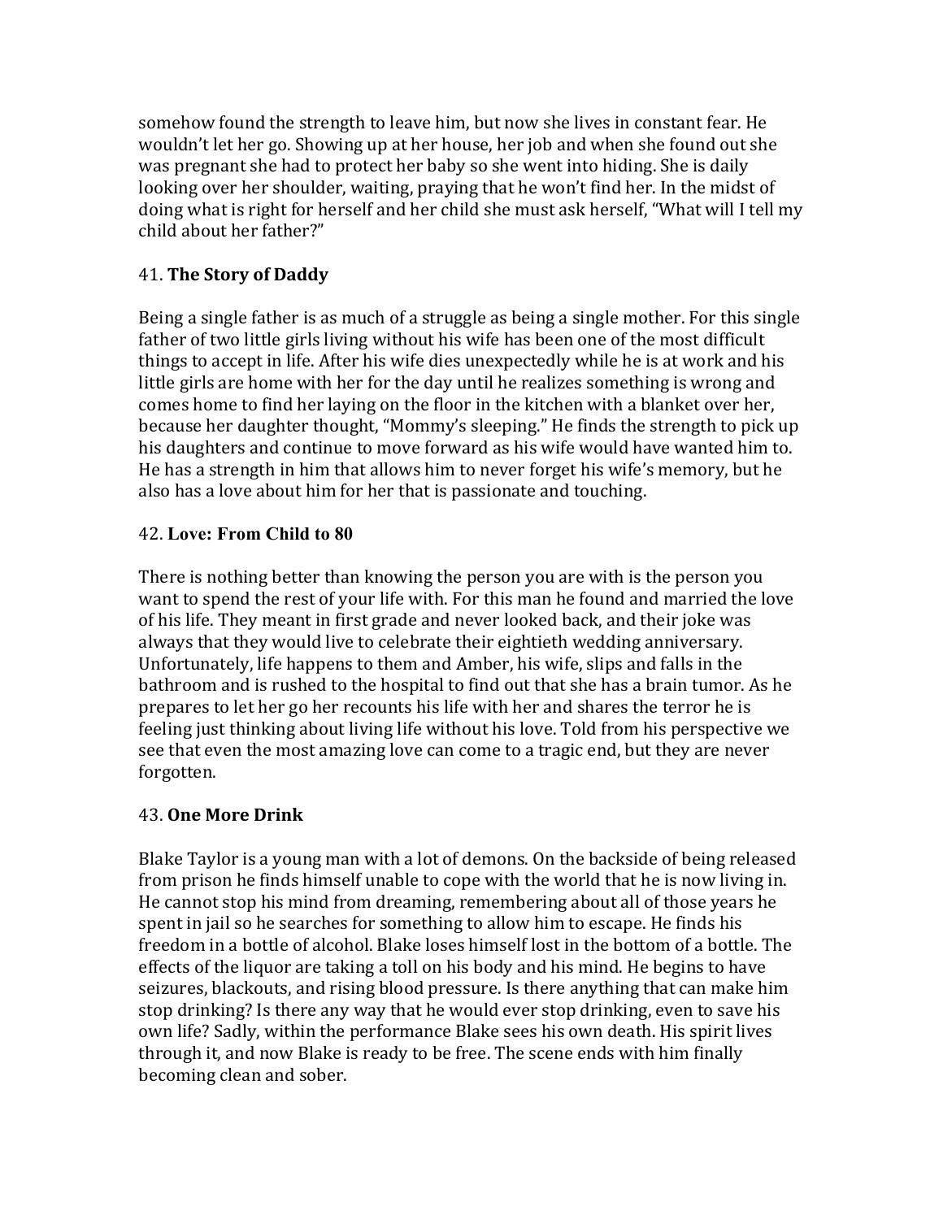somehow found the strength to leave him, but now she lives in constant fear. He wouldn't let her go. Showing up at her house, her job and when she found out she was pregnant she had to protect her baby so she went into hiding. She is daily looking over her shoulder, waiting, praying that he won't find her. In the midst of doing what is right for herself and her child she must ask herself, "What will I tell my child about her father?"

41. **The Story of Daddy**

Being a single father is as much of a struggle as being a single mother. For this single father of two little girls living without his wife has been one of the most difficult things to accept in life. After his wife dies unexpectedly while he is at work and his little girls are home with her for the day until he realizes something is wrong and comes home to find her laying on the floor in the kitchen with a blanket over her, because her daughter thought, "Mommy's sleeping." He finds the strength to pick up his daughters and continue to move forward as his wife would have wanted him to. He has a strength in him that allows him to never forget his wife's memory, but he also has a love about him for her that is passionate and touching.

42. **Love: From Child to 80**

There is nothing better than knowing the person you are with is the person you want to spend the rest of your life with. For this man he found and married the love of his life. They meant in first grade and never looked back, and their joke was always that they would live to celebrate their eightieth wedding anniversary. Unfortunately, life happens to them and Amber, his wife, slips and falls in the bathroom and is rushed to the hospital to find out that she has a brain tumor. As he prepares to let her go her recounts his life with her and shares the terror he is feeling just thinking about living life without his love. Told from his perspective we see that even the most amazing love can come to a tragic end, but they are never forgotten.

43. **One More Drink**

Blake Taylor is a young man with a lot of demons. On the backside of being released from prison he finds himself unable to cope with the world that he is now living in. He cannot stop his mind from dreaming, remembering about all of those years he spent in jail so he searches for something to allow him to escape. He finds his freedom in a bottle of alcohol. Blake loses himself lost in the bottom of a bottle. The effects of the liquor are taking a toll on his body and his mind. He begins to have seizures, blackouts, and rising blood pressure. Is there anything that can make him stop drinking? Is there any way that he would ever stop drinking, even to save his own life? Sadly, within the performance Blake sees his own death. His spirit lives through it, and now Blake is ready to be free. The scene ends with him finally becoming clean and sober.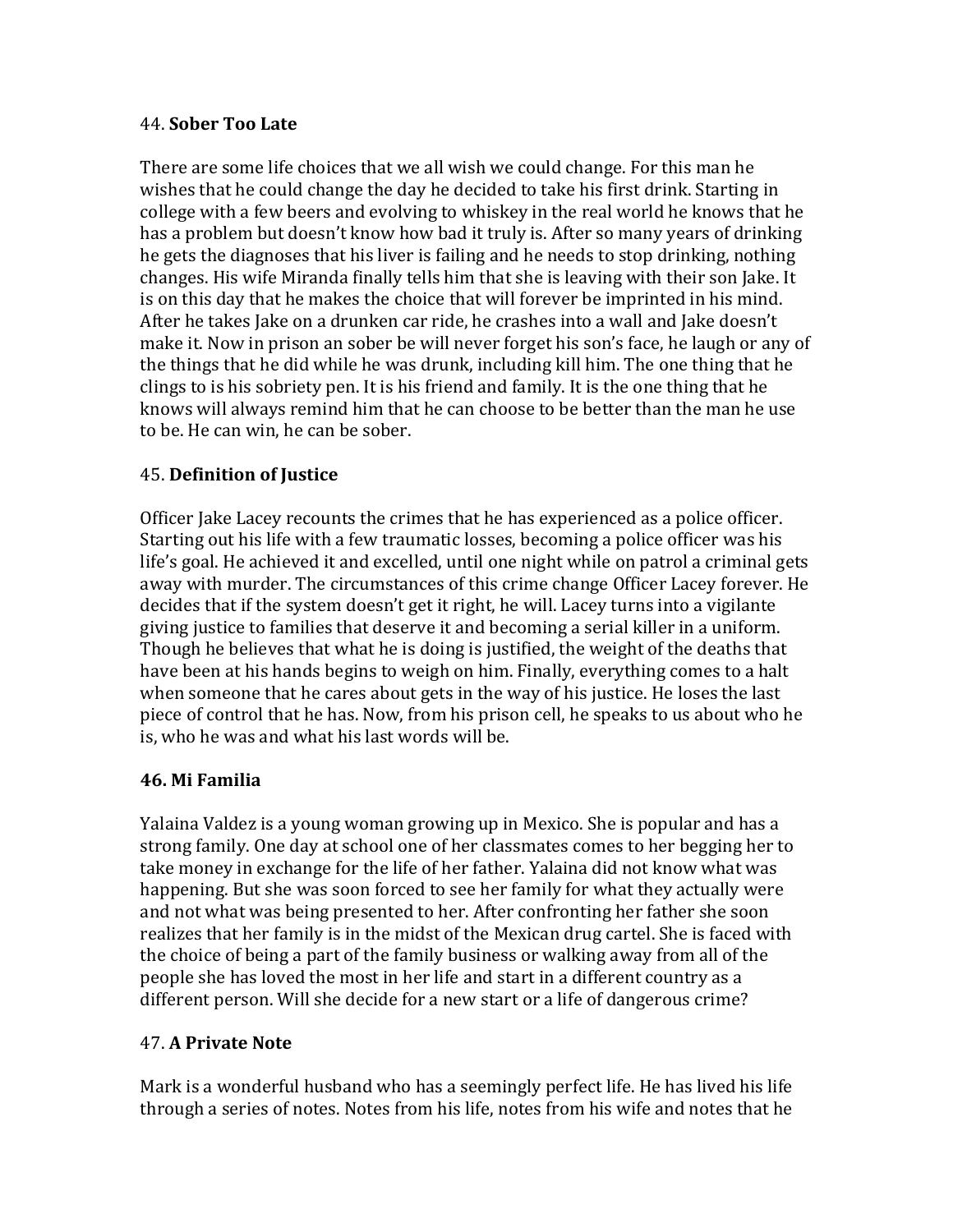44. **Sober Too Late**

There are some life choices that we all wish we could change. For this man he wishes that he could change the day he decided to take his first drink. Starting in college with a few beers and evolving to whiskey in the real world he knows that he has a problem but doesn't know how bad it truly is. After so many years of drinking he gets the diagnoses that his liver is failing and he needs to stop drinking, nothing changes. His wife Miranda finally tells him that she is leaving with their son Jake. It is on this day that he makes the choice that will forever be imprinted in his mind. After he takes Jake on a drunken car ride, he crashes into a wall and Jake doesn't make it. Now in prison an sober be will never forget his son's face, he laugh or any of the things that he did while he was drunk, including kill him. The one thing that he clings to is his sobriety pen. It is his friend and family. It is the one thing that he knows will always remind him that he can choose to be better than the man he use to be. He can win, he can be sober.

45. **Definition of Justice**

Officer Jake Lacey recounts the crimes that he has experienced as a police officer. Starting out his life with a few traumatic losses, becoming a police officer was his life's goal. He achieved it and excelled, until one night while on patrol a criminal gets away with murder. The circumstances of this crime change Officer Lacey forever. He decides that if the system doesn't get it right, he will. Lacey turns into a vigilante giving justice to families that deserve it and becoming a serial killer in a uniform. Though he believes that what he is doing is justified, the weight of the deaths that have been at his hands begins to weigh on him. Finally, everything comes to a halt when someone that he cares about gets in the way of his justice. He loses the last piece of control that he has. Now, from his prison cell, he speaks to us about who he is, who he was and what his last words will be.

**46. Mi Familia**

Yalaina Valdez is a young woman growing up in Mexico. She is popular and has a strong family. One day at school one of her classmates comes to her begging her to take money in exchange for the life of her father. Yalaina did not know what was happening. But she was soon forced to see her family for what they actually were and not what was being presented to her. After confronting her father she soon realizes that her family is in the midst of the Mexican drug cartel. She is faced with the choice of being a part of the family business or walking away from all of the people she has loved the most in her life and start in a different country as a different person. Will she decide for a new start or a life of dangerous crime?

47. **A Private Note**

Mark is a wonderful husband who has a seemingly perfect life. He has lived his life through a series of notes. Notes from his life, notes from his wife and notes that he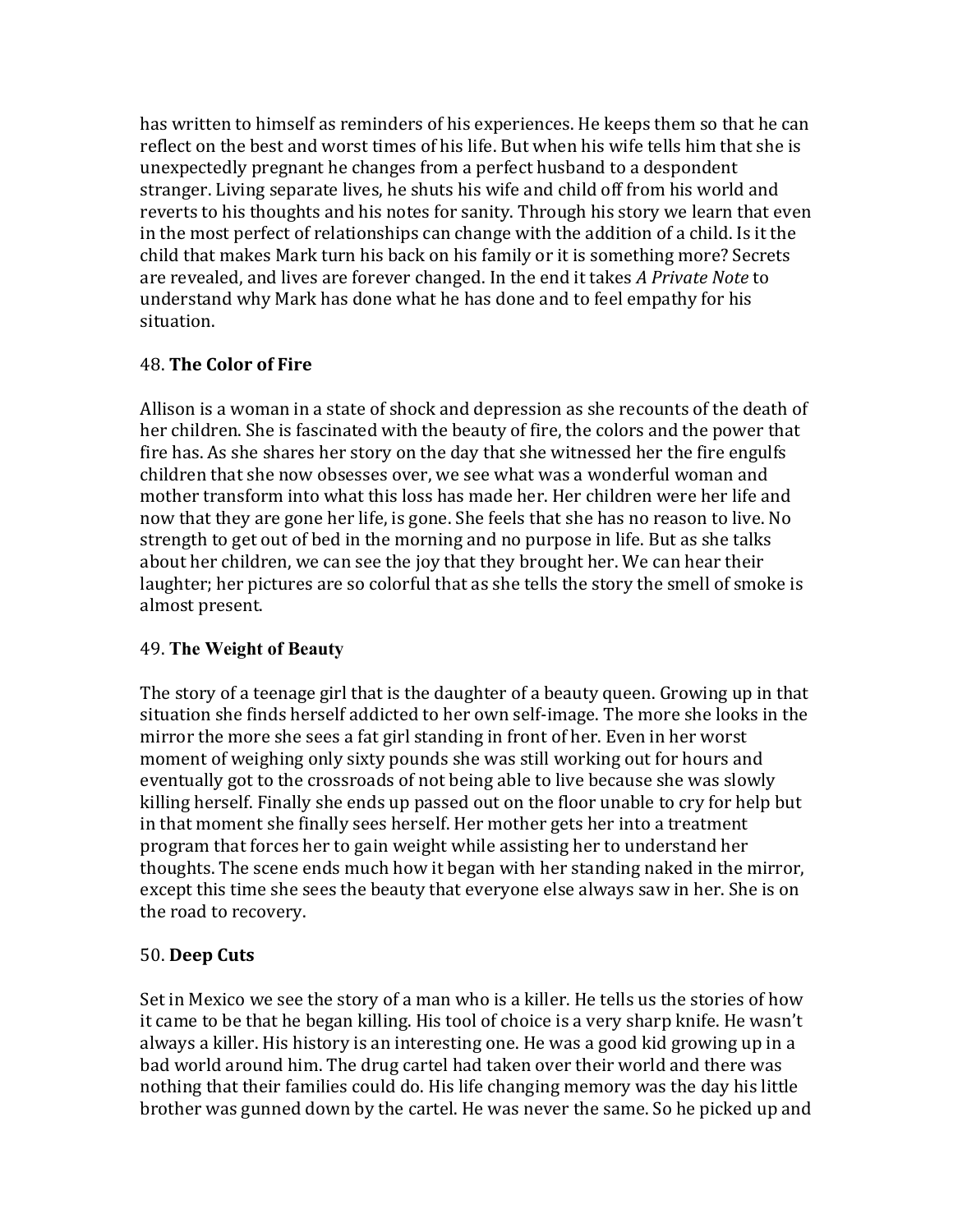has written to himself as reminders of his experiences. He keeps them so that he can reflect on the best and worst times of his life. But when his wife tells him that she is unexpectedly pregnant he changes from a perfect husband to a despondent stranger. Living separate lives, he shuts his wife and child off from his world and reverts to his thoughts and his notes for sanity. Through his story we learn that even in the most perfect of relationships can change with the addition of a child. Is it the child that makes Mark turn his back on his family or it is something more? Secrets are revealed, and lives are forever changed. In the end it takes *A Private Note* to understand why Mark has done what he has done and to feel empathy for his situation.

48. **The Color of Fire**

Allison is a woman in a state of shock and depression as she recounts of the death of her children. She is fascinated with the beauty of fire, the colors and the power that fire has. As she shares her story on the day that she witnessed her the fire engulfs children that she now obsesses over, we see what was a wonderful woman and mother transform into what this loss has made her. Her children were her life and now that they are gone her life, is gone. She feels that she has no reason to live. No strength to get out of bed in the morning and no purpose in life. But as she talks about her children, we can see the joy that they brought her. We can hear their laughter; her pictures are so colorful that as she tells the story the smell of smoke is almost present.

49. **The Weight of Beauty**

The story of a teenage girl that is the daughter of a beauty queen. Growing up in that situation she finds herself addicted to her own self-image. The more she looks in the mirror the more she sees a fat girl standing in front of her. Even in her worst moment of weighing only sixty pounds she was still working out for hours and eventually got to the crossroads of not being able to live because she was slowly killing herself. Finally she ends up passed out on the floor unable to cry for help but in that moment she finally sees herself. Her mother gets her into a treatment program that forces her to gain weight while assisting her to understand her thoughts. The scene ends much how it began with her standing naked in the mirror, except this time she sees the beauty that everyone else always saw in her. She is on the road to recovery.

50. **Deep Cuts**

Set in Mexico we see the story of a man who is a killer. He tells us the stories of how it came to be that he began killing. His tool of choice is a very sharp knife. He wasn't always a killer. His history is an interesting one. He was a good kid growing up in a bad world around him. The drug cartel had taken over their world and there was nothing that their families could do. His life changing memory was the day his little brother was gunned down by the cartel. He was never the same. So he picked up and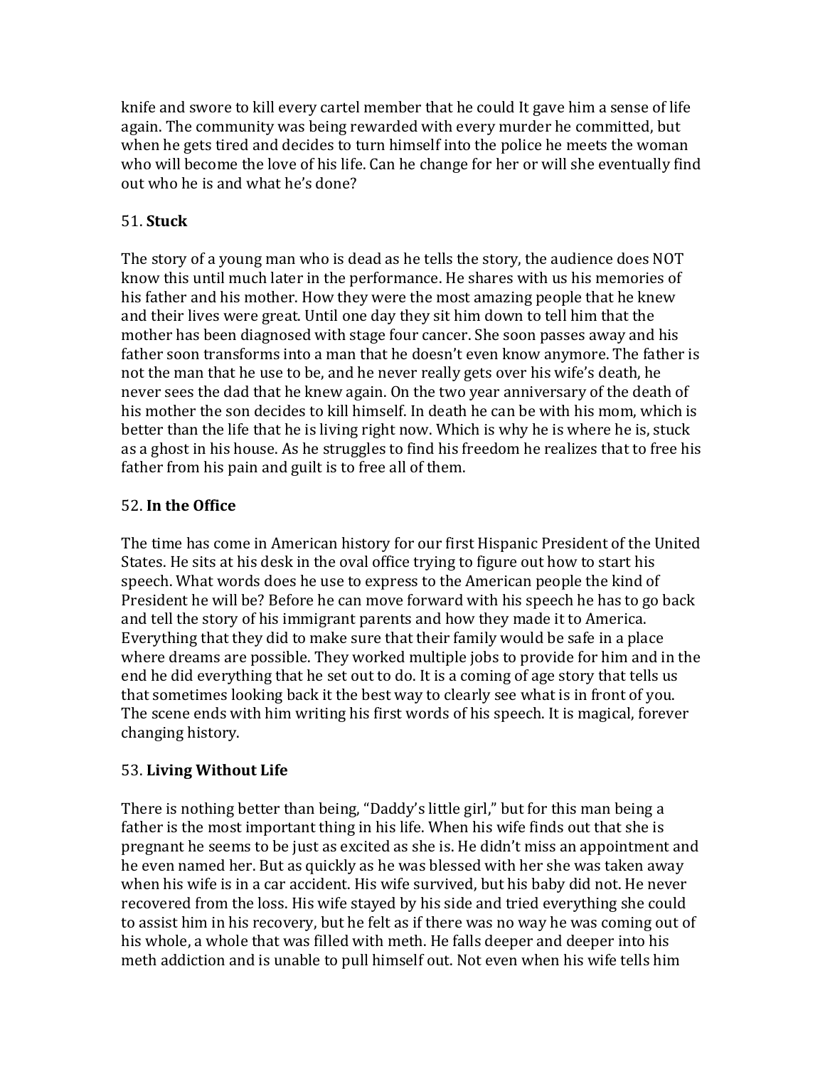knife and swore to kill every cartel member that he could It gave him a sense of life again. The community was being rewarded with every murder he committed, but when he gets tired and decides to turn himself into the police he meets the woman who will become the love of his life. Can he change for her or will she eventually find out who he is and what he's done?

51. **Stuck**

The story of a young man who is dead as he tells the story, the audience does NOT know this until much later in the performance. He shares with us his memories of his father and his mother. How they were the most amazing people that he knew and their lives were great. Until one day they sit him down to tell him that the mother has been diagnosed with stage four cancer. She soon passes away and his father soon transforms into a man that he doesn't even know anymore. The father is not the man that he use to be, and he never really gets over his wife's death, he never sees the dad that he knew again. On the two year anniversary of the death of his mother the son decides to kill himself. In death he can be with his mom, which is better than the life that he is living right now. Which is why he is where he is, stuck as a ghost in his house. As he struggles to find his freedom he realizes that to free his father from his pain and guilt is to free all of them.

52. **In the Office**

The time has come in American history for our first Hispanic President of the United States. He sits at his desk in the oval office trying to figure out how to start his speech. What words does he use to express to the American people the kind of President he will be? Before he can move forward with his speech he has to go back and tell the story of his immigrant parents and how they made it to America. Everything that they did to make sure that their family would be safe in a place where dreams are possible. They worked multiple jobs to provide for him and in the end he did everything that he set out to do. It is a coming of age story that tells us that sometimes looking back it the best way to clearly see what is in front of you. The scene ends with him writing his first words of his speech. It is magical, forever changing history.

53. **Living Without Life**

There is nothing better than being, "Daddy's little girl," but for this man being a father is the most important thing in his life. When his wife finds out that she is pregnant he seems to be just as excited as she is. He didn't miss an appointment and he even named her. But as quickly as he was blessed with her she was taken away when his wife is in a car accident. His wife survived, but his baby did not. He never recovered from the loss. His wife stayed by his side and tried everything she could to assist him in his recovery, but he felt as if there was no way he was coming out of his whole, a whole that was filled with meth. He falls deeper and deeper into his meth addiction and is unable to pull himself out. Not even when his wife tells him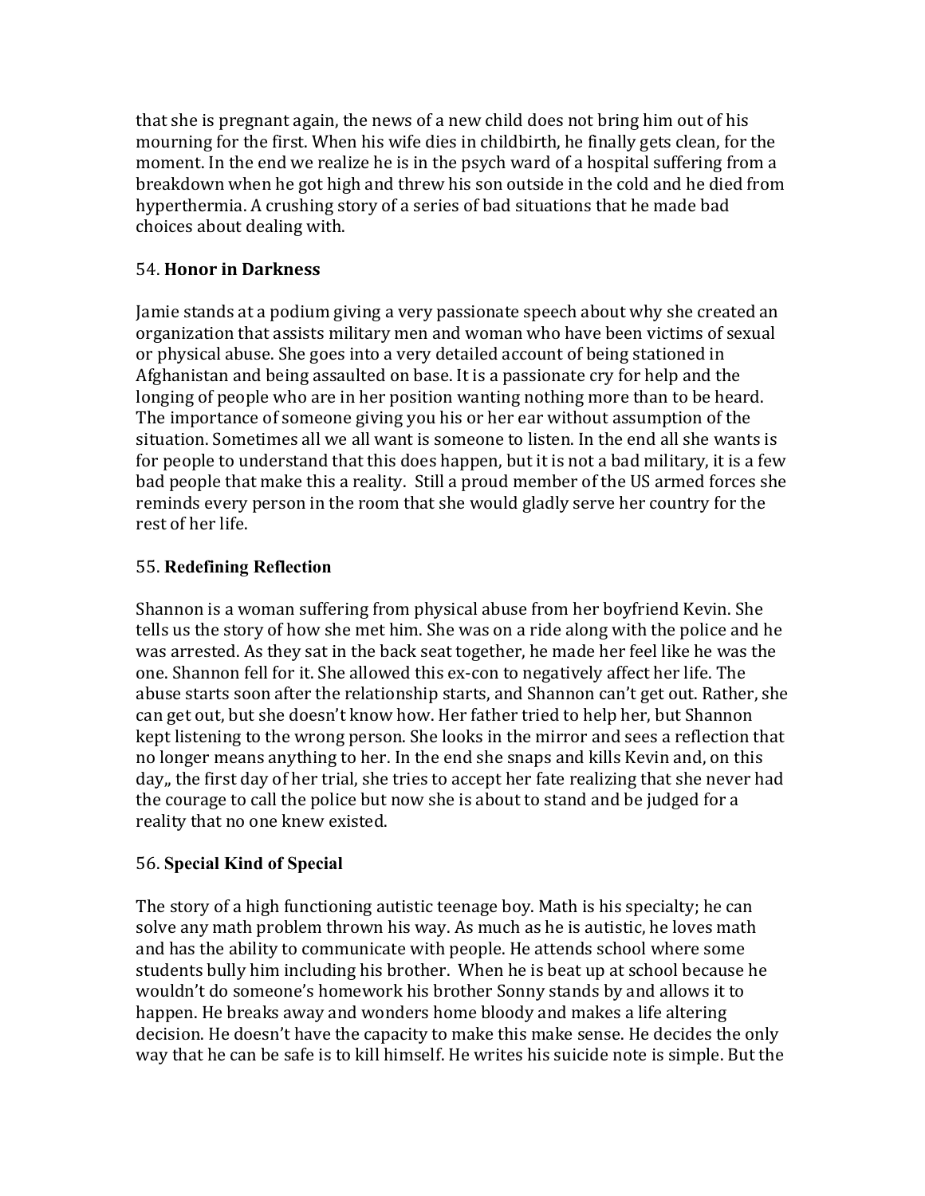that she is pregnant again, the news of a new child does not bring him out of his mourning for the first. When his wife dies in childbirth, he finally gets clean, for the moment. In the end we realize he is in the psych ward of a hospital suffering from a breakdown when he got high and threw his son outside in the cold and he died from hyperthermia. A crushing story of a series of bad situations that he made bad choices about dealing with.

54. **Honor in Darkness**

Jamie stands at a podium giving a very passionate speech about why she created an organization that assists military men and woman who have been victims of sexual or physical abuse. She goes into a very detailed account of being stationed in Afghanistan and being assaulted on base. It is a passionate cry for help and the longing of people who are in her position wanting nothing more than to be heard. The importance of someone giving you his or her ear without assumption of the situation. Sometimes all we all want is someone to listen. In the end all she wants is for people to understand that this does happen, but it is not a bad military, it is a few bad people that make this a reality.  Still a proud member of the US armed forces she reminds every person in the room that she would gladly serve her country for the rest of her life.

55. **Redefining Reflection**

Shannon is a woman suffering from physical abuse from her boyfriend Kevin. She tells us the story of how she met him. She was on a ride along with the police and he was arrested. As they sat in the back seat together, he made her feel like he was the one. Shannon fell for it. She allowed this ex-con to negatively affect her life. The abuse starts soon after the relationship starts, and Shannon can't get out. Rather, she can get out, but she doesn't know how. Her father tried to help her, but Shannon kept listening to the wrong person. She looks in the mirror and sees a reflection that no longer means anything to her. In the end she snaps and kills Kevin and, on this day,, the first day of her trial, she tries to accept her fate realizing that she never had the courage to call the police but now she is about to stand and be judged for a reality that no one knew existed.

56. **Special Kind of Special**

The story of a high functioning autistic teenage boy. Math is his specialty; he can solve any math problem thrown his way. As much as he is autistic, he loves math and has the ability to communicate with people. He attends school where some students bully him including his brother.  When he is beat up at school because he wouldn't do someone's homework his brother Sonny stands by and allows it to happen. He breaks away and wonders home bloody and makes a life altering decision. He doesn't have the capacity to make this make sense. He decides the only way that he can be safe is to kill himself. He writes his suicide note is simple. But the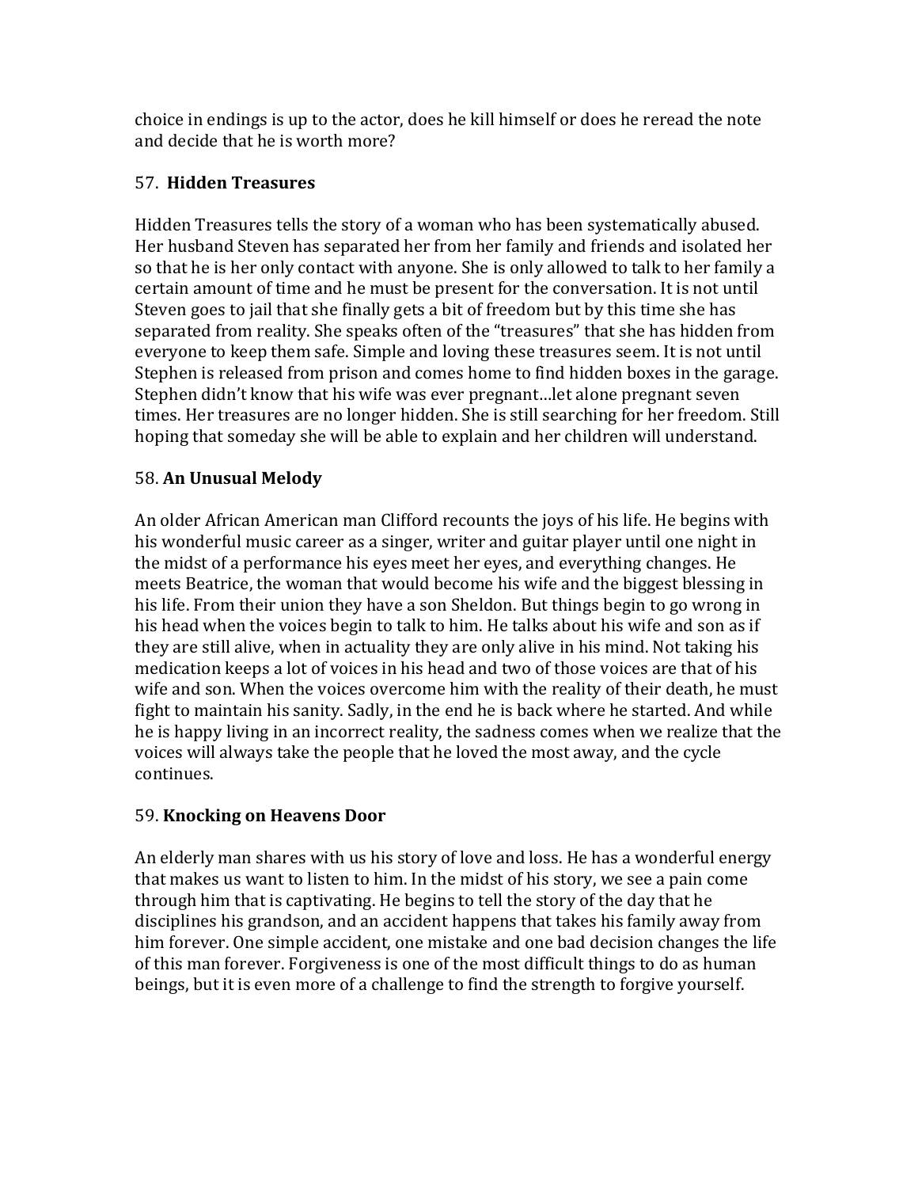choice in endings is up to the actor, does he kill himself or does he reread the note and decide that he is worth more?

### 57. **Hidden Treasures**

Hidden Treasures tells the story of a woman who has been systematically abused. Her husband Steven has separated her from her family and friends and isolated her so that he is her only contact with anyone. She is only allowed to talk to her family a certain amount of time and he must be present for the conversation. It is not until Steven goes to jail that she finally gets a bit of freedom but by this time she has separated from reality. She speaks often of the "treasures" that she has hidden from everyone to keep them safe. Simple and loving these treasures seem. It is not until Stephen is released from prison and comes home to find hidden boxes in the garage. Stephen didn't know that his wife was ever pregnant…let alone pregnant seven times. Her treasures are no longer hidden. She is still searching for her freedom. Still hoping that someday she will be able to explain and her children will understand.

### 58. **An Unusual Melody**

An older African American man Clifford recounts the joys of his life. He begins with his wonderful music career as a singer, writer and guitar player until one night in the midst of a performance his eyes meet her eyes, and everything changes. He meets Beatrice, the woman that would become his wife and the biggest blessing in his life. From their union they have a son Sheldon. But things begin to go wrong in his head when the voices begin to talk to him. He talks about his wife and son as if they are still alive, when in actuality they are only alive in his mind. Not taking his medication keeps a lot of voices in his head and two of those voices are that of his wife and son. When the voices overcome him with the reality of their death, he must fight to maintain his sanity. Sadly, in the end he is back where he started. And while he is happy living in an incorrect reality, the sadness comes when we realize that the voices will always take the people that he loved the most away, and the cycle continues.

### 59. **Knocking on Heavens Door**

An elderly man shares with us his story of love and loss. He has a wonderful energy that makes us want to listen to him. In the midst of his story, we see a pain come through him that is captivating. He begins to tell the story of the day that he disciplines his grandson, and an accident happens that takes his family away from him forever. One simple accident, one mistake and one bad decision changes the life of this man forever. Forgiveness is one of the most difficult things to do as human beings, but it is even more of a challenge to find the strength to forgive yourself.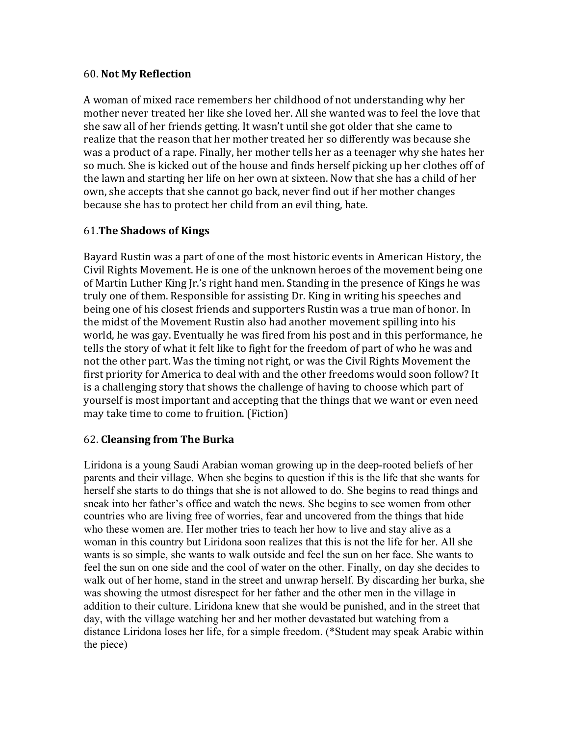60. **Not My Reflection**

A woman of mixed race remembers her childhood of not understanding why her mother never treated her like she loved her. All she wanted was to feel the love that she saw all of her friends getting. It wasn't until she got older that she came to realize that the reason that her mother treated her so differently was because she was a product of a rape. Finally, her mother tells her as a teenager why she hates her so much. She is kicked out of the house and finds herself picking up her clothes off of the lawn and starting her life on her own at sixteen. Now that she has a child of her own, she accepts that she cannot go back, never find out if her mother changes because she has to protect her child from an evil thing, hate.

61.**The Shadows of Kings**

Bayard Rustin was a part of one of the most historic events in American History, the Civil Rights Movement. He is one of the unknown heroes of the movement being one of Martin Luther King Jr.'s right hand men. Standing in the presence of Kings he was truly one of them. Responsible for assisting Dr. King in writing his speeches and being one of his closest friends and supporters Rustin was a true man of honor. In the midst of the Movement Rustin also had another movement spilling into his world, he was gay. Eventually he was fired from his post and in this performance, he tells the story of what it felt like to fight for the freedom of part of who he was and not the other part. Was the timing not right, or was the Civil Rights Movement the first priority for America to deal with and the other freedoms would soon follow? It is a challenging story that shows the challenge of having to choose which part of yourself is most important and accepting that the things that we want or even need may take time to come to fruition. (Fiction)

62. **Cleansing from The Burka**

Liridona is a young Saudi Arabian woman growing up in the deep-rooted beliefs of her parents and their village. When she begins to question if this is the life that she wants for herself she starts to do things that she is not allowed to do. She begins to read things and sneak into her father's office and watch the news. She begins to see women from other countries who are living free of worries, fear and uncovered from the things that hide who these women are. Her mother tries to teach her how to live and stay alive as a woman in this country but Liridona soon realizes that this is not the life for her. All she wants is so simple, she wants to walk outside and feel the sun on her face. She wants to feel the sun on one side and the cool of water on the other. Finally, on day she decides to walk out of her home, stand in the street and unwrap herself. By discarding her burka, she was showing the utmost disrespect for her father and the other men in the village in addition to their culture. Liridona knew that she would be punished, and in the street that day, with the village watching her and her mother devastated but watching from a distance Liridona loses her life, for a simple freedom. (*Student may speak Arabic within the piece)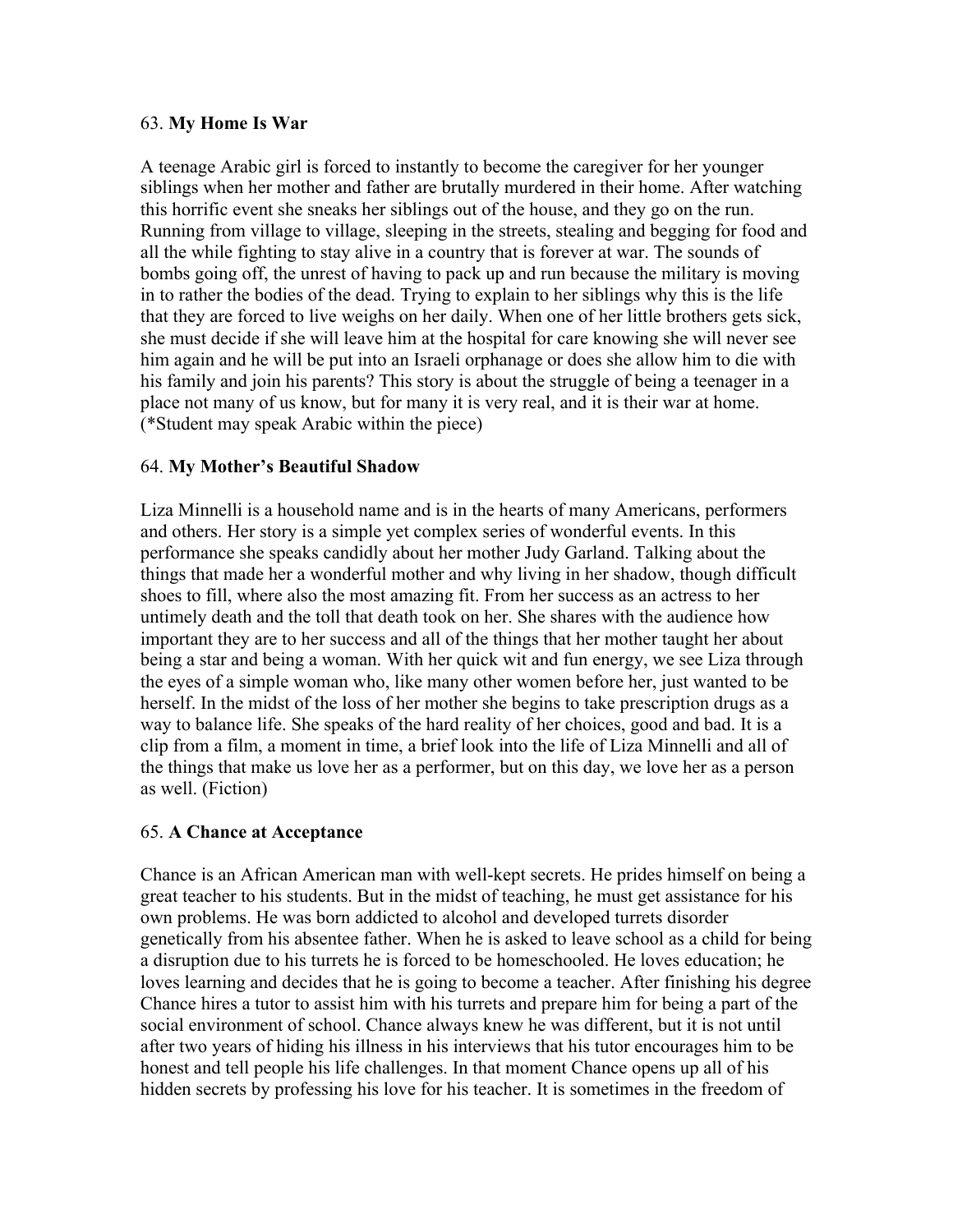63. **My Home Is War**

A teenage Arabic girl is forced to instantly to become the caregiver for her younger siblings when her mother and father are brutally murdered in their home. After watching this horrific event she sneaks her siblings out of the house, and they go on the run. Running from village to village, sleeping in the streets, stealing and begging for food and all the while fighting to stay alive in a country that is forever at war. The sounds of bombs going off, the unrest of having to pack up and run because the military is moving in to rather the bodies of the dead. Trying to explain to her siblings why this is the life that they are forced to live weighs on her daily. When one of her little brothers gets sick, she must decide if she will leave him at the hospital for care knowing she will never see him again and he will be put into an Israeli orphanage or does she allow him to die with his family and join his parents? This story is about the struggle of being a teenager in a place not many of us know, but for many it is very real, and it is their war at home. (*Student may speak Arabic within the piece)

64. **My Mother's Beautiful Shadow**

Liza Minnelli is a household name and is in the hearts of many Americans, performers and others. Her story is a simple yet complex series of wonderful events. In this performance she speaks candidly about her mother Judy Garland. Talking about the things that made her a wonderful mother and why living in her shadow, though difficult shoes to fill, where also the most amazing fit. From her success as an actress to her untimely death and the toll that death took on her. She shares with the audience how important they are to her success and all of the things that her mother taught her about being a star and being a woman. With her quick wit and fun energy, we see Liza through the eyes of a simple woman who, like many other women before her, just wanted to be herself. In the midst of the loss of her mother she begins to take prescription drugs as a way to balance life. She speaks of the hard reality of her choices, good and bad. It is a clip from a film, a moment in time, a brief look into the life of Liza Minnelli and all of the things that make us love her as a performer, but on this day, we love her as a person as well. (Fiction)

65. **A Chance at Acceptance**

Chance is an African American man with well-kept secrets. He prides himself on being a great teacher to his students. But in the midst of teaching, he must get assistance for his own problems. He was born addicted to alcohol and developed turrets disorder genetically from his absentee father. When he is asked to leave school as a child for being a disruption due to his turrets he is forced to be homeschooled. He loves education; he loves learning and decides that he is going to become a teacher. After finishing his degree Chance hires a tutor to assist him with his turrets and prepare him for being a part of the social environment of school. Chance always knew he was different, but it is not until after two years of hiding his illness in his interviews that his tutor encourages him to be honest and tell people his life challenges. In that moment Chance opens up all of his hidden secrets by professing his love for his teacher. It is sometimes in the freedom of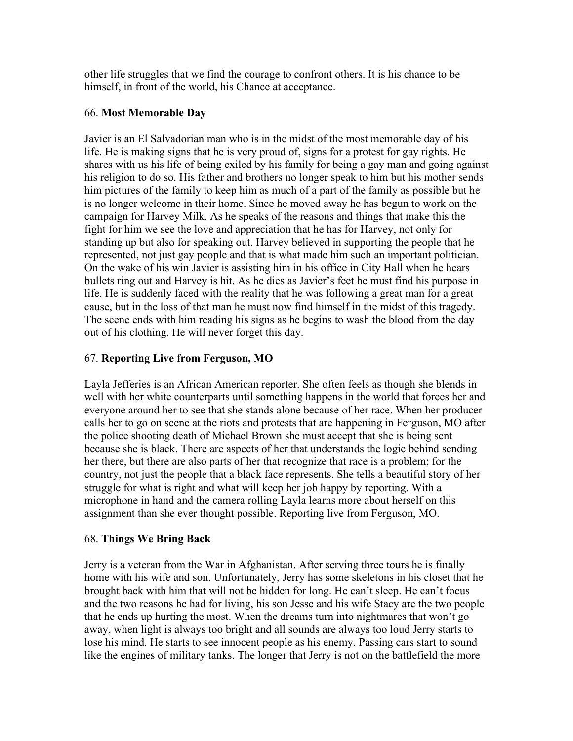other life struggles that we find the courage to confront others. It is his chance to be himself, in front of the world, his Chance at acceptance.

66. **Most Memorable Day**

Javier is an El Salvadorian man who is in the midst of the most memorable day of his life. He is making signs that he is very proud of, signs for a protest for gay rights. He shares with us his life of being exiled by his family for being a gay man and going against his religion to do so. His father and brothers no longer speak to him but his mother sends him pictures of the family to keep him as much of a part of the family as possible but he is no longer welcome in their home. Since he moved away he has begun to work on the campaign for Harvey Milk. As he speaks of the reasons and things that make this the fight for him we see the love and appreciation that he has for Harvey, not only for standing up but also for speaking out. Harvey believed in supporting the people that he represented, not just gay people and that is what made him such an important politician. On the wake of his win Javier is assisting him in his office in City Hall when he hears bullets ring out and Harvey is hit. As he dies as Javier's feet he must find his purpose in life. He is suddenly faced with the reality that he was following a great man for a great cause, but in the loss of that man he must now find himself in the midst of this tragedy. The scene ends with him reading his signs as he begins to wash the blood from the day out of his clothing. He will never forget this day.

67. **Reporting Live from Ferguson, MO**

Layla Jefferies is an African American reporter. She often feels as though she blends in well with her white counterparts until something happens in the world that forces her and everyone around her to see that she stands alone because of her race. When her producer calls her to go on scene at the riots and protests that are happening in Ferguson, MO after the police shooting death of Michael Brown she must accept that she is being sent because she is black. There are aspects of her that understands the logic behind sending her there, but there are also parts of her that recognize that race is a problem; for the country, not just the people that a black face represents. She tells a beautiful story of her struggle for what is right and what will keep her job happy by reporting. With a microphone in hand and the camera rolling Layla learns more about herself on this assignment than she ever thought possible. Reporting live from Ferguson, MO.

68. **Things We Bring Back**

Jerry is a veteran from the War in Afghanistan. After serving three tours he is finally home with his wife and son. Unfortunately, Jerry has some skeletons in his closet that he brought back with him that will not be hidden for long. He can't sleep. He can't focus and the two reasons he had for living, his son Jesse and his wife Stacy are the two people that he ends up hurting the most. When the dreams turn into nightmares that won't go away, when light is always too bright and all sounds are always too loud Jerry starts to lose his mind. He starts to see innocent people as his enemy. Passing cars start to sound like the engines of military tanks. The longer that Jerry is not on the battlefield the more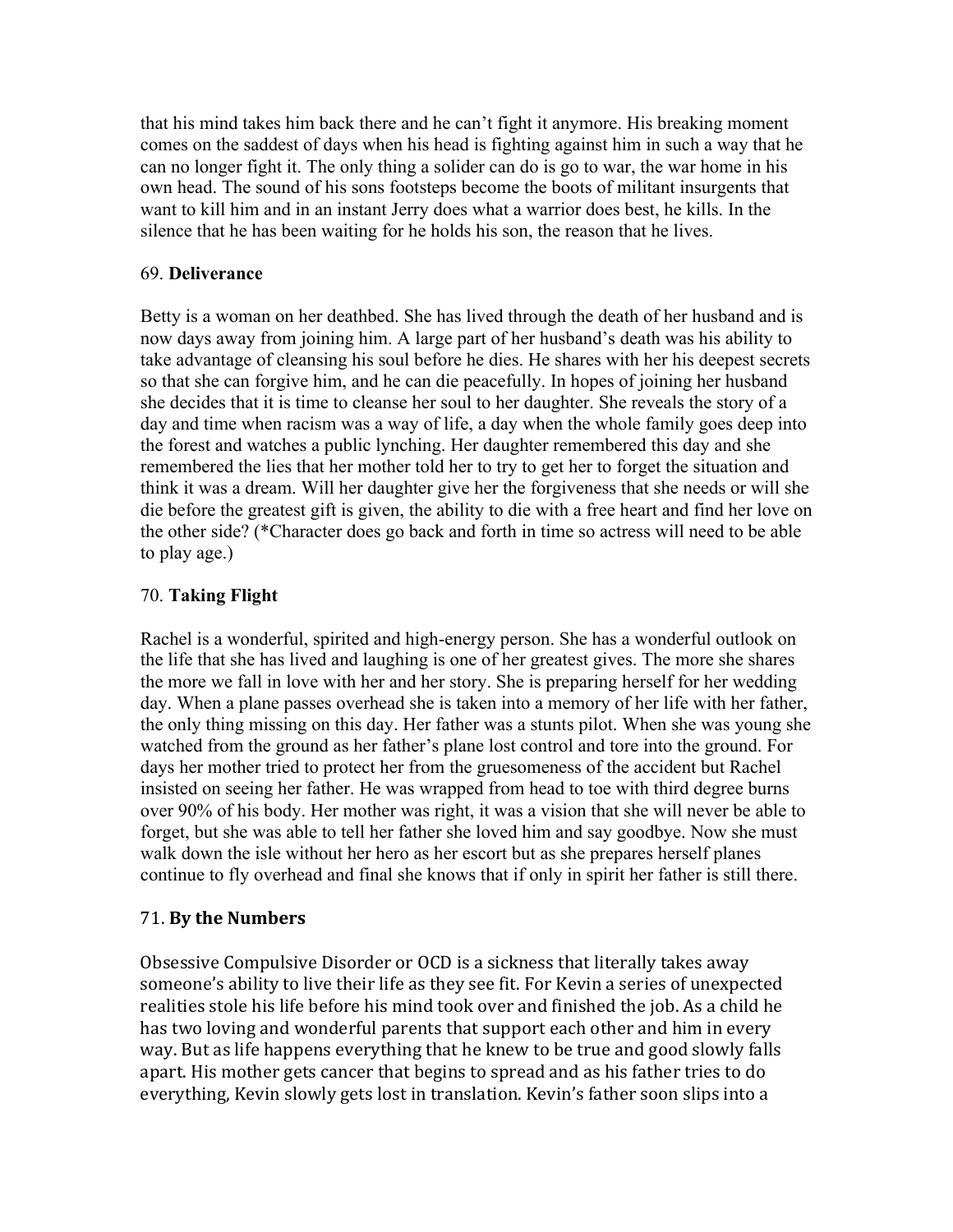that his mind takes him back there and he can't fight it anymore. His breaking moment comes on the saddest of days when his head is fighting against him in such a way that he can no longer fight it. The only thing a solider can do is go to war, the war home in his own head. The sound of his sons footsteps become the boots of militant insurgents that want to kill him and in an instant Jerry does what a warrior does best, he kills. In the silence that he has been waiting for he holds his son, the reason that he lives.

69. **Deliverance**

Betty is a woman on her deathbed. She has lived through the death of her husband and is now days away from joining him. A large part of her husband's death was his ability to take advantage of cleansing his soul before he dies. He shares with her his deepest secrets so that she can forgive him, and he can die peacefully. In hopes of joining her husband she decides that it is time to cleanse her soul to her daughter. She reveals the story of a day and time when racism was a way of life, a day when the whole family goes deep into the forest and watches a public lynching. Her daughter remembered this day and she remembered the lies that her mother told her to try to get her to forget the situation and think it was a dream. Will her daughter give her the forgiveness that she needs or will she die before the greatest gift is given, the ability to die with a free heart and find her love on the other side? (*Character does go back and forth in time so actress will need to be able to play age.)

70. **Taking Flight**

Rachel is a wonderful, spirited and high-energy person. She has a wonderful outlook on the life that she has lived and laughing is one of her greatest gives. The more she shares the more we fall in love with her and her story. She is preparing herself for her wedding day. When a plane passes overhead she is taken into a memory of her life with her father, the only thing missing on this day. Her father was a stunts pilot. When she was young she watched from the ground as her father's plane lost control and tore into the ground. For days her mother tried to protect her from the gruesomeness of the accident but Rachel insisted on seeing her father. He was wrapped from head to toe with third degree burns over 90% of his body. Her mother was right, it was a vision that she will never be able to forget, but she was able to tell her father she loved him and say goodbye. Now she must walk down the isle without her hero as her escort but as she prepares herself planes continue to fly overhead and final she knows that if only in spirit her father is still there.

71. **By the Numbers**

Obsessive Compulsive Disorder or OCD is a sickness that literally takes away someone's ability to live their life as they see fit. For Kevin a series of unexpected realities stole his life before his mind took over and finished the job. As a child he has two loving and wonderful parents that support each other and him in every way. But as life happens everything that he knew to be true and good slowly falls apart. His mother gets cancer that begins to spread and as his father tries to do everything, Kevin slowly gets lost in translation. Kevin's father soon slips into a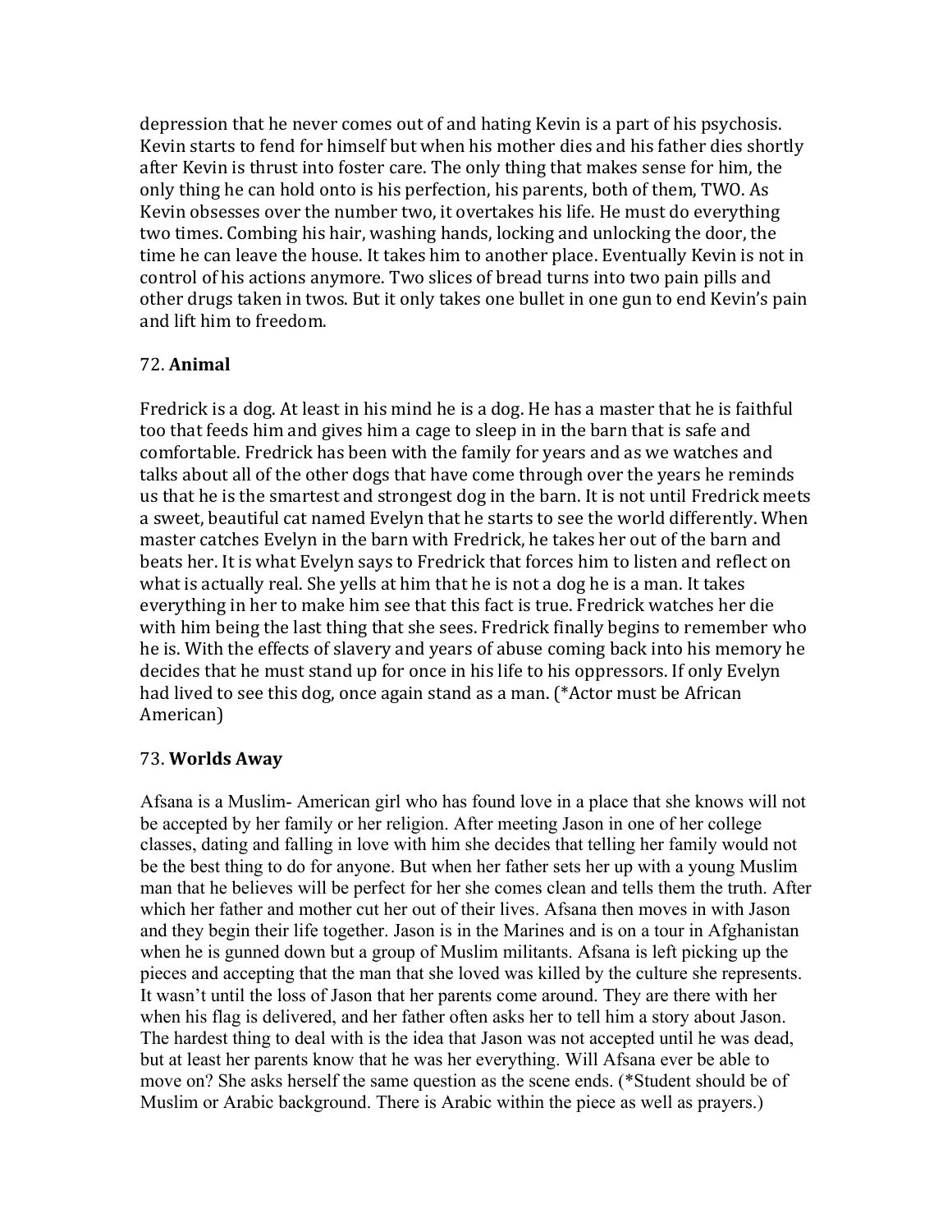depression that he never comes out of and hating Kevin is a part of his psychosis. Kevin starts to fend for himself but when his mother dies and his father dies shortly after Kevin is thrust into foster care. The only thing that makes sense for him, the only thing he can hold onto is his perfection, his parents, both of them, TWO. As Kevin obsesses over the number two, it overtakes his life. He must do everything two times. Combing his hair, washing hands, locking and unlocking the door, the time he can leave the house. It takes him to another place. Eventually Kevin is not in control of his actions anymore. Two slices of bread turns into two pain pills and other drugs taken in twos. But it only takes one bullet in one gun to end Kevin's pain and lift him to freedom.

72. **Animal**

Fredrick is a dog. At least in his mind he is a dog. He has a master that he is faithful too that feeds him and gives him a cage to sleep in in the barn that is safe and comfortable. Fredrick has been with the family for years and as we watches and talks about all of the other dogs that have come through over the years he reminds us that he is the smartest and strongest dog in the barn. It is not until Fredrick meets a sweet, beautiful cat named Evelyn that he starts to see the world differently. When master catches Evelyn in the barn with Fredrick, he takes her out of the barn and beats her. It is what Evelyn says to Fredrick that forces him to listen and reflect on what is actually real. She yells at him that he is not a dog he is a man. It takes everything in her to make him see that this fact is true. Fredrick watches her die with him being the last thing that she sees. Fredrick finally begins to remember who he is. With the effects of slavery and years of abuse coming back into his memory he decides that he must stand up for once in his life to his oppressors. If only Evelyn had lived to see this dog, once again stand as a man. (*Actor must be African American)

73. **Worlds Away**

Afsana is a Muslim- American girl who has found love in a place that she knows will not be accepted by her family or her religion. After meeting Jason in one of her college classes, dating and falling in love with him she decides that telling her family would not be the best thing to do for anyone. But when her father sets her up with a young Muslim man that he believes will be perfect for her she comes clean and tells them the truth. After which her father and mother cut her out of their lives. Afsana then moves in with Jason and they begin their life together. Jason is in the Marines and is on a tour in Afghanistan when he is gunned down but a group of Muslim militants. Afsana is left picking up the pieces and accepting that the man that she loved was killed by the culture she represents. It wasn't until the loss of Jason that her parents come around. They are there with her when his flag is delivered, and her father often asks her to tell him a story about Jason. The hardest thing to deal with is the idea that Jason was not accepted until he was dead, but at least her parents know that he was her everything. Will Afsana ever be able to move on? She asks herself the same question as the scene ends. (*Student should be of Muslim or Arabic background. There is Arabic within the piece as well as prayers.)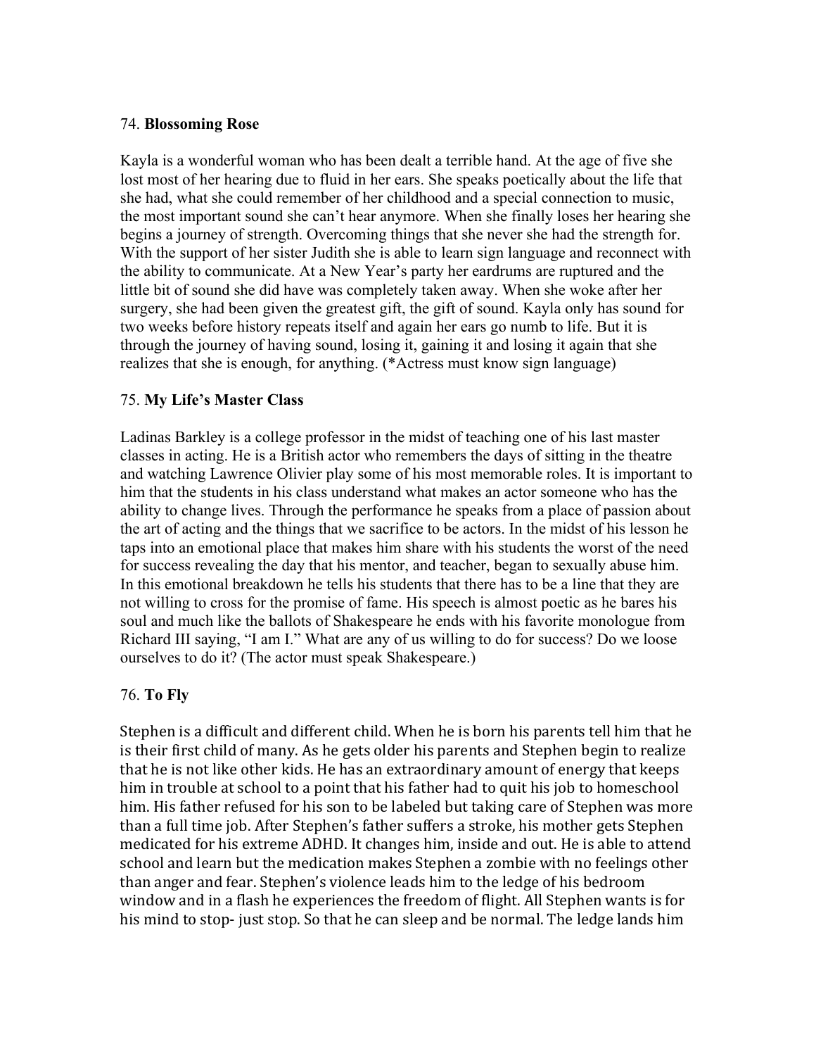74. **Blossoming Rose**

Kayla is a wonderful woman who has been dealt a terrible hand. At the age of five she lost most of her hearing due to fluid in her ears. She speaks poetically about the life that she had, what she could remember of her childhood and a special connection to music, the most important sound she can't hear anymore. When she finally loses her hearing she begins a journey of strength. Overcoming things that she never she had the strength for. With the support of her sister Judith she is able to learn sign language and reconnect with the ability to communicate. At a New Year's party her eardrums are ruptured and the little bit of sound she did have was completely taken away. When she woke after her surgery, she had been given the greatest gift, the gift of sound. Kayla only has sound for two weeks before history repeats itself and again her ears go numb to life. But it is through the journey of having sound, losing it, gaining it and losing it again that she realizes that she is enough, for anything. (*Actress must know sign language)

75. **My Life's Master Class**

Ladinas Barkley is a college professor in the midst of teaching one of his last master classes in acting. He is a British actor who remembers the days of sitting in the theatre and watching Lawrence Olivier play some of his most memorable roles. It is important to him that the students in his class understand what makes an actor someone who has the ability to change lives. Through the performance he speaks from a place of passion about the art of acting and the things that we sacrifice to be actors. In the midst of his lesson he taps into an emotional place that makes him share with his students the worst of the need for success revealing the day that his mentor, and teacher, began to sexually abuse him. In this emotional breakdown he tells his students that there has to be a line that they are not willing to cross for the promise of fame. His speech is almost poetic as he bares his soul and much like the ballots of Shakespeare he ends with his favorite monologue from Richard III saying, "I am I." What are any of us willing to do for success? Do we loose ourselves to do it? (The actor must speak Shakespeare.)

76. **To Fly**

Stephen is a difficult and different child. When he is born his parents tell him that he is their first child of many. As he gets older his parents and Stephen begin to realize that he is not like other kids. He has an extraordinary amount of energy that keeps him in trouble at school to a point that his father had to quit his job to homeschool him. His father refused for his son to be labeled but taking care of Stephen was more than a full time job. After Stephen's father suffers a stroke, his mother gets Stephen medicated for his extreme ADHD. It changes him, inside and out. He is able to attend school and learn but the medication makes Stephen a zombie with no feelings other than anger and fear. Stephen's violence leads him to the ledge of his bedroom window and in a flash he experiences the freedom of flight. All Stephen wants is for his mind to stop- just stop. So that he can sleep and be normal. The ledge lands him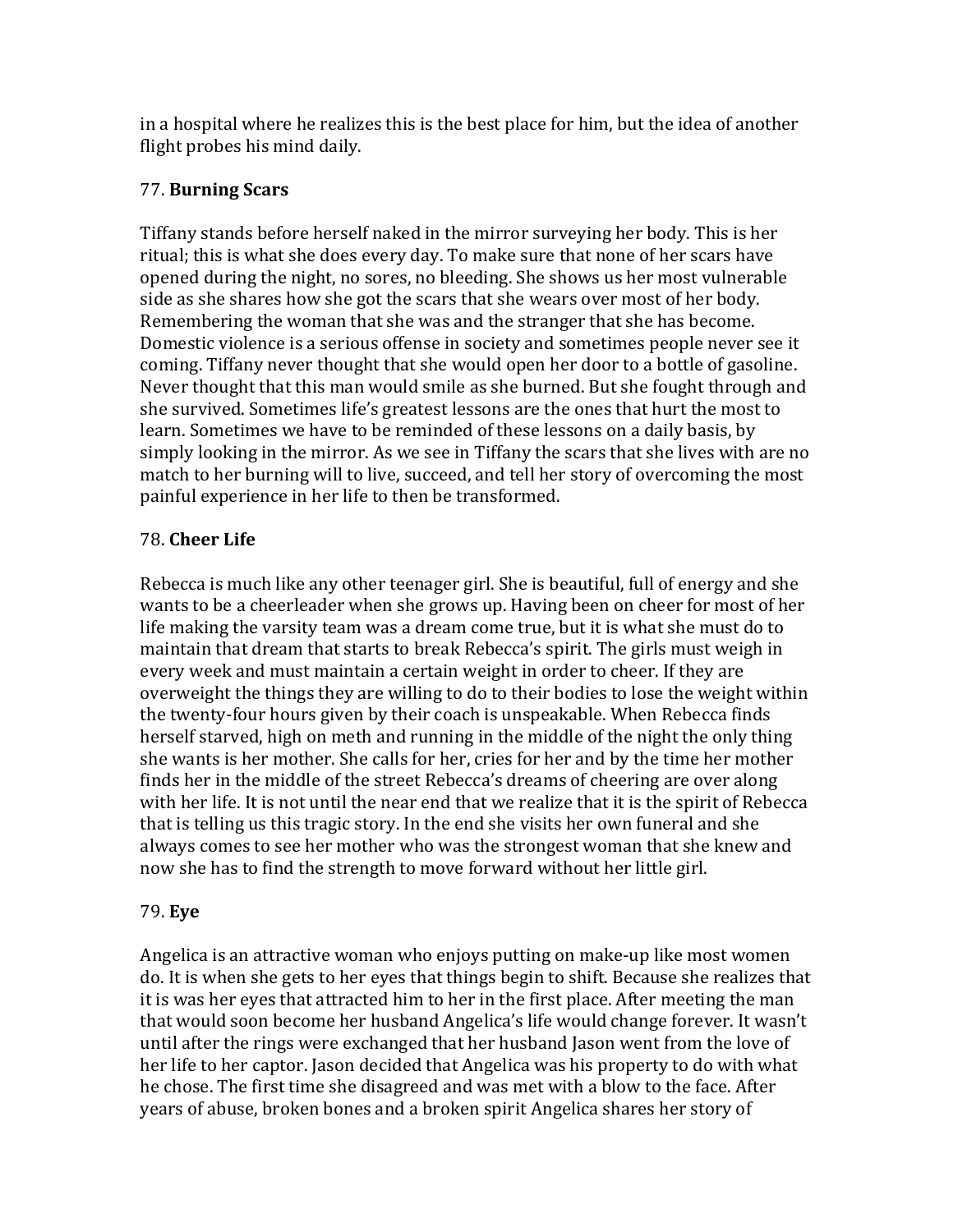in a hospital where he realizes this is the best place for him, but the idea of another flight probes his mind daily.

77. **Burning Scars**

Tiffany stands before herself naked in the mirror surveying her body. This is her ritual; this is what she does every day. To make sure that none of her scars have opened during the night, no sores, no bleeding. She shows us her most vulnerable side as she shares how she got the scars that she wears over most of her body. Remembering the woman that she was and the stranger that she has become. Domestic violence is a serious offense in society and sometimes people never see it coming. Tiffany never thought that she would open her door to a bottle of gasoline. Never thought that this man would smile as she burned. But she fought through and she survived. Sometimes life's greatest lessons are the ones that hurt the most to learn. Sometimes we have to be reminded of these lessons on a daily basis, by simply looking in the mirror. As we see in Tiffany the scars that she lives with are no match to her burning will to live, succeed, and tell her story of overcoming the most painful experience in her life to then be transformed.

78. **Cheer Life**

Rebecca is much like any other teenager girl. She is beautiful, full of energy and she wants to be a cheerleader when she grows up. Having been on cheer for most of her life making the varsity team was a dream come true, but it is what she must do to maintain that dream that starts to break Rebecca's spirit. The girls must weigh in every week and must maintain a certain weight in order to cheer. If they are overweight the things they are willing to do to their bodies to lose the weight within the twenty-four hours given by their coach is unspeakable. When Rebecca finds herself starved, high on meth and running in the middle of the night the only thing she wants is her mother. She calls for her, cries for her and by the time her mother finds her in the middle of the street Rebecca's dreams of cheering are over along with her life. It is not until the near end that we realize that it is the spirit of Rebecca that is telling us this tragic story. In the end she visits her own funeral and she always comes to see her mother who was the strongest woman that she knew and now she has to find the strength to move forward without her little girl.

79. **Eye**

Angelica is an attractive woman who enjoys putting on make-up like most women do. It is when she gets to her eyes that things begin to shift. Because she realizes that it is was her eyes that attracted him to her in the first place. After meeting the man that would soon become her husband Angelica's life would change forever. It wasn't until after the rings were exchanged that her husband Jason went from the love of her life to her captor. Jason decided that Angelica was his property to do with what he chose. The first time she disagreed and was met with a blow to the face. After years of abuse, broken bones and a broken spirit Angelica shares her story of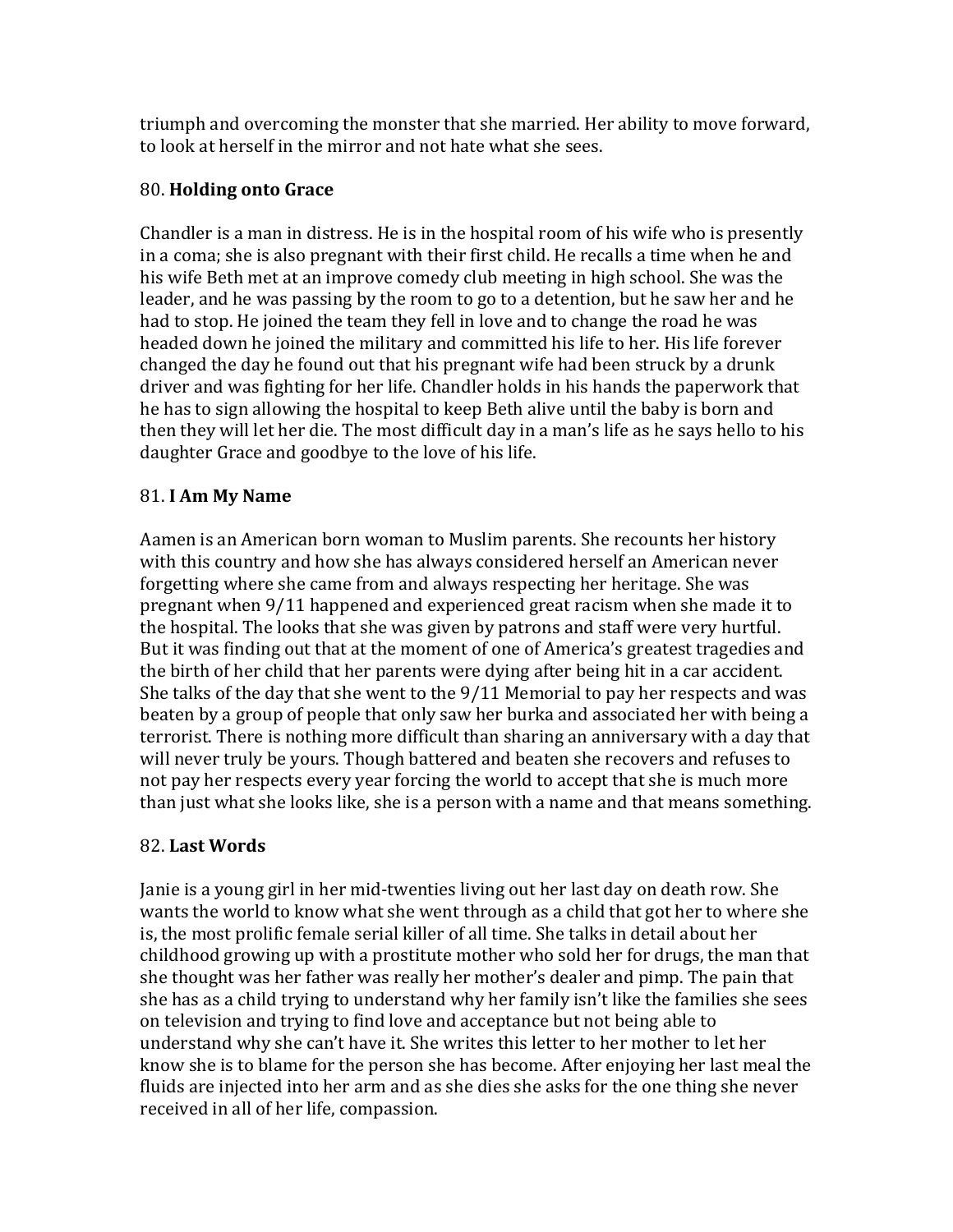triumph and overcoming the monster that she married. Her ability to move forward, to look at herself in the mirror and not hate what she sees.

80. **Holding onto Grace**

Chandler is a man in distress. He is in the hospital room of his wife who is presently in a coma; she is also pregnant with their first child. He recalls a time when he and his wife Beth met at an improve comedy club meeting in high school. She was the leader, and he was passing by the room to go to a detention, but he saw her and he had to stop. He joined the team they fell in love and to change the road he was headed down he joined the military and committed his life to her. His life forever changed the day he found out that his pregnant wife had been struck by a drunk driver and was fighting for her life. Chandler holds in his hands the paperwork that he has to sign allowing the hospital to keep Beth alive until the baby is born and then they will let her die. The most difficult day in a man's life as he says hello to his daughter Grace and goodbye to the love of his life.

81. **I Am My Name**

Aamen is an American born woman to Muslim parents. She recounts her history with this country and how she has always considered herself an American never forgetting where she came from and always respecting her heritage. She was pregnant when 9/11 happened and experienced great racism when she made it to the hospital. The looks that she was given by patrons and staff were very hurtful. But it was finding out that at the moment of one of America's greatest tragedies and the birth of her child that her parents were dying after being hit in a car accident. She talks of the day that she went to the 9/11 Memorial to pay her respects and was beaten by a group of people that only saw her burka and associated her with being a terrorist. There is nothing more difficult than sharing an anniversary with a day that will never truly be yours. Though battered and beaten she recovers and refuses to not pay her respects every year forcing the world to accept that she is much more than just what she looks like, she is a person with a name and that means something.

82. **Last Words**

Janie is a young girl in her mid-twenties living out her last day on death row. She wants the world to know what she went through as a child that got her to where she is, the most prolific female serial killer of all time. She talks in detail about her childhood growing up with a prostitute mother who sold her for drugs, the man that she thought was her father was really her mother's dealer and pimp. The pain that she has as a child trying to understand why her family isn't like the families she sees on television and trying to find love and acceptance but not being able to understand why she can't have it. She writes this letter to her mother to let her know she is to blame for the person she has become. After enjoying her last meal the fluids are injected into her arm and as she dies she asks for the one thing she never received in all of her life, compassion.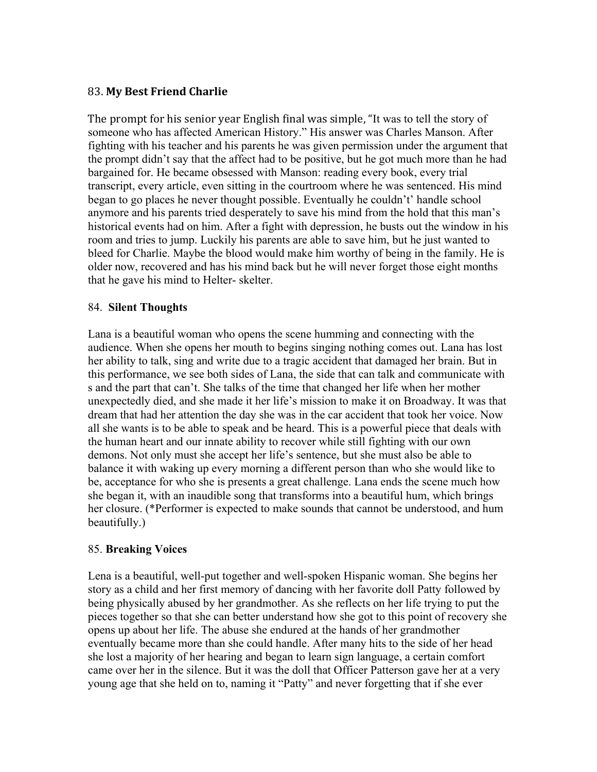83. **My Best Friend Charlie**

The prompt for his senior year English final was simple, "It was to tell the story of someone who has affected American History." His answer was Charles Manson. After fighting with his teacher and his parents he was given permission under the argument that the prompt didn't say that the affect had to be positive, but he got much more than he had bargained for. He became obsessed with Manson: reading every book, every trial transcript, every article, even sitting in the courtroom where he was sentenced. His mind began to go places he never thought possible. Eventually he couldn't' handle school anymore and his parents tried desperately to save his mind from the hold that this man's historical events had on him. After a fight with depression, he busts out the window in his room and tries to jump. Luckily his parents are able to save him, but he just wanted to bleed for Charlie. Maybe the blood would make him worthy of being in the family. He is older now, recovered and has his mind back but he will never forget those eight months that he gave his mind to Helter- skelter.

84. **Silent Thoughts**

Lana is a beautiful woman who opens the scene humming and connecting with the audience. When she opens her mouth to begins singing nothing comes out. Lana has lost her ability to talk, sing and write due to a tragic accident that damaged her brain. But in this performance, we see both sides of Lana, the side that can talk and communicate with s and the part that can't. She talks of the time that changed her life when her mother unexpectedly died, and she made it her life's mission to make it on Broadway. It was that dream that had her attention the day she was in the car accident that took her voice. Now all she wants is to be able to speak and be heard. This is a powerful piece that deals with the human heart and our innate ability to recover while still fighting with our own demons. Not only must she accept her life's sentence, but she must also be able to balance it with waking up every morning a different person than who she would like to be, acceptance for who she is presents a great challenge. Lana ends the scene much how she began it, with an inaudible song that transforms into a beautiful hum, which brings her closure. (*Performer is expected to make sounds that cannot be understood, and hum beautifully.)

85. **Breaking Voices**

Lena is a beautiful, well-put together and well-spoken Hispanic woman. She begins her story as a child and her first memory of dancing with her favorite doll Patty followed by being physically abused by her grandmother. As she reflects on her life trying to put the pieces together so that she can better understand how she got to this point of recovery she opens up about her life. The abuse she endured at the hands of her grandmother eventually became more than she could handle. After many hits to the side of her head she lost a majority of her hearing and began to learn sign language, a certain comfort came over her in the silence. But it was the doll that Officer Patterson gave her at a very young age that she held on to, naming it "Patty" and never forgetting that if she ever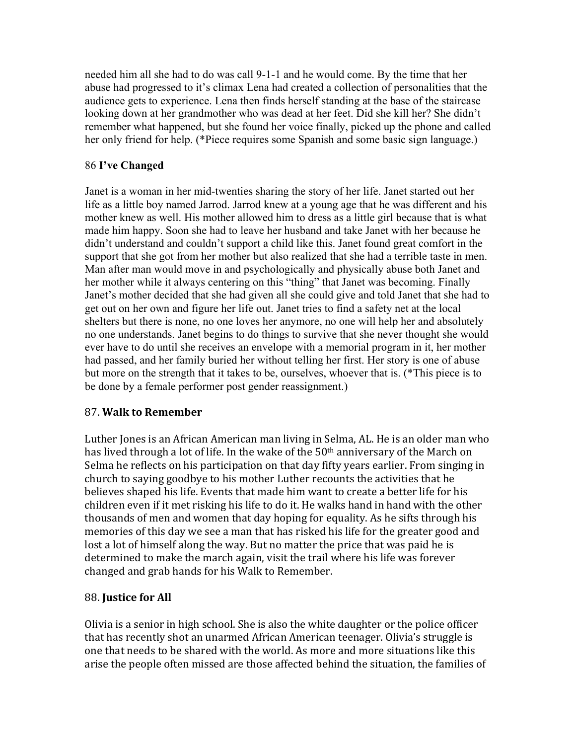needed him all she had to do was call 9-1-1 and he would come. By the time that her abuse had progressed to it's climax Lena had created a collection of personalities that the audience gets to experience. Lena then finds herself standing at the base of the staircase looking down at her grandmother who was dead at her feet. Did she kill her? She didn't remember what happened, but she found her voice finally, picked up the phone and called her only friend for help. (*Piece requires some Spanish and some basic sign language.)

### 86 **I've Changed**

Janet is a woman in her mid-twenties sharing the story of her life. Janet started out her life as a little boy named Jarrod. Jarrod knew at a young age that he was different and his mother knew as well. His mother allowed him to dress as a little girl because that is what made him happy. Soon she had to leave her husband and take Janet with her because he didn't understand and couldn't support a child like this. Janet found great comfort in the support that she got from her mother but also realized that she had a terrible taste in men. Man after man would move in and psychologically and physically abuse both Janet and her mother while it always centering on this "thing" that Janet was becoming. Finally Janet's mother decided that she had given all she could give and told Janet that she had to get out on her own and figure her life out. Janet tries to find a safety net at the local shelters but there is none, no one loves her anymore, no one will help her and absolutely no one understands. Janet begins to do things to survive that she never thought she would ever have to do until she receives an envelope with a memorial program in it, her mother had passed, and her family buried her without telling her first. Her story is one of abuse but more on the strength that it takes to be, ourselves, whoever that is. (*This piece is to be done by a female performer post gender reassignment.)

### 87. **Walk to Remember**

Luther Jones is an African American man living in Selma, AL. He is an older man who has lived through a lot of life. In the wake of the 50th anniversary of the March on Selma he reflects on his participation on that day fifty years earlier. From singing in church to saying goodbye to his mother Luther recounts the activities that he believes shaped his life. Events that made him want to create a better life for his children even if it met risking his life to do it. He walks hand in hand with the other thousands of men and women that day hoping for equality. As he sifts through his memories of this day we see a man that has risked his life for the greater good and lost a lot of himself along the way. But no matter the price that was paid he is determined to make the march again, visit the trail where his life was forever changed and grab hands for his Walk to Remember.

### 88. **Justice for All**

Olivia is a senior in high school. She is also the white daughter or the police officer that has recently shot an unarmed African American teenager. Olivia's struggle is one that needs to be shared with the world. As more and more situations like this arise the people often missed are those affected behind the situation, the families of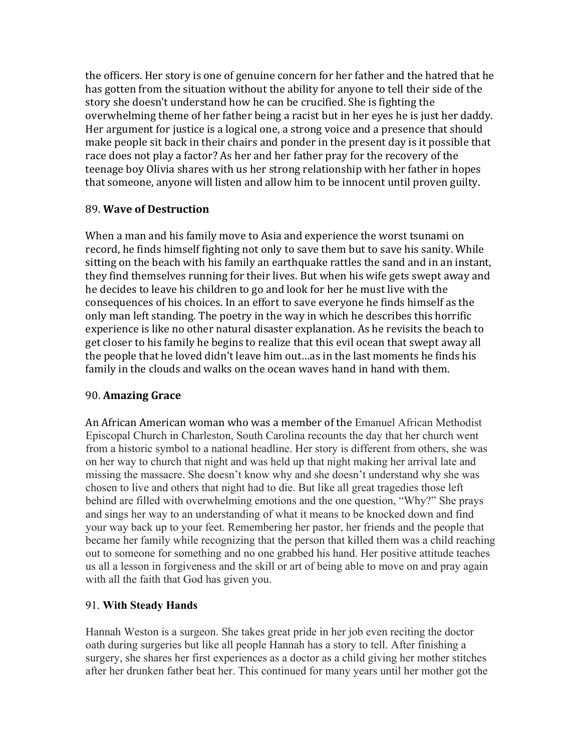the officers. Her story is one of genuine concern for her father and the hatred that he has gotten from the situation without the ability for anyone to tell their side of the story she doesn't understand how he can be crucified. She is fighting the overwhelming theme of her father being a racist but in her eyes he is just her daddy. Her argument for justice is a logical one, a strong voice and a presence that should make people sit back in their chairs and ponder in the present day is it possible that race does not play a factor? As her and her father pray for the recovery of the teenage boy Olivia shares with us her strong relationship with her father in hopes that someone, anyone will listen and allow him to be innocent until proven guilty.

89. **Wave of Destruction**

When a man and his family move to Asia and experience the worst tsunami on record, he finds himself fighting not only to save them but to save his sanity. While sitting on the beach with his family an earthquake rattles the sand and in an instant, they find themselves running for their lives. But when his wife gets swept away and he decides to leave his children to go and look for her he must live with the consequences of his choices. In an effort to save everyone he finds himself as the only man left standing. The poetry in the way in which he describes this horrific experience is like no other natural disaster explanation. As he revisits the beach to get closer to his family he begins to realize that this evil ocean that swept away all the people that he loved didn't leave him out…as in the last moments he finds his family in the clouds and walks on the ocean waves hand in hand with them.

90. **Amazing Grace**

An African American woman who was a member of the Emanuel African Methodist Episcopal Church in Charleston, South Carolina recounts the day that her church went from a historic symbol to a national headline. Her story is different from others, she was on her way to church that night and was held up that night making her arrival late and missing the massacre. She doesn't know why and she doesn't understand why she was chosen to live and others that night had to die. But like all great tragedies those left behind are filled with overwhelming emotions and the one question, "Why?" She prays and sings her way to an understanding of what it means to be knocked down and find your way back up to your feet. Remembering her pastor, her friends and the people that became her family while recognizing that the person that killed them was a child reaching out to someone for something and no one grabbed his hand. Her positive attitude teaches us all a lesson in forgiveness and the skill or art of being able to move on and pray again with all the faith that God has given you.

91. **With Steady Hands**

Hannah Weston is a surgeon. She takes great pride in her job even reciting the doctor oath during surgeries but like all people Hannah has a story to tell. After finishing a surgery, she shares her first experiences as a doctor as a child giving her mother stitches after her drunken father beat her. This continued for many years until her mother got the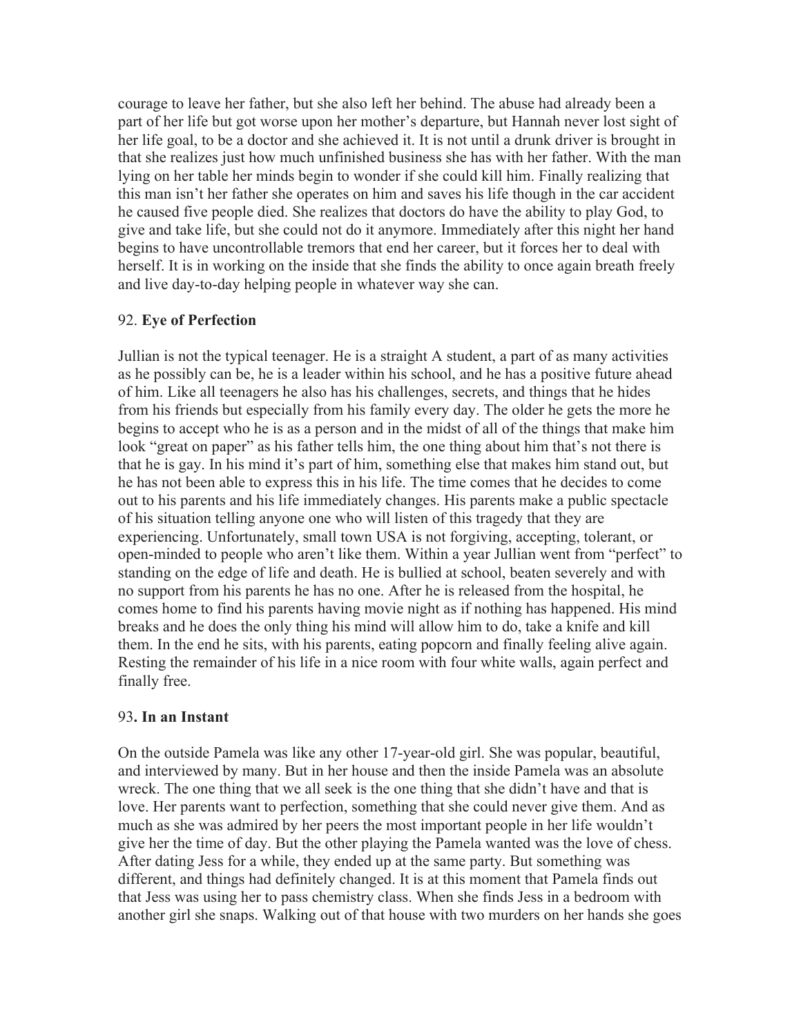courage to leave her father, but she also left her behind. The abuse had already been a part of her life but got worse upon her mother's departure, but Hannah never lost sight of her life goal, to be a doctor and she achieved it. It is not until a drunk driver is brought in that she realizes just how much unfinished business she has with her father. With the man lying on her table her minds begin to wonder if she could kill him. Finally realizing that this man isn't her father she operates on him and saves his life though in the car accident he caused five people died. She realizes that doctors do have the ability to play God, to give and take life, but she could not do it anymore. Immediately after this night her hand begins to have uncontrollable tremors that end her career, but it forces her to deal with herself. It is in working on the inside that she finds the ability to once again breath freely and live day-to-day helping people in whatever way she can.

92. **Eye of Perfection**

Jullian is not the typical teenager. He is a straight A student, a part of as many activities as he possibly can be, he is a leader within his school, and he has a positive future ahead of him. Like all teenagers he also has his challenges, secrets, and things that he hides from his friends but especially from his family every day. The older he gets the more he begins to accept who he is as a person and in the midst of all of the things that make him look "great on paper" as his father tells him, the one thing about him that's not there is that he is gay. In his mind it's part of him, something else that makes him stand out, but he has not been able to express this in his life. The time comes that he decides to come out to his parents and his life immediately changes. His parents make a public spectacle of his situation telling anyone one who will listen of this tragedy that they are experiencing. Unfortunately, small town USA is not forgiving, accepting, tolerant, or open-minded to people who aren't like them. Within a year Jullian went from "perfect" to standing on the edge of life and death. He is bullied at school, beaten severely and with no support from his parents he has no one. After he is released from the hospital, he comes home to find his parents having movie night as if nothing has happened. His mind breaks and he does the only thing his mind will allow him to do, take a knife and kill them. In the end he sits, with his parents, eating popcorn and finally feeling alive again. Resting the remainder of his life in a nice room with four white walls, again perfect and finally free.

93**. In an Instant**

On the outside Pamela was like any other 17-year-old girl. She was popular, beautiful, and interviewed by many. But in her house and then the inside Pamela was an absolute wreck. The one thing that we all seek is the one thing that she didn't have and that is love. Her parents want to perfection, something that she could never give them. And as much as she was admired by her peers the most important people in her life wouldn't give her the time of day. But the other playing the Pamela wanted was the love of chess. After dating Jess for a while, they ended up at the same party. But something was different, and things had definitely changed. It is at this moment that Pamela finds out that Jess was using her to pass chemistry class. When she finds Jess in a bedroom with another girl she snaps. Walking out of that house with two murders on her hands she goes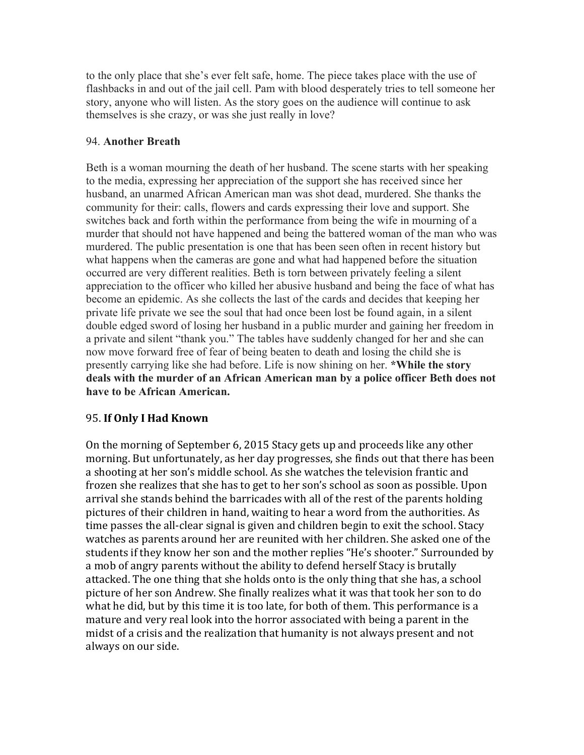to the only place that she's ever felt safe, home. The piece takes place with the use of flashbacks in and out of the jail cell. Pam with blood desperately tries to tell someone her story, anyone who will listen. As the story goes on the audience will continue to ask themselves is she crazy, or was she just really in love?

94. **Another Breath**

Beth is a woman mourning the death of her husband. The scene starts with her speaking to the media, expressing her appreciation of the support she has received since her husband, an unarmed African American man was shot dead, murdered. She thanks the community for their: calls, flowers and cards expressing their love and support. She switches back and forth within the performance from being the wife in mourning of a murder that should not have happened and being the battered woman of the man who was murdered. The public presentation is one that has been seen often in recent history but what happens when the cameras are gone and what had happened before the situation occurred are very different realities. Beth is torn between privately feeling a silent appreciation to the officer who killed her abusive husband and being the face of what has become an epidemic. As she collects the last of the cards and decides that keeping her private life private we see the soul that had once been lost be found again, in a silent double edged sword of losing her husband in a public murder and gaining her freedom in a private and silent "thank you." The tables have suddenly changed for her and she can now move forward free of fear of being beaten to death and losing the child she is presently carrying like she had before. Life is now shining on her. ***While the story deals with the murder of an African American man by a police officer Beth does not have to be African American.**

95. **If Only I Had Known**

On the morning of September 6, 2015 Stacy gets up and proceeds like any other morning. But unfortunately, as her day progresses, she finds out that there has been a shooting at her son's middle school. As she watches the television frantic and frozen she realizes that she has to get to her son's school as soon as possible. Upon arrival she stands behind the barricades with all of the rest of the parents holding pictures of their children in hand, waiting to hear a word from the authorities. As time passes the all-clear signal is given and children begin to exit the school. Stacy watches as parents around her are reunited with her children. She asked one of the students if they know her son and the mother replies "He's shooter." Surrounded by a mob of angry parents without the ability to defend herself Stacy is brutally attacked. The one thing that she holds onto is the only thing that she has, a school picture of her son Andrew. She finally realizes what it was that took her son to do what he did, but by this time it is too late, for both of them. This performance is a mature and very real look into the horror associated with being a parent in the midst of a crisis and the realization that humanity is not always present and not always on our side.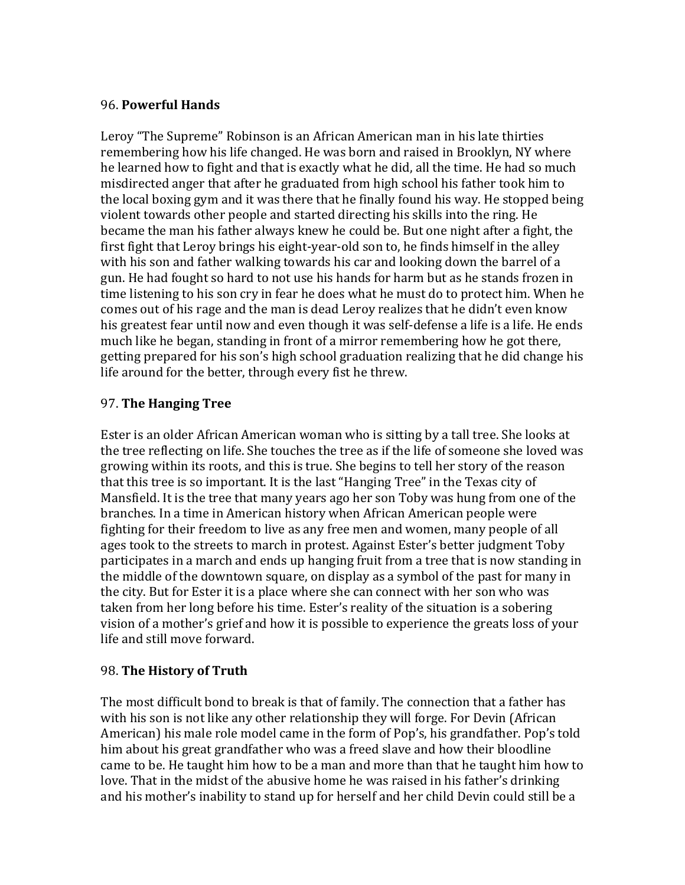96. **Powerful Hands**

Leroy "The Supreme" Robinson is an African American man in his late thirties remembering how his life changed. He was born and raised in Brooklyn, NY where he learned how to fight and that is exactly what he did, all the time. He had so much misdirected anger that after he graduated from high school his father took him to the local boxing gym and it was there that he finally found his way. He stopped being violent towards other people and started directing his skills into the ring. He became the man his father always knew he could be. But one night after a fight, the first fight that Leroy brings his eight-year-old son to, he finds himself in the alley with his son and father walking towards his car and looking down the barrel of a gun. He had fought so hard to not use his hands for harm but as he stands frozen in time listening to his son cry in fear he does what he must do to protect him. When he comes out of his rage and the man is dead Leroy realizes that he didn't even know his greatest fear until now and even though it was self-defense a life is a life. He ends much like he began, standing in front of a mirror remembering how he got there, getting prepared for his son's high school graduation realizing that he did change his life around for the better, through every fist he threw.

97. **The Hanging Tree**

Ester is an older African American woman who is sitting by a tall tree. She looks at the tree reflecting on life. She touches the tree as if the life of someone she loved was growing within its roots, and this is true. She begins to tell her story of the reason that this tree is so important. It is the last "Hanging Tree" in the Texas city of Mansfield. It is the tree that many years ago her son Toby was hung from one of the branches. In a time in American history when African American people were fighting for their freedom to live as any free men and women, many people of all ages took to the streets to march in protest. Against Ester's better judgment Toby participates in a march and ends up hanging fruit from a tree that is now standing in the middle of the downtown square, on display as a symbol of the past for many in the city. But for Ester it is a place where she can connect with her son who was taken from her long before his time. Ester's reality of the situation is a sobering vision of a mother's grief and how it is possible to experience the greats loss of your life and still move forward.

98. **The History of Truth**

The most difficult bond to break is that of family. The connection that a father has with his son is not like any other relationship they will forge. For Devin (African American) his male role model came in the form of Pop's, his grandfather. Pop's told him about his great grandfather who was a freed slave and how their bloodline came to be. He taught him how to be a man and more than that he taught him how to love. That in the midst of the abusive home he was raised in his father's drinking and his mother's inability to stand up for herself and her child Devin could still be a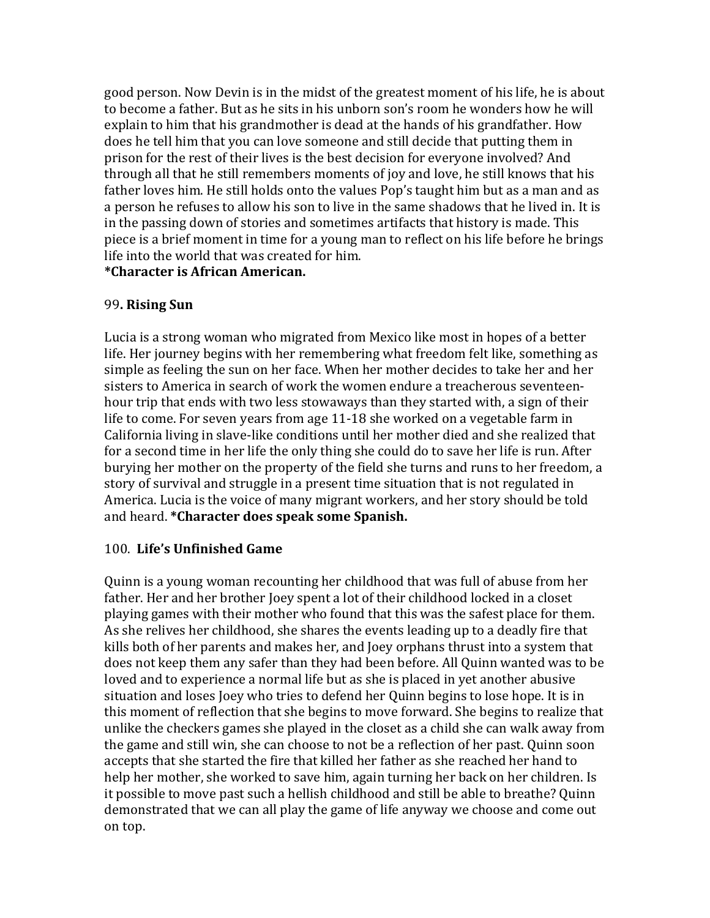good person. Now Devin is in the midst of the greatest moment of his life, he is about to become a father. But as he sits in his unborn son's room he wonders how he will explain to him that his grandmother is dead at the hands of his grandfather. How does he tell him that you can love someone and still decide that putting them in prison for the rest of their lives is the best decision for everyone involved? And through all that he still remembers moments of joy and love, he still knows that his father loves him. He still holds onto the values Pop's taught him but as a man and as a person he refuses to allow his son to live in the same shadows that he lived in. It is in the passing down of stories and sometimes artifacts that history is made. This piece is a brief moment in time for a young man to reflect on his life before he brings life into the world that was created for him.
**\*Character is African American.**

99**. Rising Sun**

Lucia is a strong woman who migrated from Mexico like most in hopes of a better life. Her journey begins with her remembering what freedom felt like, something as simple as feeling the sun on her face. When her mother decides to take her and her sisters to America in search of work the women endure a treacherous seventeen-hour trip that ends with two less stowaways than they started with, a sign of their life to come. For seven years from age 11-18 she worked on a vegetable farm in California living in slave-like conditions until her mother died and she realized that for a second time in her life the only thing she could do to save her life is run. After burying her mother on the property of the field she turns and runs to her freedom, a story of survival and struggle in a present time situation that is not regulated in America. Lucia is the voice of many migrant workers, and her story should be told and heard. **\*Character does speak some Spanish.**

100. **Life's Unfinished Game**

Quinn is a young woman recounting her childhood that was full of abuse from her father. Her and her brother Joey spent a lot of their childhood locked in a closet playing games with their mother who found that this was the safest place for them. As she relives her childhood, she shares the events leading up to a deadly fire that kills both of her parents and makes her, and Joey orphans thrust into a system that does not keep them any safer than they had been before. All Quinn wanted was to be loved and to experience a normal life but as she is placed in yet another abusive situation and loses Joey who tries to defend her Quinn begins to lose hope. It is in this moment of reflection that she begins to move forward. She begins to realize that unlike the checkers games she played in the closet as a child she can walk away from the game and still win, she can choose to not be a reflection of her past. Quinn soon accepts that she started the fire that killed her father as she reached her hand to help her mother, she worked to save him, again turning her back on her children. Is it possible to move past such a hellish childhood and still be able to breathe? Quinn demonstrated that we can all play the game of life anyway we choose and come out on top.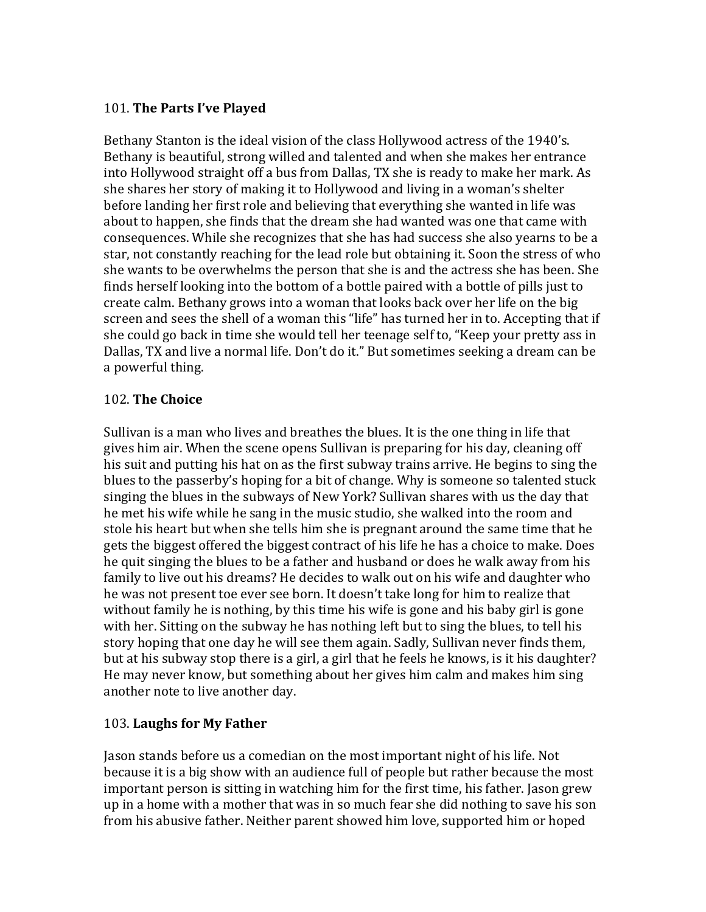101. **The Parts I've Played**

Bethany Stanton is the ideal vision of the class Hollywood actress of the 1940's. Bethany is beautiful, strong willed and talented and when she makes her entrance into Hollywood straight off a bus from Dallas, TX she is ready to make her mark. As she shares her story of making it to Hollywood and living in a woman's shelter before landing her first role and believing that everything she wanted in life was about to happen, she finds that the dream she had wanted was one that came with consequences. While she recognizes that she has had success she also yearns to be a star, not constantly reaching for the lead role but obtaining it. Soon the stress of who she wants to be overwhelms the person that she is and the actress she has been. She finds herself looking into the bottom of a bottle paired with a bottle of pills just to create calm. Bethany grows into a woman that looks back over her life on the big screen and sees the shell of a woman this "life" has turned her in to. Accepting that if she could go back in time she would tell her teenage self to, "Keep your pretty ass in Dallas, TX and live a normal life. Don't do it." But sometimes seeking a dream can be a powerful thing.

102. **The Choice**

Sullivan is a man who lives and breathes the blues. It is the one thing in life that gives him air. When the scene opens Sullivan is preparing for his day, cleaning off his suit and putting his hat on as the first subway trains arrive. He begins to sing the blues to the passerby's hoping for a bit of change. Why is someone so talented stuck singing the blues in the subways of New York? Sullivan shares with us the day that he met his wife while he sang in the music studio, she walked into the room and stole his heart but when she tells him she is pregnant around the same time that he gets the biggest offered the biggest contract of his life he has a choice to make. Does he quit singing the blues to be a father and husband or does he walk away from his family to live out his dreams? He decides to walk out on his wife and daughter who he was not present toe ever see born. It doesn't take long for him to realize that without family he is nothing, by this time his wife is gone and his baby girl is gone with her. Sitting on the subway he has nothing left but to sing the blues, to tell his story hoping that one day he will see them again. Sadly, Sullivan never finds them, but at his subway stop there is a girl, a girl that he feels he knows, is it his daughter? He may never know, but something about her gives him calm and makes him sing another note to live another day.

103. **Laughs for My Father**

Jason stands before us a comedian on the most important night of his life. Not because it is a big show with an audience full of people but rather because the most important person is sitting in watching him for the first time, his father. Jason grew up in a home with a mother that was in so much fear she did nothing to save his son from his abusive father. Neither parent showed him love, supported him or hoped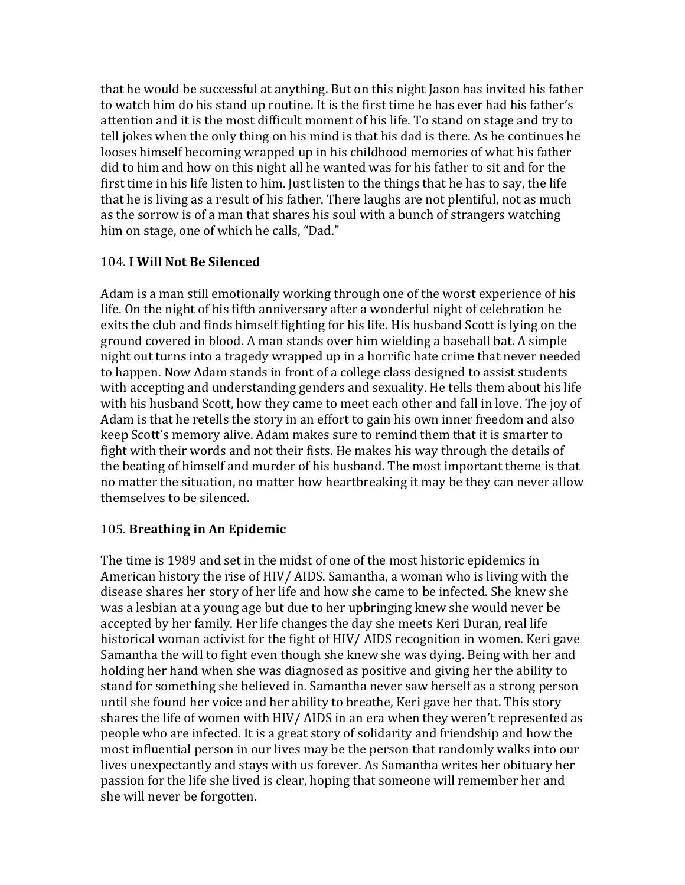that he would be successful at anything. But on this night Jason has invited his father to watch him do his stand up routine. It is the first time he has ever had his father's attention and it is the most difficult moment of his life. To stand on stage and try to tell jokes when the only thing on his mind is that his dad is there. As he continues he looses himself becoming wrapped up in his childhood memories of what his father did to him and how on this night all he wanted was for his father to sit and for the first time in his life listen to him. Just listen to the things that he has to say, the life that he is living as a result of his father. There laughs are not plentiful, not as much as the sorrow is of a man that shares his soul with a bunch of strangers watching him on stage, one of which he calls, "Dad."

104. **I Will Not Be Silenced**

Adam is a man still emotionally working through one of the worst experience of his life. On the night of his fifth anniversary after a wonderful night of celebration he exits the club and finds himself fighting for his life. His husband Scott is lying on the ground covered in blood. A man stands over him wielding a baseball bat. A simple night out turns into a tragedy wrapped up in a horrific hate crime that never needed to happen. Now Adam stands in front of a college class designed to assist students with accepting and understanding genders and sexuality. He tells them about his life with his husband Scott, how they came to meet each other and fall in love. The joy of Adam is that he retells the story in an effort to gain his own inner freedom and also keep Scott's memory alive. Adam makes sure to remind them that it is smarter to fight with their words and not their fists. He makes his way through the details of the beating of himself and murder of his husband. The most important theme is that no matter the situation, no matter how heartbreaking it may be they can never allow themselves to be silenced.

105. **Breathing in An Epidemic**

The time is 1989 and set in the midst of one of the most historic epidemics in American history the rise of HIV/ AIDS. Samantha, a woman who is living with the disease shares her story of her life and how she came to be infected. She knew she was a lesbian at a young age but due to her upbringing knew she would never be accepted by her family. Her life changes the day she meets Keri Duran, real life historical woman activist for the fight of HIV/ AIDS recognition in women. Keri gave Samantha the will to fight even though she knew she was dying. Being with her and holding her hand when she was diagnosed as positive and giving her the ability to stand for something she believed in. Samantha never saw herself as a strong person until she found her voice and her ability to breathe, Keri gave her that. This story shares the life of women with HIV/ AIDS in an era when they weren't represented as people who are infected. It is a great story of solidarity and friendship and how the most influential person in our lives may be the person that randomly walks into our lives unexpectantly and stays with us forever. As Samantha writes her obituary her passion for the life she lived is clear, hoping that someone will remember her and she will never be forgotten.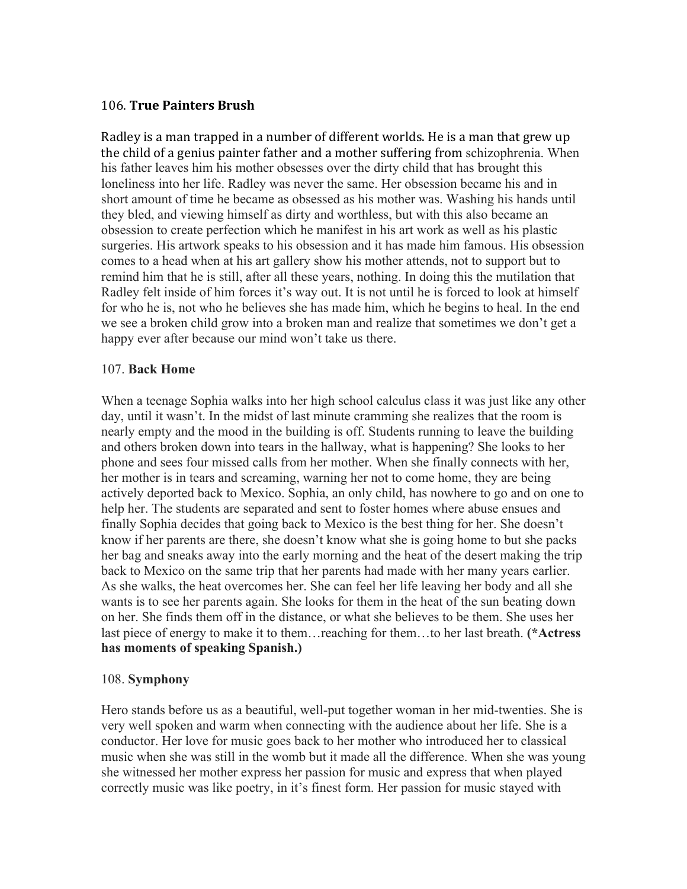106. **True Painters Brush**

Radley is a man trapped in a number of different worlds. He is a man that grew up the child of a genius painter father and a mother suffering from schizophrenia. When his father leaves him his mother obsesses over the dirty child that has brought this loneliness into her life. Radley was never the same. Her obsession became his and in short amount of time he became as obsessed as his mother was. Washing his hands until they bled, and viewing himself as dirty and worthless, but with this also became an obsession to create perfection which he manifest in his art work as well as his plastic surgeries. His artwork speaks to his obsession and it has made him famous. His obsession comes to a head when at his art gallery show his mother attends, not to support but to remind him that he is still, after all these years, nothing. In doing this the mutilation that Radley felt inside of him forces it's way out. It is not until he is forced to look at himself for who he is, not who he believes she has made him, which he begins to heal. In the end we see a broken child grow into a broken man and realize that sometimes we don't get a happy ever after because our mind won't take us there.

107. **Back Home**

When a teenage Sophia walks into her high school calculus class it was just like any other day, until it wasn't. In the midst of last minute cramming she realizes that the room is nearly empty and the mood in the building is off. Students running to leave the building and others broken down into tears in the hallway, what is happening? She looks to her phone and sees four missed calls from her mother. When she finally connects with her, her mother is in tears and screaming, warning her not to come home, they are being actively deported back to Mexico. Sophia, an only child, has nowhere to go and on one to help her. The students are separated and sent to foster homes where abuse ensues and finally Sophia decides that going back to Mexico is the best thing for her. She doesn't know if her parents are there, she doesn't know what she is going home to but she packs her bag and sneaks away into the early morning and the heat of the desert making the trip back to Mexico on the same trip that her parents had made with her many years earlier. As she walks, the heat overcomes her. She can feel her life leaving her body and all she wants is to see her parents again. She looks for them in the heat of the sun beating down on her. She finds them off in the distance, or what she believes to be them. She uses her last piece of energy to make it to them…reaching for them…to her last breath. **(*Actress has moments of speaking Spanish.)**

108. **Symphony**

Hero stands before us as a beautiful, well-put together woman in her mid-twenties. She is very well spoken and warm when connecting with the audience about her life. She is a conductor. Her love for music goes back to her mother who introduced her to classical music when she was still in the womb but it made all the difference. When she was young she witnessed her mother express her passion for music and express that when played correctly music was like poetry, in it's finest form. Her passion for music stayed with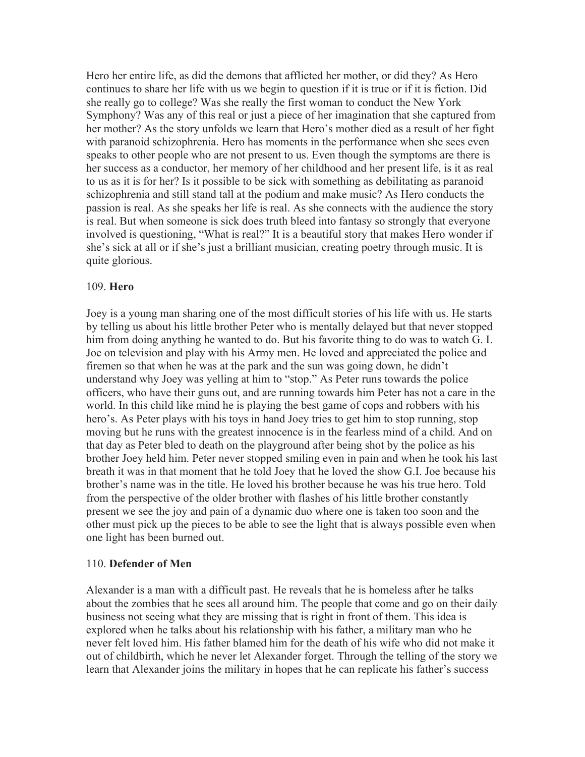Hero her entire life, as did the demons that afflicted her mother, or did they? As Hero continues to share her life with us we begin to question if it is true or if it is fiction. Did she really go to college? Was she really the first woman to conduct the New York Symphony? Was any of this real or just a piece of her imagination that she captured from her mother? As the story unfolds we learn that Hero's mother died as a result of her fight with paranoid schizophrenia. Hero has moments in the performance when she sees even speaks to other people who are not present to us. Even though the symptoms are there is her success as a conductor, her memory of her childhood and her present life, is it as real to us as it is for her? Is it possible to be sick with something as debilitating as paranoid schizophrenia and still stand tall at the podium and make music? As Hero conducts the passion is real. As she speaks her life is real. As she connects with the audience the story is real. But when someone is sick does truth bleed into fantasy so strongly that everyone involved is questioning, "What is real?" It is a beautiful story that makes Hero wonder if she's sick at all or if she's just a brilliant musician, creating poetry through music. It is quite glorious.

109. **Hero**

Joey is a young man sharing one of the most difficult stories of his life with us. He starts by telling us about his little brother Peter who is mentally delayed but that never stopped him from doing anything he wanted to do. But his favorite thing to do was to watch G. I. Joe on television and play with his Army men. He loved and appreciated the police and firemen so that when he was at the park and the sun was going down, he didn't understand why Joey was yelling at him to "stop." As Peter runs towards the police officers, who have their guns out, and are running towards him Peter has not a care in the world. In this child like mind he is playing the best game of cops and robbers with his hero's. As Peter plays with his toys in hand Joey tries to get him to stop running, stop moving but he runs with the greatest innocence is in the fearless mind of a child. And on that day as Peter bled to death on the playground after being shot by the police as his brother Joey held him. Peter never stopped smiling even in pain and when he took his last breath it was in that moment that he told Joey that he loved the show G.I. Joe because his brother's name was in the title. He loved his brother because he was his true hero. Told from the perspective of the older brother with flashes of his little brother constantly present we see the joy and pain of a dynamic duo where one is taken too soon and the other must pick up the pieces to be able to see the light that is always possible even when one light has been burned out.

110. **Defender of Men**

Alexander is a man with a difficult past. He reveals that he is homeless after he talks about the zombies that he sees all around him. The people that come and go on their daily business not seeing what they are missing that is right in front of them. This idea is explored when he talks about his relationship with his father, a military man who he never felt loved him. His father blamed him for the death of his wife who did not make it out of childbirth, which he never let Alexander forget. Through the telling of the story we learn that Alexander joins the military in hopes that he can replicate his father's success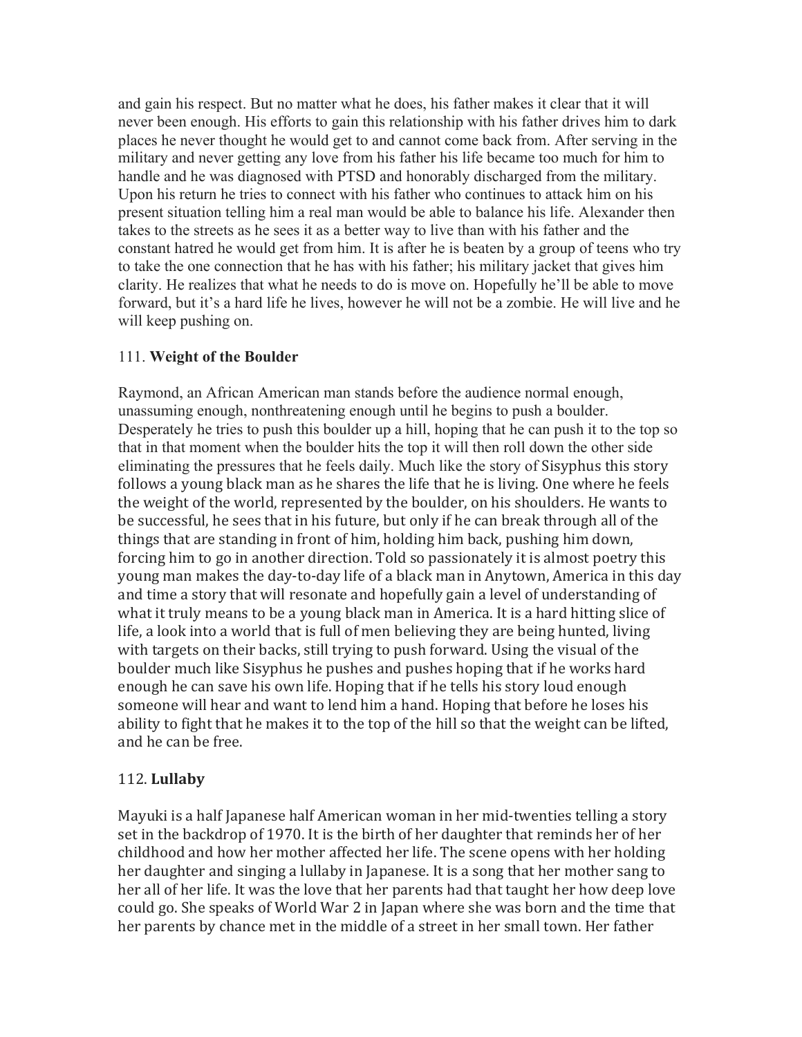and gain his respect. But no matter what he does, his father makes it clear that it will never been enough. His efforts to gain this relationship with his father drives him to dark places he never thought he would get to and cannot come back from. After serving in the military and never getting any love from his father his life became too much for him to handle and he was diagnosed with PTSD and honorably discharged from the military. Upon his return he tries to connect with his father who continues to attack him on his present situation telling him a real man would be able to balance his life. Alexander then takes to the streets as he sees it as a better way to live than with his father and the constant hatred he would get from him. It is after he is beaten by a group of teens who try to take the one connection that he has with his father; his military jacket that gives him clarity. He realizes that what he needs to do is move on. Hopefully he'll be able to move forward, but it's a hard life he lives, however he will not be a zombie. He will live and he will keep pushing on.

111. **Weight of the Boulder**

Raymond, an African American man stands before the audience normal enough, unassuming enough, nonthreatening enough until he begins to push a boulder. Desperately he tries to push this boulder up a hill, hoping that he can push it to the top so that in that moment when the boulder hits the top it will then roll down the other side eliminating the pressures that he feels daily. Much like the story of Sisyphus this story follows a young black man as he shares the life that he is living. One where he feels the weight of the world, represented by the boulder, on his shoulders. He wants to be successful, he sees that in his future, but only if he can break through all of the things that are standing in front of him, holding him back, pushing him down, forcing him to go in another direction. Told so passionately it is almost poetry this young man makes the day-to-day life of a black man in Anytown, America in this day and time a story that will resonate and hopefully gain a level of understanding of what it truly means to be a young black man in America. It is a hard hitting slice of life, a look into a world that is full of men believing they are being hunted, living with targets on their backs, still trying to push forward. Using the visual of the boulder much like Sisyphus he pushes and pushes hoping that if he works hard enough he can save his own life. Hoping that if he tells his story loud enough someone will hear and want to lend him a hand. Hoping that before he loses his ability to fight that he makes it to the top of the hill so that the weight can be lifted, and he can be free.

112. **Lullaby**

Mayuki is a half Japanese half American woman in her mid-twenties telling a story set in the backdrop of 1970. It is the birth of her daughter that reminds her of her childhood and how her mother affected her life. The scene opens with her holding her daughter and singing a lullaby in Japanese. It is a song that her mother sang to her all of her life. It was the love that her parents had that taught her how deep love could go. She speaks of World War 2 in Japan where she was born and the time that her parents by chance met in the middle of a street in her small town. Her father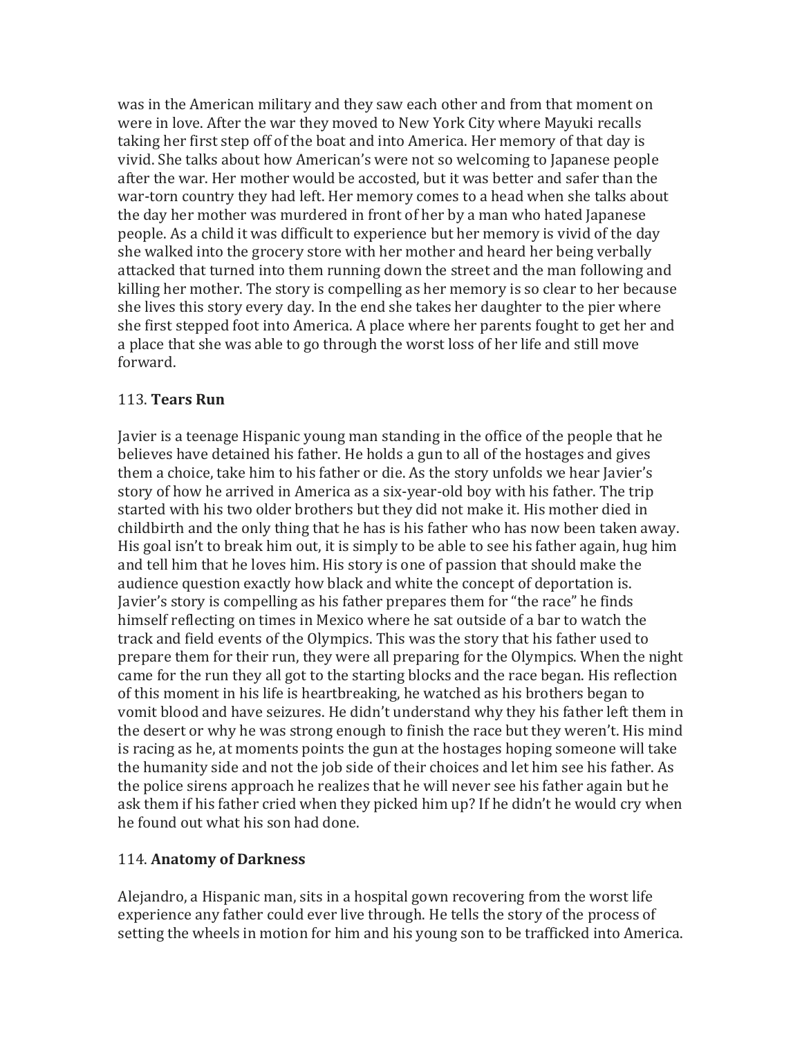was in the American military and they saw each other and from that moment on were in love. After the war they moved to New York City where Mayuki recalls taking her first step off of the boat and into America. Her memory of that day is vivid. She talks about how American's were not so welcoming to Japanese people after the war. Her mother would be accosted, but it was better and safer than the war-torn country they had left. Her memory comes to a head when she talks about the day her mother was murdered in front of her by a man who hated Japanese people. As a child it was difficult to experience but her memory is vivid of the day she walked into the grocery store with her mother and heard her being verbally attacked that turned into them running down the street and the man following and killing her mother. The story is compelling as her memory is so clear to her because she lives this story every day. In the end she takes her daughter to the pier where she first stepped foot into America. A place where her parents fought to get her and a place that she was able to go through the worst loss of her life and still move forward.

113. **Tears Run**

Javier is a teenage Hispanic young man standing in the office of the people that he believes have detained his father. He holds a gun to all of the hostages and gives them a choice, take him to his father or die. As the story unfolds we hear Javier's story of how he arrived in America as a six-year-old boy with his father. The trip started with his two older brothers but they did not make it. His mother died in childbirth and the only thing that he has is his father who has now been taken away. His goal isn't to break him out, it is simply to be able to see his father again, hug him and tell him that he loves him. His story is one of passion that should make the audience question exactly how black and white the concept of deportation is. Javier's story is compelling as his father prepares them for "the race" he finds himself reflecting on times in Mexico where he sat outside of a bar to watch the track and field events of the Olympics. This was the story that his father used to prepare them for their run, they were all preparing for the Olympics. When the night came for the run they all got to the starting blocks and the race began. His reflection of this moment in his life is heartbreaking, he watched as his brothers began to vomit blood and have seizures. He didn't understand why they his father left them in the desert or why he was strong enough to finish the race but they weren't. His mind is racing as he, at moments points the gun at the hostages hoping someone will take the humanity side and not the job side of their choices and let him see his father. As the police sirens approach he realizes that he will never see his father again but he ask them if his father cried when they picked him up? If he didn't he would cry when he found out what his son had done.

114. **Anatomy of Darkness**

Alejandro, a Hispanic man, sits in a hospital gown recovering from the worst life experience any father could ever live through. He tells the story of the process of setting the wheels in motion for him and his young son to be trafficked into America.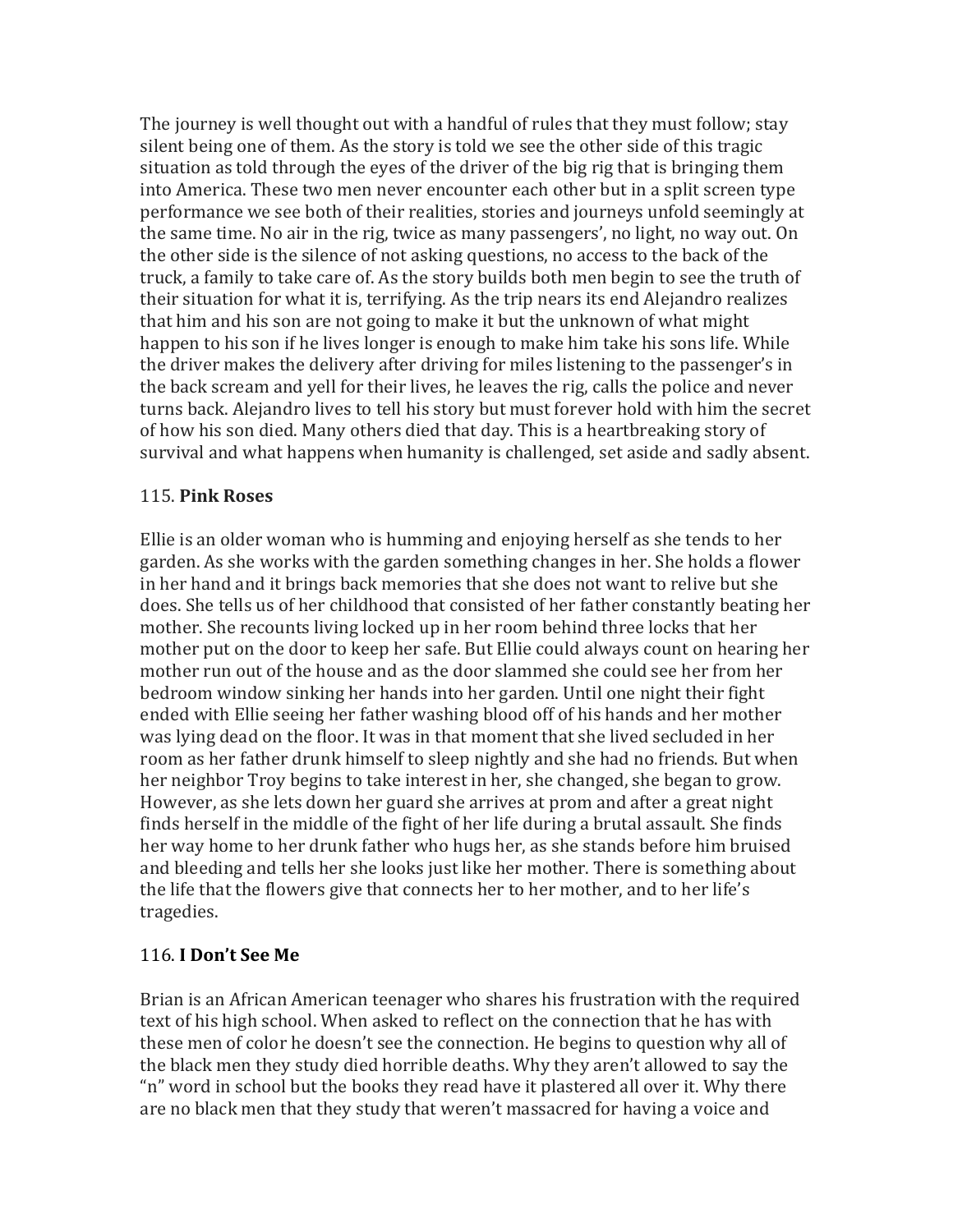The journey is well thought out with a handful of rules that they must follow; stay silent being one of them. As the story is told we see the other side of this tragic situation as told through the eyes of the driver of the big rig that is bringing them into America. These two men never encounter each other but in a split screen type performance we see both of their realities, stories and journeys unfold seemingly at the same time. No air in the rig, twice as many passengers', no light, no way out. On the other side is the silence of not asking questions, no access to the back of the truck, a family to take care of. As the story builds both men begin to see the truth of their situation for what it is, terrifying. As the trip nears its end Alejandro realizes that him and his son are not going to make it but the unknown of what might happen to his son if he lives longer is enough to make him take his sons life. While the driver makes the delivery after driving for miles listening to the passenger's in the back scream and yell for their lives, he leaves the rig, calls the police and never turns back. Alejandro lives to tell his story but must forever hold with him the secret of how his son died. Many others died that day. This is a heartbreaking story of survival and what happens when humanity is challenged, set aside and sadly absent.

## 115. **Pink Roses**

Ellie is an older woman who is humming and enjoying herself as she tends to her garden. As she works with the garden something changes in her. She holds a flower in her hand and it brings back memories that she does not want to relive but she does. She tells us of her childhood that consisted of her father constantly beating her mother. She recounts living locked up in her room behind three locks that her mother put on the door to keep her safe. But Ellie could always count on hearing her mother run out of the house and as the door slammed she could see her from her bedroom window sinking her hands into her garden. Until one night their fight ended with Ellie seeing her father washing blood off of his hands and her mother was lying dead on the floor. It was in that moment that she lived secluded in her room as her father drunk himself to sleep nightly and she had no friends. But when her neighbor Troy begins to take interest in her, she changed, she began to grow. However, as she lets down her guard she arrives at prom and after a great night finds herself in the middle of the fight of her life during a brutal assault. She finds her way home to her drunk father who hugs her, as she stands before him bruised and bleeding and tells her she looks just like her mother. There is something about the life that the flowers give that connects her to her mother, and to her life's tragedies.

## 116. **I Don't See Me**

Brian is an African American teenager who shares his frustration with the required text of his high school. When asked to reflect on the connection that he has with these men of color he doesn't see the connection. He begins to question why all of the black men they study died horrible deaths. Why they aren't allowed to say the "n" word in school but the books they read have it plastered all over it. Why there are no black men that they study that weren't massacred for having a voice and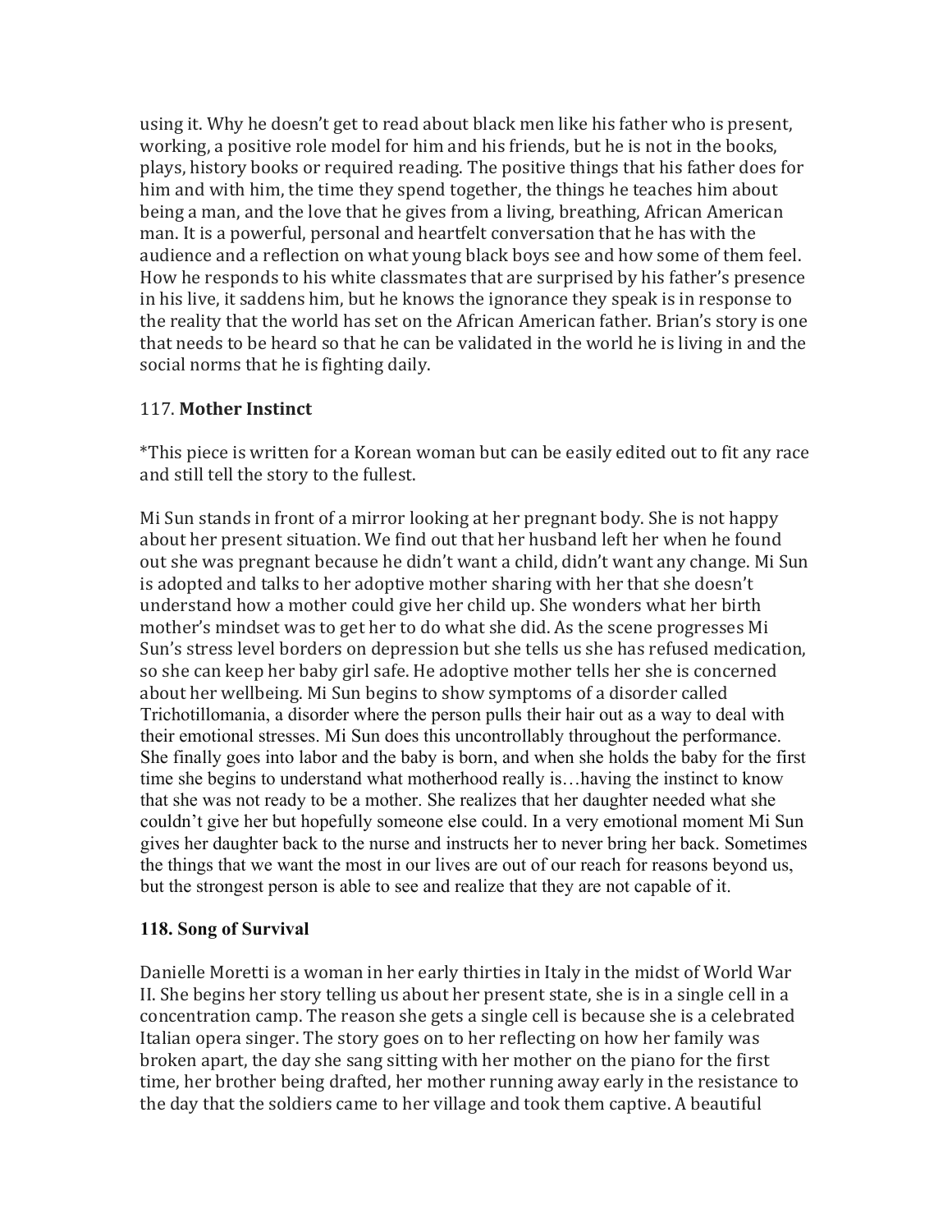using it. Why he doesn't get to read about black men like his father who is present, working, a positive role model for him and his friends, but he is not in the books, plays, history books or required reading. The positive things that his father does for him and with him, the time they spend together, the things he teaches him about being a man, and the love that he gives from a living, breathing, African American man. It is a powerful, personal and heartfelt conversation that he has with the audience and a reflection on what young black boys see and how some of them feel. How he responds to his white classmates that are surprised by his father's presence in his live, it saddens him, but he knows the ignorance they speak is in response to the reality that the world has set on the African American father. Brian's story is one that needs to be heard so that he can be validated in the world he is living in and the social norms that he is fighting daily.

117. **Mother Instinct**

*This piece is written for a Korean woman but can be easily edited out to fit any race and still tell the story to the fullest.

Mi Sun stands in front of a mirror looking at her pregnant body. She is not happy about her present situation. We find out that her husband left her when he found out she was pregnant because he didn't want a child, didn't want any change. Mi Sun is adopted and talks to her adoptive mother sharing with her that she doesn't understand how a mother could give her child up. She wonders what her birth mother's mindset was to get her to do what she did. As the scene progresses Mi Sun's stress level borders on depression but she tells us she has refused medication, so she can keep her baby girl safe. He adoptive mother tells her she is concerned about her wellbeing. Mi Sun begins to show symptoms of a disorder called Trichotillomania, a disorder where the person pulls their hair out as a way to deal with their emotional stresses. Mi Sun does this uncontrollably throughout the performance. She finally goes into labor and the baby is born, and when she holds the baby for the first time she begins to understand what motherhood really is…having the instinct to know that she was not ready to be a mother. She realizes that her daughter needed what she couldn't give her but hopefully someone else could. In a very emotional moment Mi Sun gives her daughter back to the nurse and instructs her to never bring her back. Sometimes the things that we want the most in our lives are out of our reach for reasons beyond us, but the strongest person is able to see and realize that they are not capable of it.

**118. Song of Survival**

Danielle Moretti is a woman in her early thirties in Italy in the midst of World War II. She begins her story telling us about her present state, she is in a single cell in a concentration camp. The reason she gets a single cell is because she is a celebrated Italian opera singer. The story goes on to her reflecting on how her family was broken apart, the day she sang sitting with her mother on the piano for the first time, her brother being drafted, her mother running away early in the resistance to the day that the soldiers came to her village and took them captive. A beautiful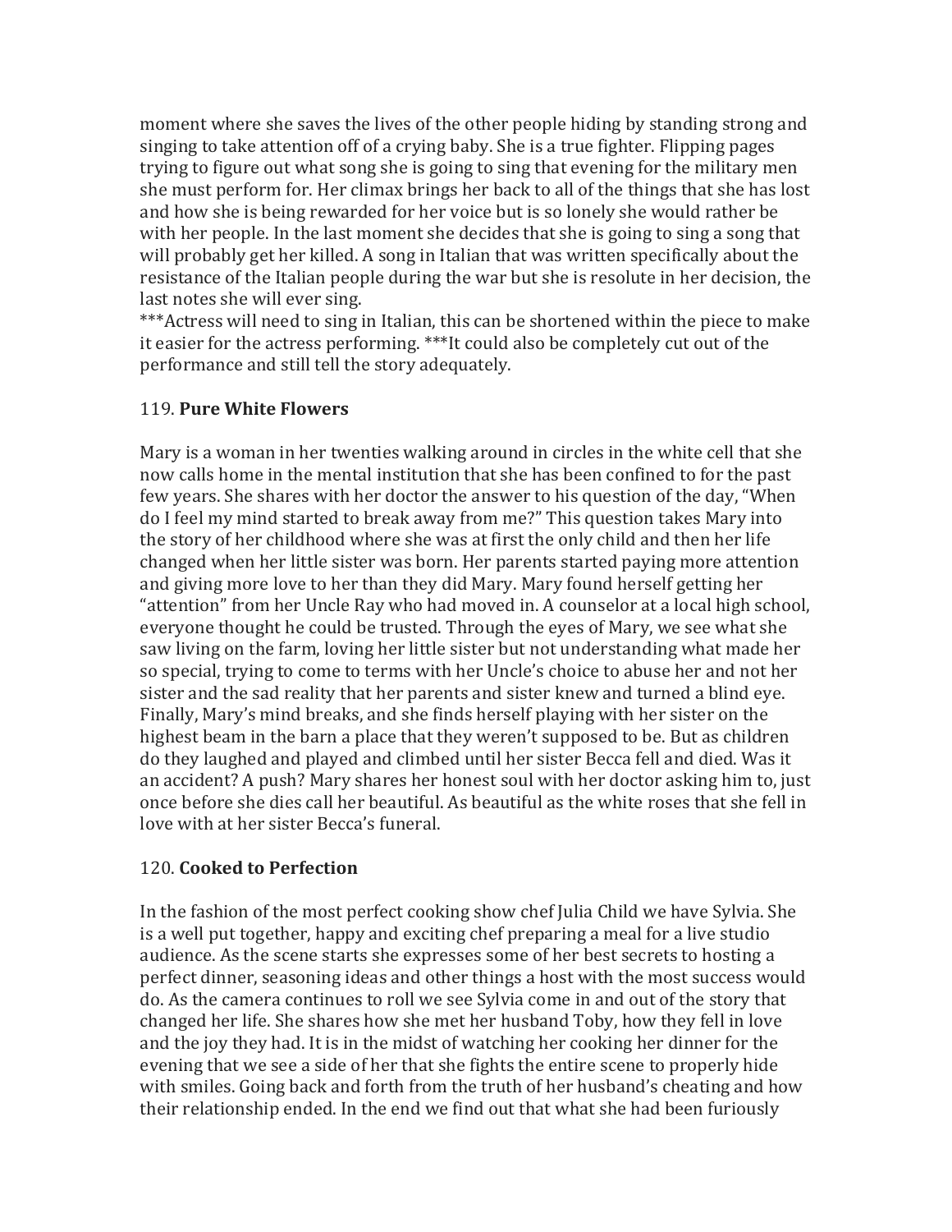moment where she saves the lives of the other people hiding by standing strong and singing to take attention off of a crying baby. She is a true fighter. Flipping pages trying to figure out what song she is going to sing that evening for the military men she must perform for. Her climax brings her back to all of the things that she has lost and how she is being rewarded for her voice but is so lonely she would rather be with her people. In the last moment she decides that she is going to sing a song that will probably get her killed. A song in Italian that was written specifically about the resistance of the Italian people during the war but she is resolute in her decision, the last notes she will ever sing.
***Actress will need to sing in Italian, this can be shortened within the piece to make it easier for the actress performing. ***It could also be completely cut out of the performance and still tell the story adequately.

119. **Pure White Flowers**

Mary is a woman in her twenties walking around in circles in the white cell that she now calls home in the mental institution that she has been confined to for the past few years. She shares with her doctor the answer to his question of the day, "When do I feel my mind started to break away from me?" This question takes Mary into the story of her childhood where she was at first the only child and then her life changed when her little sister was born. Her parents started paying more attention and giving more love to her than they did Mary. Mary found herself getting her "attention" from her Uncle Ray who had moved in. A counselor at a local high school, everyone thought he could be trusted. Through the eyes of Mary, we see what she saw living on the farm, loving her little sister but not understanding what made her so special, trying to come to terms with her Uncle's choice to abuse her and not her sister and the sad reality that her parents and sister knew and turned a blind eye. Finally, Mary's mind breaks, and she finds herself playing with her sister on the highest beam in the barn a place that they weren't supposed to be. But as children do they laughed and played and climbed until her sister Becca fell and died. Was it an accident? A push? Mary shares her honest soul with her doctor asking him to, just once before she dies call her beautiful. As beautiful as the white roses that she fell in love with at her sister Becca's funeral.

120. **Cooked to Perfection**

In the fashion of the most perfect cooking show chef Julia Child we have Sylvia. She is a well put together, happy and exciting chef preparing a meal for a live studio audience. As the scene starts she expresses some of her best secrets to hosting a perfect dinner, seasoning ideas and other things a host with the most success would do. As the camera continues to roll we see Sylvia come in and out of the story that changed her life. She shares how she met her husband Toby, how they fell in love and the joy they had. It is in the midst of watching her cooking her dinner for the evening that we see a side of her that she fights the entire scene to properly hide with smiles. Going back and forth from the truth of her husband's cheating and how their relationship ended. In the end we find out that what she had been furiously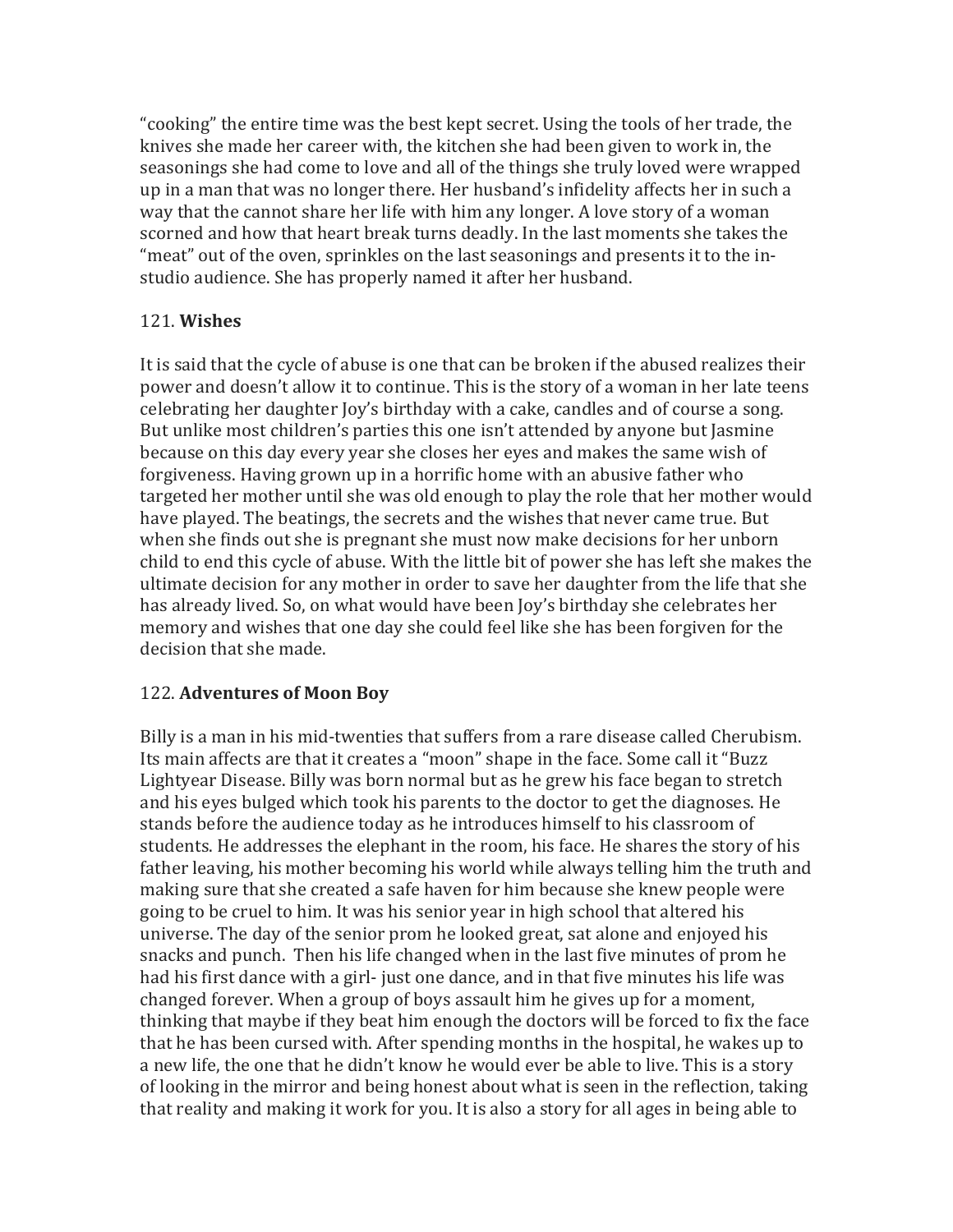"cooking" the entire time was the best kept secret. Using the tools of her trade, the knives she made her career with, the kitchen she had been given to work in, the seasonings she had come to love and all of the things she truly loved were wrapped up in a man that was no longer there. Her husband's infidelity affects her in such a way that the cannot share her life with him any longer. A love story of a woman scorned and how that heart break turns deadly. In the last moments she takes the "meat" out of the oven, sprinkles on the last seasonings and presents it to the in-studio audience. She has properly named it after her husband.

121. **Wishes**

It is said that the cycle of abuse is one that can be broken if the abused realizes their power and doesn't allow it to continue. This is the story of a woman in her late teens celebrating her daughter Joy's birthday with a cake, candles and of course a song. But unlike most children's parties this one isn't attended by anyone but Jasmine because on this day every year she closes her eyes and makes the same wish of forgiveness. Having grown up in a horrific home with an abusive father who targeted her mother until she was old enough to play the role that her mother would have played. The beatings, the secrets and the wishes that never came true. But when she finds out she is pregnant she must now make decisions for her unborn child to end this cycle of abuse. With the little bit of power she has left she makes the ultimate decision for any mother in order to save her daughter from the life that she has already lived. So, on what would have been Joy's birthday she celebrates her memory and wishes that one day she could feel like she has been forgiven for the decision that she made.

122. **Adventures of Moon Boy**

Billy is a man in his mid-twenties that suffers from a rare disease called Cherubism. Its main affects are that it creates a "moon" shape in the face. Some call it "Buzz Lightyear Disease. Billy was born normal but as he grew his face began to stretch and his eyes bulged which took his parents to the doctor to get the diagnoses. He stands before the audience today as he introduces himself to his classroom of students. He addresses the elephant in the room, his face. He shares the story of his father leaving, his mother becoming his world while always telling him the truth and making sure that she created a safe haven for him because she knew people were going to be cruel to him. It was his senior year in high school that altered his universe. The day of the senior prom he looked great, sat alone and enjoyed his snacks and punch. Then his life changed when in the last five minutes of prom he had his first dance with a girl- just one dance, and in that five minutes his life was changed forever. When a group of boys assault him he gives up for a moment, thinking that maybe if they beat him enough the doctors will be forced to fix the face that he has been cursed with. After spending months in the hospital, he wakes up to a new life, the one that he didn't know he would ever be able to live. This is a story of looking in the mirror and being honest about what is seen in the reflection, taking that reality and making it work for you. It is also a story for all ages in being able to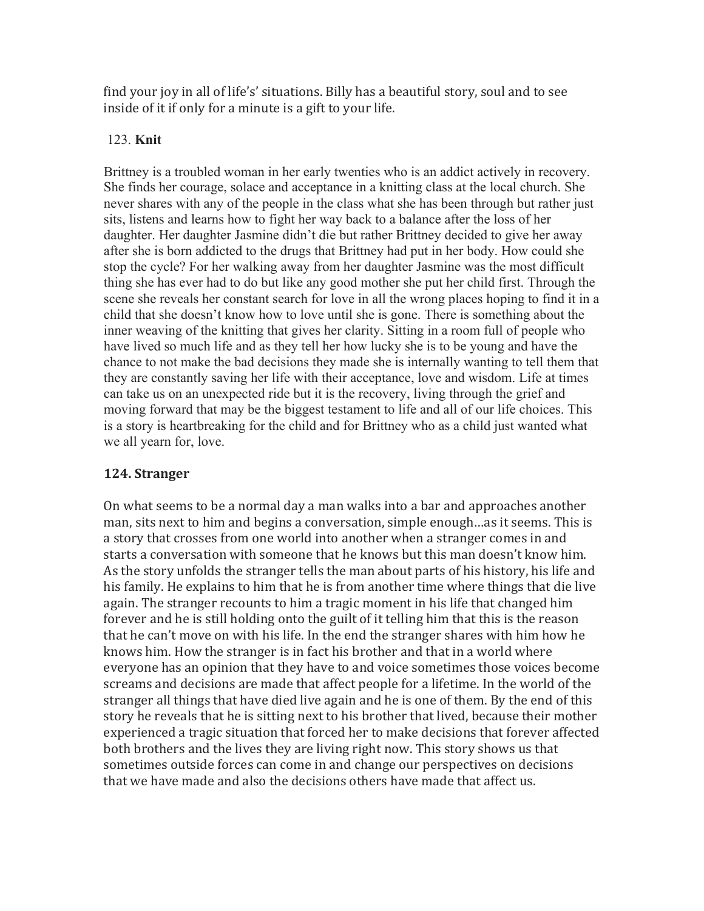find your joy in all of life's' situations. Billy has a beautiful story, soul and to see inside of it if only for a minute is a gift to your life.

### 123. **Knit**

Brittney is a troubled woman in her early twenties who is an addict actively in recovery. She finds her courage, solace and acceptance in a knitting class at the local church. She never shares with any of the people in the class what she has been through but rather just sits, listens and learns how to fight her way back to a balance after the loss of her daughter. Her daughter Jasmine didn't die but rather Brittney decided to give her away after she is born addicted to the drugs that Brittney had put in her body. How could she stop the cycle? For her walking away from her daughter Jasmine was the most difficult thing she has ever had to do but like any good mother she put her child first. Through the scene she reveals her constant search for love in all the wrong places hoping to find it in a child that she doesn't know how to love until she is gone. There is something about the inner weaving of the knitting that gives her clarity. Sitting in a room full of people who have lived so much life and as they tell her how lucky she is to be young and have the chance to not make the bad decisions they made she is internally wanting to tell them that they are constantly saving her life with their acceptance, love and wisdom. Life at times can take us on an unexpected ride but it is the recovery, living through the grief and moving forward that may be the biggest testament to life and all of our life choices. This is a story is heartbreaking for the child and for Brittney who as a child just wanted what we all yearn for, love.

### 124. Stranger

On what seems to be a normal day a man walks into a bar and approaches another man, sits next to him and begins a conversation, simple enough…as it seems. This is a story that crosses from one world into another when a stranger comes in and starts a conversation with someone that he knows but this man doesn't know him. As the story unfolds the stranger tells the man about parts of his history, his life and his family. He explains to him that he is from another time where things that die live again. The stranger recounts to him a tragic moment in his life that changed him forever and he is still holding onto the guilt of it telling him that this is the reason that he can't move on with his life. In the end the stranger shares with him how he knows him. How the stranger is in fact his brother and that in a world where everyone has an opinion that they have to and voice sometimes those voices become screams and decisions are made that affect people for a lifetime. In the world of the stranger all things that have died live again and he is one of them. By the end of this story he reveals that he is sitting next to his brother that lived, because their mother experienced a tragic situation that forced her to make decisions that forever affected both brothers and the lives they are living right now. This story shows us that sometimes outside forces can come in and change our perspectives on decisions that we have made and also the decisions others have made that affect us.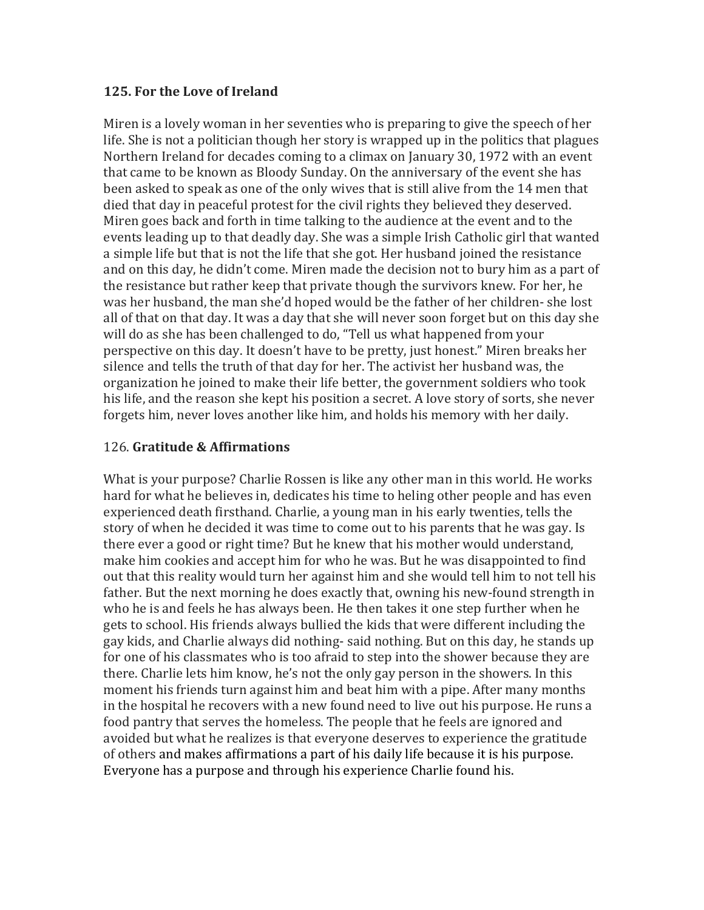**125. For the Love of Ireland**

Miren is a lovely woman in her seventies who is preparing to give the speech of her life. She is not a politician though her story is wrapped up in the politics that plagues Northern Ireland for decades coming to a climax on January 30, 1972 with an event that came to be known as Bloody Sunday. On the anniversary of the event she has been asked to speak as one of the only wives that is still alive from the 14 men that died that day in peaceful protest for the civil rights they believed they deserved. Miren goes back and forth in time talking to the audience at the event and to the events leading up to that deadly day. She was a simple Irish Catholic girl that wanted a simple life but that is not the life that she got. Her husband joined the resistance and on this day, he didn't come. Miren made the decision not to bury him as a part of the resistance but rather keep that private though the survivors knew. For her, he was her husband, the man she'd hoped would be the father of her children- she lost all of that on that day. It was a day that she will never soon forget but on this day she will do as she has been challenged to do, "Tell us what happened from your perspective on this day. It doesn't have to be pretty, just honest." Miren breaks her silence and tells the truth of that day for her. The activist her husband was, the organization he joined to make their life better, the government soldiers who took his life, and the reason she kept his position a secret. A love story of sorts, she never forgets him, never loves another like him, and holds his memory with her daily.

126. **Gratitude & Affirmations**

What is your purpose? Charlie Rossen is like any other man in this world. He works hard for what he believes in, dedicates his time to heling other people and has even experienced death firsthand. Charlie, a young man in his early twenties, tells the story of when he decided it was time to come out to his parents that he was gay. Is there ever a good or right time? But he knew that his mother would understand, make him cookies and accept him for who he was. But he was disappointed to find out that this reality would turn her against him and she would tell him to not tell his father. But the next morning he does exactly that, owning his new-found strength in who he is and feels he has always been. He then takes it one step further when he gets to school. His friends always bullied the kids that were different including the gay kids, and Charlie always did nothing- said nothing. But on this day, he stands up for one of his classmates who is too afraid to step into the shower because they are there. Charlie lets him know, he's not the only gay person in the showers. In this moment his friends turn against him and beat him with a pipe. After many months in the hospital he recovers with a new found need to live out his purpose. He runs a food pantry that serves the homeless. The people that he feels are ignored and avoided but what he realizes is that everyone deserves to experience the gratitude of others and makes affirmations a part of his daily life because it is his purpose. Everyone has a purpose and through his experience Charlie found his.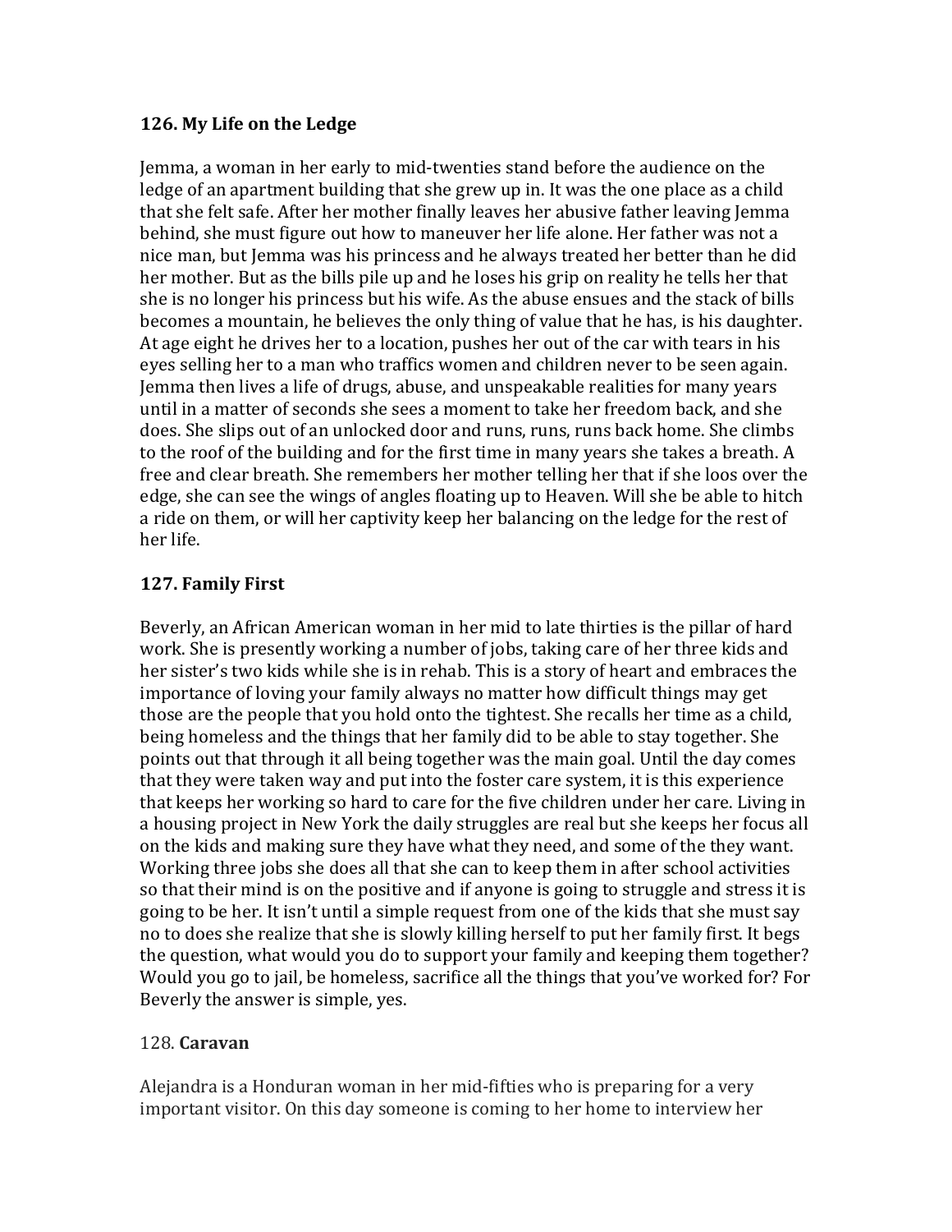**126. My Life on the Ledge**

Jemma, a woman in her early to mid-twenties stand before the audience on the ledge of an apartment building that she grew up in. It was the one place as a child that she felt safe. After her mother finally leaves her abusive father leaving Jemma behind, she must figure out how to maneuver her life alone. Her father was not a nice man, but Jemma was his princess and he always treated her better than he did her mother. But as the bills pile up and he loses his grip on reality he tells her that she is no longer his princess but his wife. As the abuse ensues and the stack of bills becomes a mountain, he believes the only thing of value that he has, is his daughter. At age eight he drives her to a location, pushes her out of the car with tears in his eyes selling her to a man who traffics women and children never to be seen again. Jemma then lives a life of drugs, abuse, and unspeakable realities for many years until in a matter of seconds she sees a moment to take her freedom back, and she does. She slips out of an unlocked door and runs, runs, runs back home. She climbs to the roof of the building and for the first time in many years she takes a breath. A free and clear breath. She remembers her mother telling her that if she loos over the edge, she can see the wings of angles floating up to Heaven. Will she be able to hitch a ride on them, or will her captivity keep her balancing on the ledge for the rest of her life.

**127. Family First**

Beverly, an African American woman in her mid to late thirties is the pillar of hard work. She is presently working a number of jobs, taking care of her three kids and her sister's two kids while she is in rehab. This is a story of heart and embraces the importance of loving your family always no matter how difficult things may get those are the people that you hold onto the tightest. She recalls her time as a child, being homeless and the things that her family did to be able to stay together. She points out that through it all being together was the main goal. Until the day comes that they were taken way and put into the foster care system, it is this experience that keeps her working so hard to care for the five children under her care. Living in a housing project in New York the daily struggles are real but she keeps her focus all on the kids and making sure they have what they need, and some of the they want. Working three jobs she does all that she can to keep them in after school activities so that their mind is on the positive and if anyone is going to struggle and stress it is going to be her. It isn't until a simple request from one of the kids that she must say no to does she realize that she is slowly killing herself to put her family first. It begs the question, what would you do to support your family and keeping them together? Would you go to jail, be homeless, sacrifice all the things that you've worked for? For Beverly the answer is simple, yes.

128. **Caravan**

Alejandra is a Honduran woman in her mid-fifties who is preparing for a very important visitor. On this day someone is coming to her home to interview her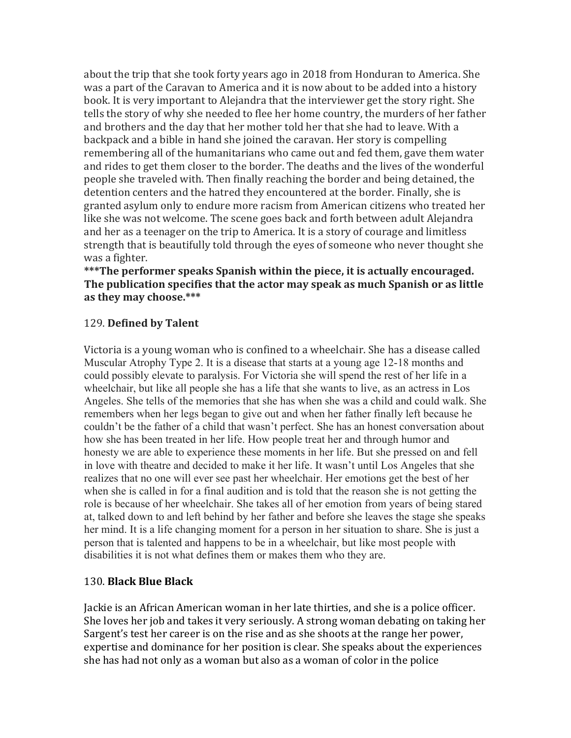about the trip that she took forty years ago in 2018 from Honduran to America. She was a part of the Caravan to America and it is now about to be added into a history book. It is very important to Alejandra that the interviewer get the story right. She tells the story of why she needed to flee her home country, the murders of her father and brothers and the day that her mother told her that she had to leave. With a backpack and a bible in hand she joined the caravan. Her story is compelling remembering all of the humanitarians who came out and fed them, gave them water and rides to get them closer to the border. The deaths and the lives of the wonderful people she traveled with. Then finally reaching the border and being detained, the detention centers and the hatred they encountered at the border. Finally, she is granted asylum only to endure more racism from American citizens who treated her like she was not welcome. The scene goes back and forth between adult Alejandra and her as a teenager on the trip to America. It is a story of courage and limitless strength that is beautifully told through the eyes of someone who never thought she was a fighter.

**\*\*\*The performer speaks Spanish within the piece, it is actually encouraged. The publication specifies that the actor may speak as much Spanish or as little as they may choose.\*\*\***

129. **Defined by Talent**

Victoria is a young woman who is confined to a wheelchair. She has a disease called Muscular Atrophy Type 2. It is a disease that starts at a young age 12-18 months and could possibly elevate to paralysis. For Victoria she will spend the rest of her life in a wheelchair, but like all people she has a life that she wants to live, as an actress in Los Angeles. She tells of the memories that she has when she was a child and could walk. She remembers when her legs began to give out and when her father finally left because he couldn't be the father of a child that wasn't perfect. She has an honest conversation about how she has been treated in her life. How people treat her and through humor and honesty we are able to experience these moments in her life. But she pressed on and fell in love with theatre and decided to make it her life. It wasn't until Los Angeles that she realizes that no one will ever see past her wheelchair. Her emotions get the best of her when she is called in for a final audition and is told that the reason she is not getting the role is because of her wheelchair. She takes all of her emotion from years of being stared at, talked down to and left behind by her father and before she leaves the stage she speaks her mind. It is a life changing moment for a person in her situation to share. She is just a person that is talented and happens to be in a wheelchair, but like most people with disabilities it is not what defines them or makes them who they are.

130. **Black Blue Black**

Jackie is an African American woman in her late thirties, and she is a police officer. She loves her job and takes it very seriously. A strong woman debating on taking her Sargent's test her career is on the rise and as she shoots at the range her power, expertise and dominance for her position is clear. She speaks about the experiences she has had not only as a woman but also as a woman of color in the police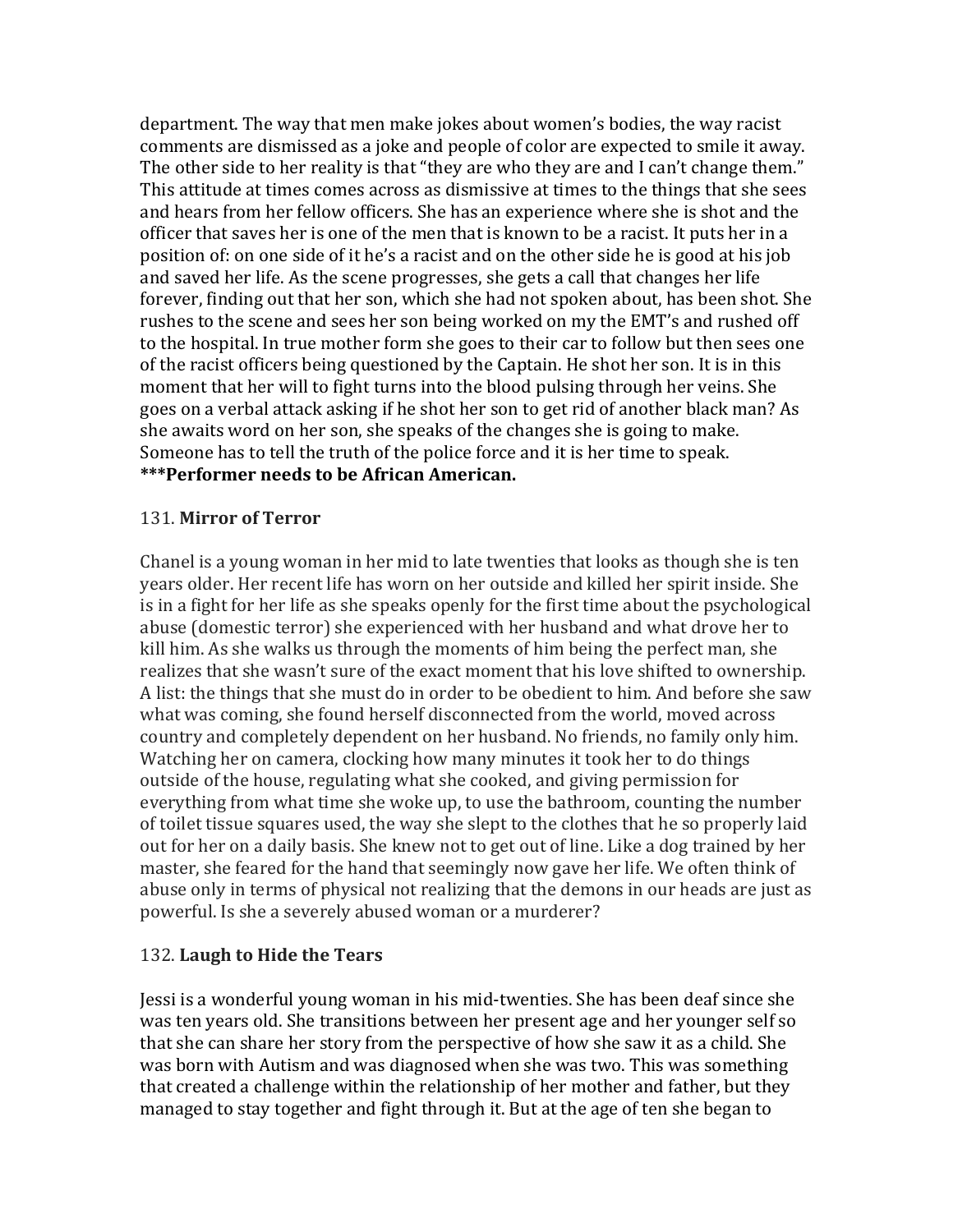department. The way that men make jokes about women's bodies, the way racist comments are dismissed as a joke and people of color are expected to smile it away. The other side to her reality is that "they are who they are and I can't change them." This attitude at times comes across as dismissive at times to the things that she sees and hears from her fellow officers. She has an experience where she is shot and the officer that saves her is one of the men that is known to be a racist. It puts her in a position of: on one side of it he's a racist and on the other side he is good at his job and saved her life. As the scene progresses, she gets a call that changes her life forever, finding out that her son, which she had not spoken about, has been shot. She rushes to the scene and sees her son being worked on my the EMT's and rushed off to the hospital. In true mother form she goes to their car to follow but then sees one of the racist officers being questioned by the Captain. He shot her son. It is in this moment that her will to fight turns into the blood pulsing through her veins. She goes on a verbal attack asking if he shot her son to get rid of another black man? As she awaits word on her son, she speaks of the changes she is going to make. Someone has to tell the truth of the police force and it is her time to speak.
**\*\*\*Performer needs to be African American.**

131. **Mirror of Terror**

Chanel is a young woman in her mid to late twenties that looks as though she is ten years older. Her recent life has worn on her outside and killed her spirit inside. She is in a fight for her life as she speaks openly for the first time about the psychological abuse (domestic terror) she experienced with her husband and what drove her to kill him. As she walks us through the moments of him being the perfect man, she realizes that she wasn't sure of the exact moment that his love shifted to ownership. A list: the things that she must do in order to be obedient to him. And before she saw what was coming, she found herself disconnected from the world, moved across country and completely dependent on her husband. No friends, no family only him. Watching her on camera, clocking how many minutes it took her to do things outside of the house, regulating what she cooked, and giving permission for everything from what time she woke up, to use the bathroom, counting the number of toilet tissue squares used, the way she slept to the clothes that he so properly laid out for her on a daily basis. She knew not to get out of line. Like a dog trained by her master, she feared for the hand that seemingly now gave her life. We often think of abuse only in terms of physical not realizing that the demons in our heads are just as powerful. Is she a severely abused woman or a murderer?

132. **Laugh to Hide the Tears**

Jessi is a wonderful young woman in his mid-twenties. She has been deaf since she was ten years old. She transitions between her present age and her younger self so that she can share her story from the perspective of how she saw it as a child. She was born with Autism and was diagnosed when she was two. This was something that created a challenge within the relationship of her mother and father, but they managed to stay together and fight through it. But at the age of ten she began to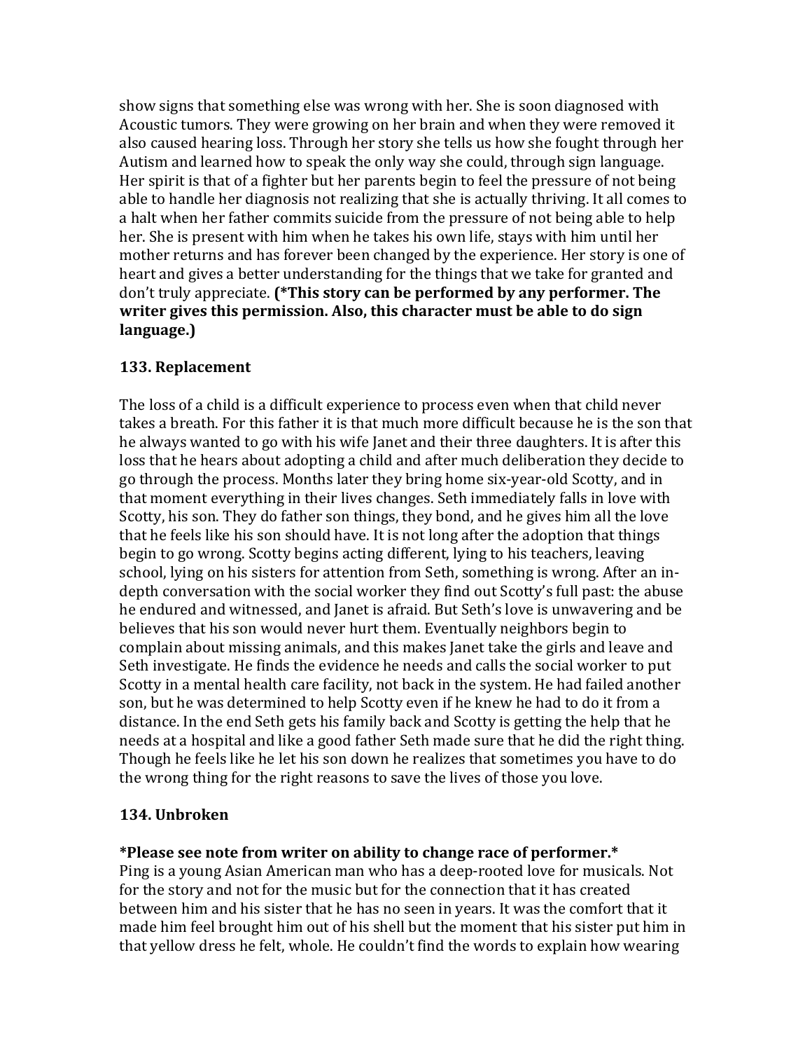show signs that something else was wrong with her. She is soon diagnosed with Acoustic tumors. They were growing on her brain and when they were removed it also caused hearing loss. Through her story she tells us how she fought through her Autism and learned how to speak the only way she could, through sign language. Her spirit is that of a fighter but her parents begin to feel the pressure of not being able to handle her diagnosis not realizing that she is actually thriving. It all comes to a halt when her father commits suicide from the pressure of not being able to help her. She is present with him when he takes his own life, stays with him until her mother returns and has forever been changed by the experience. Her story is one of heart and gives a better understanding for the things that we take for granted and don't truly appreciate. **(*This story can be performed by any performer. The writer gives this permission. Also, this character must be able to do sign language.)**

### 133. Replacement

The loss of a child is a difficult experience to process even when that child never takes a breath. For this father it is that much more difficult because he is the son that he always wanted to go with his wife Janet and their three daughters. It is after this loss that he hears about adopting a child and after much deliberation they decide to go through the process. Months later they bring home six-year-old Scotty, and in that moment everything in their lives changes. Seth immediately falls in love with Scotty, his son. They do father son things, they bond, and he gives him all the love that he feels like his son should have. It is not long after the adoption that things begin to go wrong. Scotty begins acting different, lying to his teachers, leaving school, lying on his sisters for attention from Seth, something is wrong. After an in-depth conversation with the social worker they find out Scotty's full past: the abuse he endured and witnessed, and Janet is afraid. But Seth's love is unwavering and be believes that his son would never hurt them. Eventually neighbors begin to complain about missing animals, and this makes Janet take the girls and leave and Seth investigate. He finds the evidence he needs and calls the social worker to put Scotty in a mental health care facility, not back in the system. He had failed another son, but he was determined to help Scotty even if he knew he had to do it from a distance. In the end Seth gets his family back and Scotty is getting the help that he needs at a hospital and like a good father Seth made sure that he did the right thing. Though he feels like he let his son down he realizes that sometimes you have to do the wrong thing for the right reasons to save the lives of those you love.

### 134. Unbroken

**\*Please see note from writer on ability to change race of performer.\***

Ping is a young Asian American man who has a deep-rooted love for musicals. Not for the story and not for the music but for the connection that it has created between him and his sister that he has no seen in years. It was the comfort that it made him feel brought him out of his shell but the moment that his sister put him in that yellow dress he felt, whole. He couldn't find the words to explain how wearing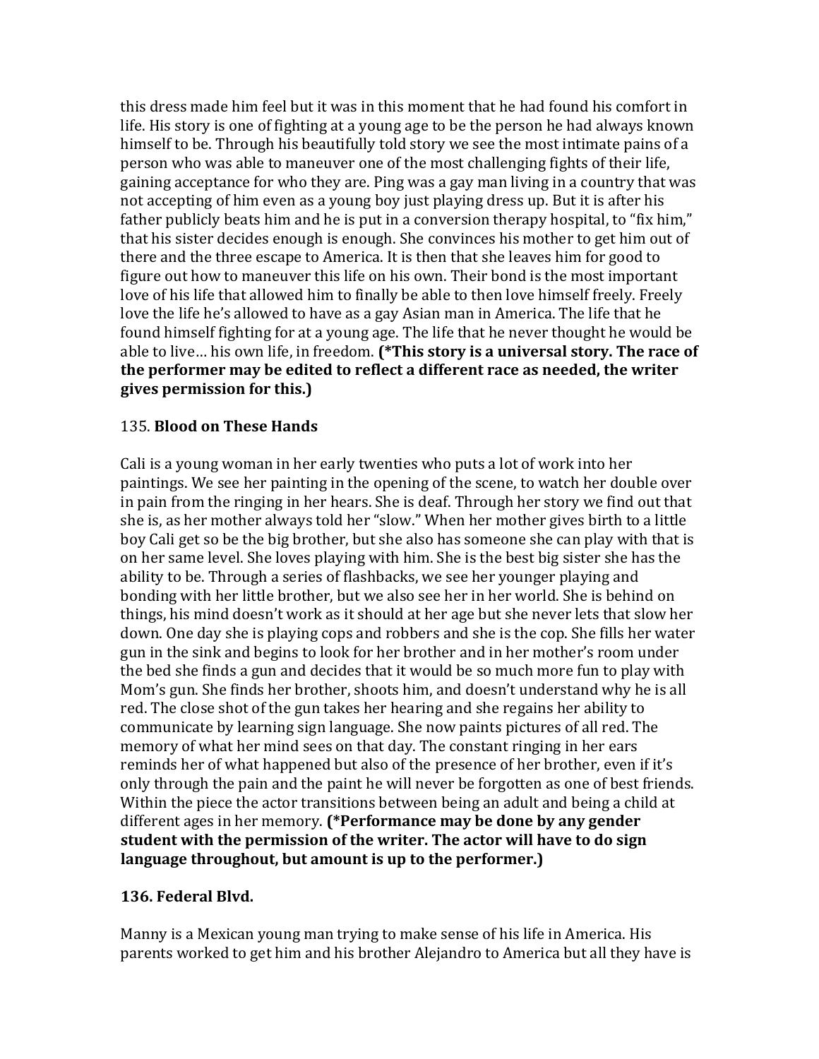this dress made him feel but it was in this moment that he had found his comfort in life. His story is one of fighting at a young age to be the person he had always known himself to be. Through his beautifully told story we see the most intimate pains of a person who was able to maneuver one of the most challenging fights of their life, gaining acceptance for who they are. Ping was a gay man living in a country that was not accepting of him even as a young boy just playing dress up. But it is after his father publicly beats him and he is put in a conversion therapy hospital, to "fix him," that his sister decides enough is enough. She convinces his mother to get him out of there and the three escape to America. It is then that she leaves him for good to figure out how to maneuver this life on his own. Their bond is the most important love of his life that allowed him to finally be able to then love himself freely. Freely love the life he's allowed to have as a gay Asian man in America. The life that he found himself fighting for at a young age. The life that he never thought he would be able to live… his own life, in freedom. **(*This story is a universal story. The race of the performer may be edited to reflect a different race as needed, the writer gives permission for this.)**

135. **Blood on These Hands**

Cali is a young woman in her early twenties who puts a lot of work into her paintings. We see her painting in the opening of the scene, to watch her double over in pain from the ringing in her hears. She is deaf. Through her story we find out that she is, as her mother always told her "slow." When her mother gives birth to a little boy Cali get so be the big brother, but she also has someone she can play with that is on her same level. She loves playing with him. She is the best big sister she has the ability to be. Through a series of flashbacks, we see her younger playing and bonding with her little brother, but we also see her in her world. She is behind on things, his mind doesn't work as it should at her age but she never lets that slow her down. One day she is playing cops and robbers and she is the cop. She fills her water gun in the sink and begins to look for her brother and in her mother's room under the bed she finds a gun and decides that it would be so much more fun to play with Mom's gun. She finds her brother, shoots him, and doesn't understand why he is all red. The close shot of the gun takes her hearing and she regains her ability to communicate by learning sign language. She now paints pictures of all red. The memory of what her mind sees on that day. The constant ringing in her ears reminds her of what happened but also of the presence of her brother, even if it's only through the pain and the paint he will never be forgotten as one of best friends. Within the piece the actor transitions between being an adult and being a child at different ages in her memory. **(*Performance may be done by any gender student with the permission of the writer. The actor will have to do sign language throughout, but amount is up to the performer.)**

**136. Federal Blvd.**

Manny is a Mexican young man trying to make sense of his life in America. His parents worked to get him and his brother Alejandro to America but all they have is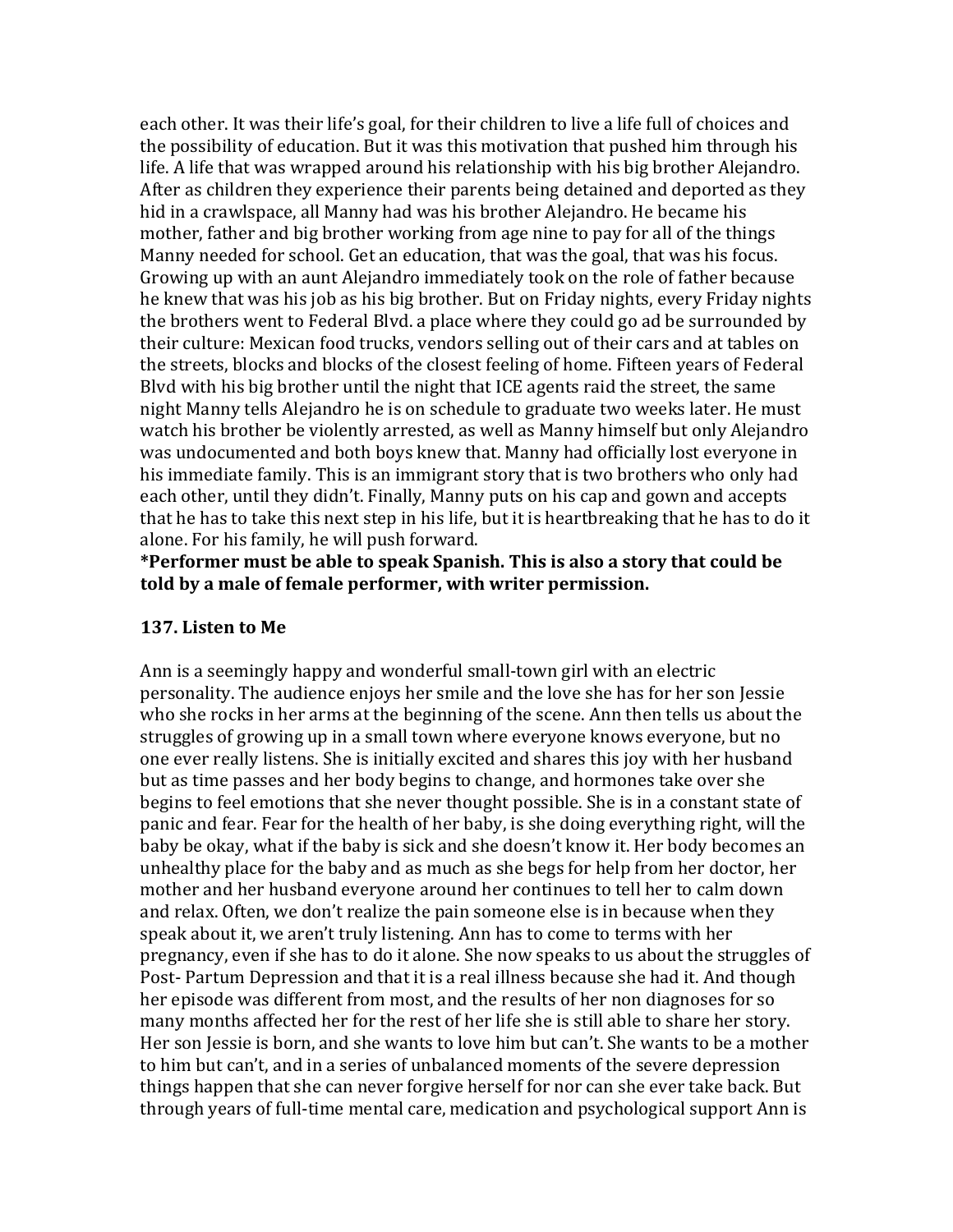each other. It was their life's goal, for their children to live a life full of choices and the possibility of education. But it was this motivation that pushed him through his life. A life that was wrapped around his relationship with his big brother Alejandro. After as children they experience their parents being detained and deported as they hid in a crawlspace, all Manny had was his brother Alejandro. He became his mother, father and big brother working from age nine to pay for all of the things Manny needed for school. Get an education, that was the goal, that was his focus. Growing up with an aunt Alejandro immediately took on the role of father because he knew that was his job as his big brother. But on Friday nights, every Friday nights the brothers went to Federal Blvd. a place where they could go ad be surrounded by their culture: Mexican food trucks, vendors selling out of their cars and at tables on the streets, blocks and blocks of the closest feeling of home. Fifteen years of Federal Blvd with his big brother until the night that ICE agents raid the street, the same night Manny tells Alejandro he is on schedule to graduate two weeks later. He must watch his brother be violently arrested, as well as Manny himself but only Alejandro was undocumented and both boys knew that. Manny had officially lost everyone in his immediate family. This is an immigrant story that is two brothers who only had each other, until they didn't. Finally, Manny puts on his cap and gown and accepts that he has to take this next step in his life, but it is heartbreaking that he has to do it alone. For his family, he will push forward.

**\*Performer must be able to speak Spanish. This is also a story that could be told by a male of female performer, with writer permission.**

### 137. Listen to Me

Ann is a seemingly happy and wonderful small-town girl with an electric personality. The audience enjoys her smile and the love she has for her son Jessie who she rocks in her arms at the beginning of the scene. Ann then tells us about the struggles of growing up in a small town where everyone knows everyone, but no one ever really listens. She is initially excited and shares this joy with her husband but as time passes and her body begins to change, and hormones take over she begins to feel emotions that she never thought possible. She is in a constant state of panic and fear. Fear for the health of her baby, is she doing everything right, will the baby be okay, what if the baby is sick and she doesn't know it. Her body becomes an unhealthy place for the baby and as much as she begs for help from her doctor, her mother and her husband everyone around her continues to tell her to calm down and relax. Often, we don't realize the pain someone else is in because when they speak about it, we aren't truly listening. Ann has to come to terms with her pregnancy, even if she has to do it alone. She now speaks to us about the struggles of Post- Partum Depression and that it is a real illness because she had it. And though her episode was different from most, and the results of her non diagnoses for so many months affected her for the rest of her life she is still able to share her story. Her son Jessie is born, and she wants to love him but can't. She wants to be a mother to him but can't, and in a series of unbalanced moments of the severe depression things happen that she can never forgive herself for nor can she ever take back. But through years of full-time mental care, medication and psychological support Ann is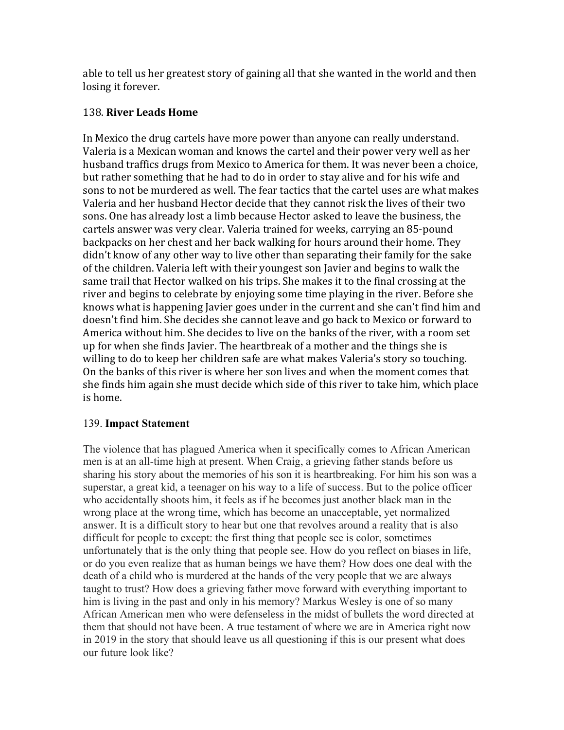able to tell us her greatest story of gaining all that she wanted in the world and then losing it forever.

### 138. **River Leads Home**

In Mexico the drug cartels have more power than anyone can really understand. Valeria is a Mexican woman and knows the cartel and their power very well as her husband traffics drugs from Mexico to America for them. It was never been a choice, but rather something that he had to do in order to stay alive and for his wife and sons to not be murdered as well. The fear tactics that the cartel uses are what makes Valeria and her husband Hector decide that they cannot risk the lives of their two sons. One has already lost a limb because Hector asked to leave the business, the cartels answer was very clear. Valeria trained for weeks, carrying an 85-pound backpacks on her chest and her back walking for hours around their home. They didn't know of any other way to live other than separating their family for the sake of the children. Valeria left with their youngest son Javier and begins to walk the same trail that Hector walked on his trips. She makes it to the final crossing at the river and begins to celebrate by enjoying some time playing in the river. Before she knows what is happening Javier goes under in the current and she can't find him and doesn't find him. She decides she cannot leave and go back to Mexico or forward to America without him. She decides to live on the banks of the river, with a room set up for when she finds Javier. The heartbreak of a mother and the things she is willing to do to keep her children safe are what makes Valeria's story so touching. On the banks of this river is where her son lives and when the moment comes that she finds him again she must decide which side of this river to take him, which place is home.

### 139. **Impact Statement**

The violence that has plagued America when it specifically comes to African American men is at an all-time high at present. When Craig, a grieving father stands before us sharing his story about the memories of his son it is heartbreaking. For him his son was a superstar, a great kid, a teenager on his way to a life of success. But to the police officer who accidentally shoots him, it feels as if he becomes just another black man in the wrong place at the wrong time, which has become an unacceptable, yet normalized answer. It is a difficult story to hear but one that revolves around a reality that is also difficult for people to except: the first thing that people see is color, sometimes unfortunately that is the only thing that people see. How do you reflect on biases in life, or do you even realize that as human beings we have them? How does one deal with the death of a child who is murdered at the hands of the very people that we are always taught to trust? How does a grieving father move forward with everything important to him is living in the past and only in his memory? Markus Wesley is one of so many African American men who were defenseless in the midst of bullets the word directed at them that should not have been. A true testament of where we are in America right now in 2019 in the story that should leave us all questioning if this is our present what does our future look like?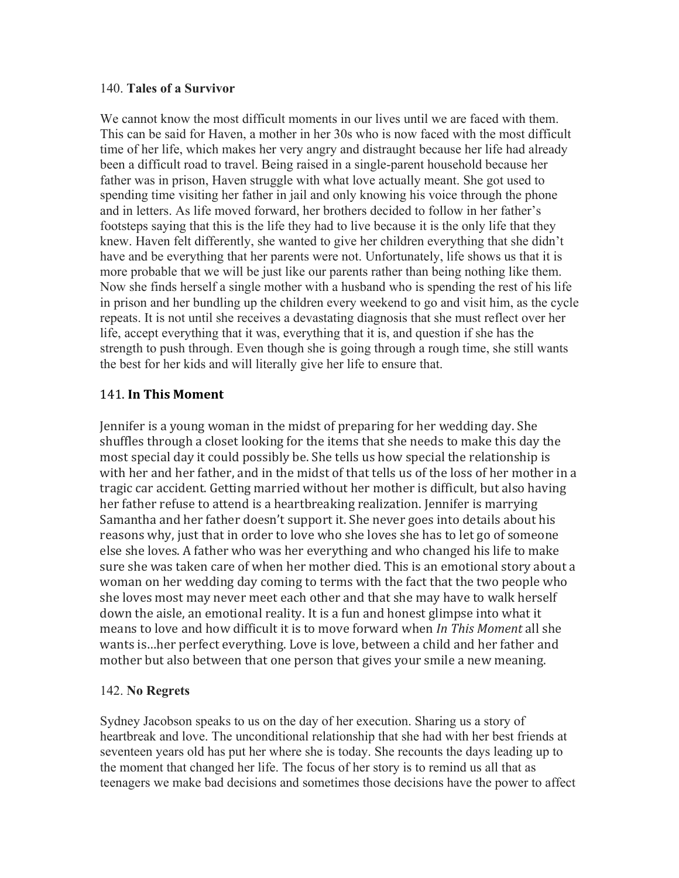140. **Tales of a Survivor**

We cannot know the most difficult moments in our lives until we are faced with them. This can be said for Haven, a mother in her 30s who is now faced with the most difficult time of her life, which makes her very angry and distraught because her life had already been a difficult road to travel. Being raised in a single-parent household because her father was in prison, Haven struggle with what love actually meant. She got used to spending time visiting her father in jail and only knowing his voice through the phone and in letters. As life moved forward, her brothers decided to follow in her father's footsteps saying that this is the life they had to live because it is the only life that they knew. Haven felt differently, she wanted to give her children everything that she didn't have and be everything that her parents were not. Unfortunately, life shows us that it is more probable that we will be just like our parents rather than being nothing like them. Now she finds herself a single mother with a husband who is spending the rest of his life in prison and her bundling up the children every weekend to go and visit him, as the cycle repeats. It is not until she receives a devastating diagnosis that she must reflect over her life, accept everything that it was, everything that it is, and question if she has the strength to push through. Even though she is going through a rough time, she still wants the best for her kids and will literally give her life to ensure that.

141. **In This Moment**

Jennifer is a young woman in the midst of preparing for her wedding day. She shuffles through a closet looking for the items that she needs to make this day the most special day it could possibly be. She tells us how special the relationship is with her and her father, and in the midst of that tells us of the loss of her mother in a tragic car accident. Getting married without her mother is difficult, but also having her father refuse to attend is a heartbreaking realization. Jennifer is marrying Samantha and her father doesn't support it. She never goes into details about his reasons why, just that in order to love who she loves she has to let go of someone else she loves. A father who was her everything and who changed his life to make sure she was taken care of when her mother died. This is an emotional story about a woman on her wedding day coming to terms with the fact that the two people who she loves most may never meet each other and that she may have to walk herself down the aisle, an emotional reality. It is a fun and honest glimpse into what it means to love and how difficult it is to move forward when *In This Moment* all she wants is…her perfect everything. Love is love, between a child and her father and mother but also between that one person that gives your smile a new meaning.

142. **No Regrets**

Sydney Jacobson speaks to us on the day of her execution. Sharing us a story of heartbreak and love. The unconditional relationship that she had with her best friends at seventeen years old has put her where she is today. She recounts the days leading up to the moment that changed her life. The focus of her story is to remind us all that as teenagers we make bad decisions and sometimes those decisions have the power to affect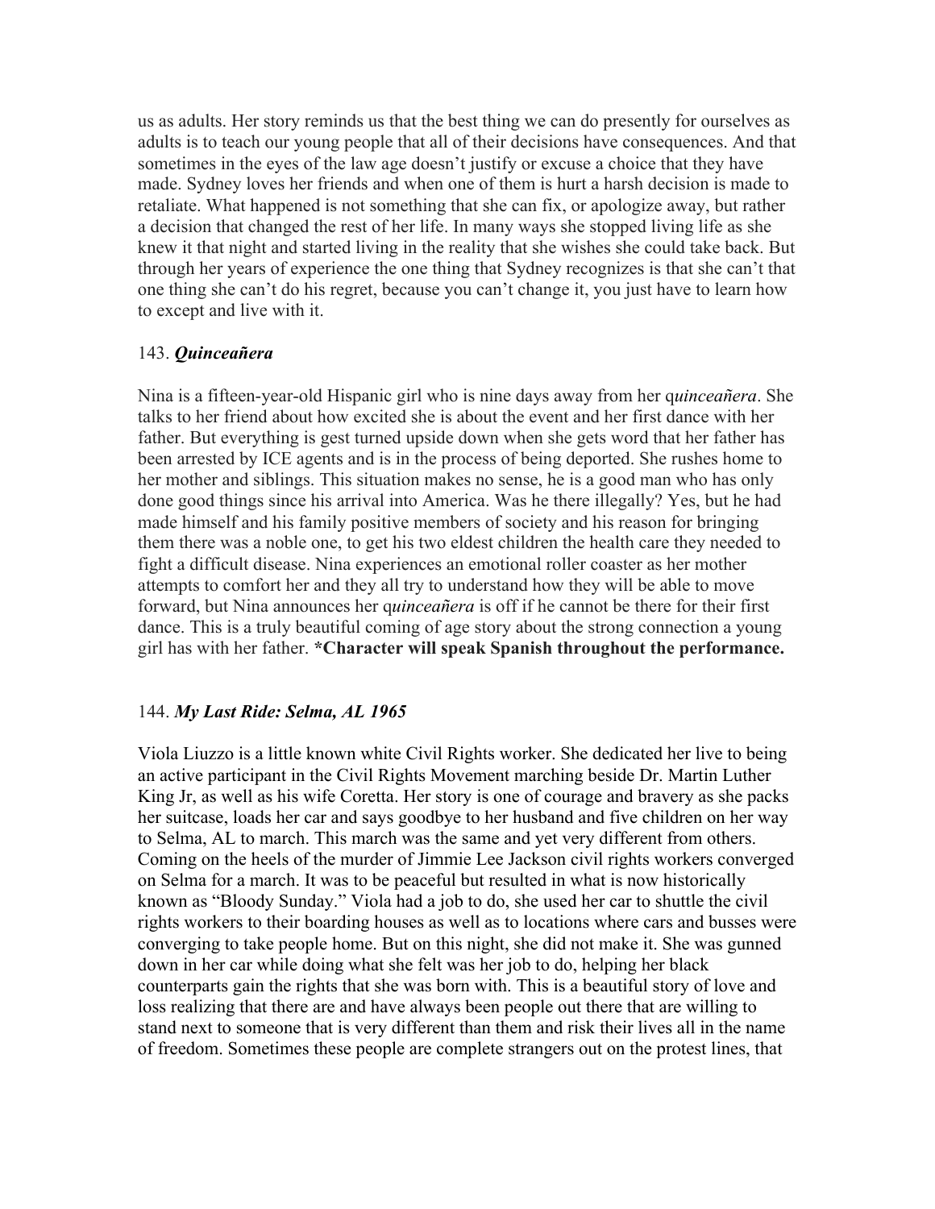us as adults. Her story reminds us that the best thing we can do presently for ourselves as adults is to teach our young people that all of their decisions have consequences. And that sometimes in the eyes of the law age doesn't justify or excuse a choice that they have made. Sydney loves her friends and when one of them is hurt a harsh decision is made to retaliate. What happened is not something that she can fix, or apologize away, but rather a decision that changed the rest of her life. In many ways she stopped living life as she knew it that night and started living in the reality that she wishes she could take back. But through her years of experience the one thing that Sydney recognizes is that she can't that one thing she can't do his regret, because you can't change it, you just have to learn how to except and live with it.

143. ***Quinceañera***

Nina is a fifteen-year-old Hispanic girl who is nine days away from her q*uinceañera*. She talks to her friend about how excited she is about the event and her first dance with her father. But everything is gest turned upside down when she gets word that her father has been arrested by ICE agents and is in the process of being deported. She rushes home to her mother and siblings. This situation makes no sense, he is a good man who has only done good things since his arrival into America. Was he there illegally? Yes, but he had made himself and his family positive members of society and his reason for bringing them there was a noble one, to get his two eldest children the health care they needed to fight a difficult disease. Nina experiences an emotional roller coaster as her mother attempts to comfort her and they all try to understand how they will be able to move forward, but Nina announces her q*uinceañera* is off if he cannot be there for their first dance. This is a truly beautiful coming of age story about the strong connection a young girl has with her father. **\*Character will speak Spanish throughout the performance.**

144. ***My Last Ride: Selma, AL 1965***

Viola Liuzzo is a little known white Civil Rights worker. She dedicated her live to being an active participant in the Civil Rights Movement marching beside Dr. Martin Luther King Jr, as well as his wife Coretta. Her story is one of courage and bravery as she packs her suitcase, loads her car and says goodbye to her husband and five children on her way to Selma, AL to march. This march was the same and yet very different from others. Coming on the heels of the murder of Jimmie Lee Jackson civil rights workers converged on Selma for a march. It was to be peaceful but resulted in what is now historically known as "Bloody Sunday." Viola had a job to do, she used her car to shuttle the civil rights workers to their boarding houses as well as to locations where cars and busses were converging to take people home. But on this night, she did not make it. She was gunned down in her car while doing what she felt was her job to do, helping her black counterparts gain the rights that she was born with. This is a beautiful story of love and loss realizing that there are and have always been people out there that are willing to stand next to someone that is very different than them and risk their lives all in the name of freedom. Sometimes these people are complete strangers out on the protest lines, that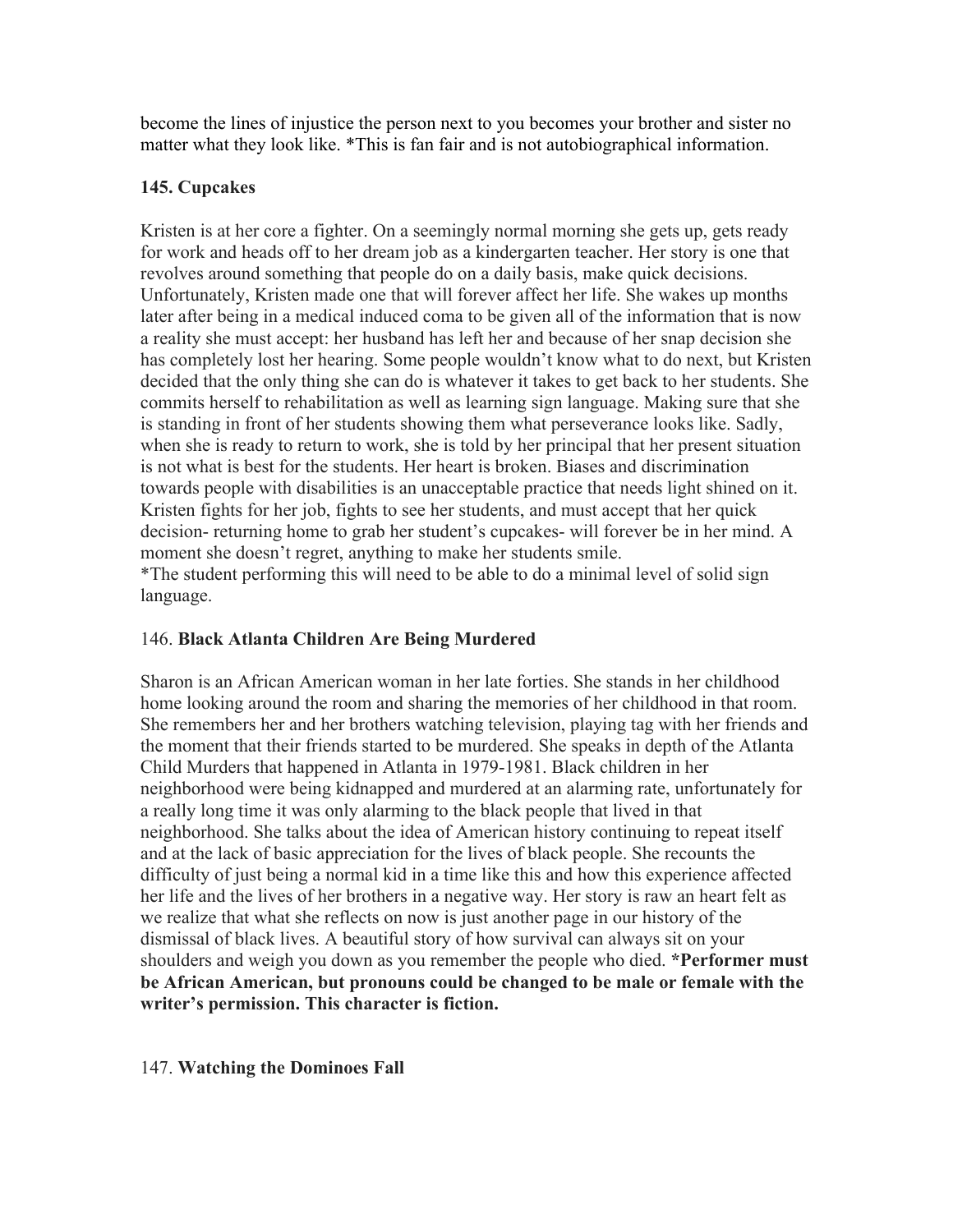become the lines of injustice the person next to you becomes your brother and sister no matter what they look like. *This is fan fair and is not autobiographical information.

**145. Cupcakes**

Kristen is at her core a fighter. On a seemingly normal morning she gets up, gets ready for work and heads off to her dream job as a kindergarten teacher. Her story is one that revolves around something that people do on a daily basis, make quick decisions. Unfortunately, Kristen made one that will forever affect her life. She wakes up months later after being in a medical induced coma to be given all of the information that is now a reality she must accept: her husband has left her and because of her snap decision she has completely lost her hearing. Some people wouldn't know what to do next, but Kristen decided that the only thing she can do is whatever it takes to get back to her students. She commits herself to rehabilitation as well as learning sign language. Making sure that she is standing in front of her students showing them what perseverance looks like. Sadly, when she is ready to return to work, she is told by her principal that her present situation is not what is best for the students. Her heart is broken. Biases and discrimination towards people with disabilities is an unacceptable practice that needs light shined on it. Kristen fights for her job, fights to see her students, and must accept that her quick decision- returning home to grab her student's cupcakes- will forever be in her mind. A moment she doesn't regret, anything to make her students smile.
*The student performing this will need to be able to do a minimal level of solid sign language.

146. **Black Atlanta Children Are Being Murdered**

Sharon is an African American woman in her late forties. She stands in her childhood home looking around the room and sharing the memories of her childhood in that room. She remembers her and her brothers watching television, playing tag with her friends and the moment that their friends started to be murdered. She speaks in depth of the Atlanta Child Murders that happened in Atlanta in 1979-1981. Black children in her neighborhood were being kidnapped and murdered at an alarming rate, unfortunately for a really long time it was only alarming to the black people that lived in that neighborhood. She talks about the idea of American history continuing to repeat itself and at the lack of basic appreciation for the lives of black people. She recounts the difficulty of just being a normal kid in a time like this and how this experience affected her life and the lives of her brothers in a negative way. Her story is raw an heart felt as we realize that what she reflects on now is just another page in our history of the dismissal of black lives. A beautiful story of how survival can always sit on your shoulders and weigh you down as you remember the people who died. ***Performer must be African American, but pronouns could be changed to be male or female with the writer's permission. This character is fiction.**

147. **Watching the Dominoes Fall**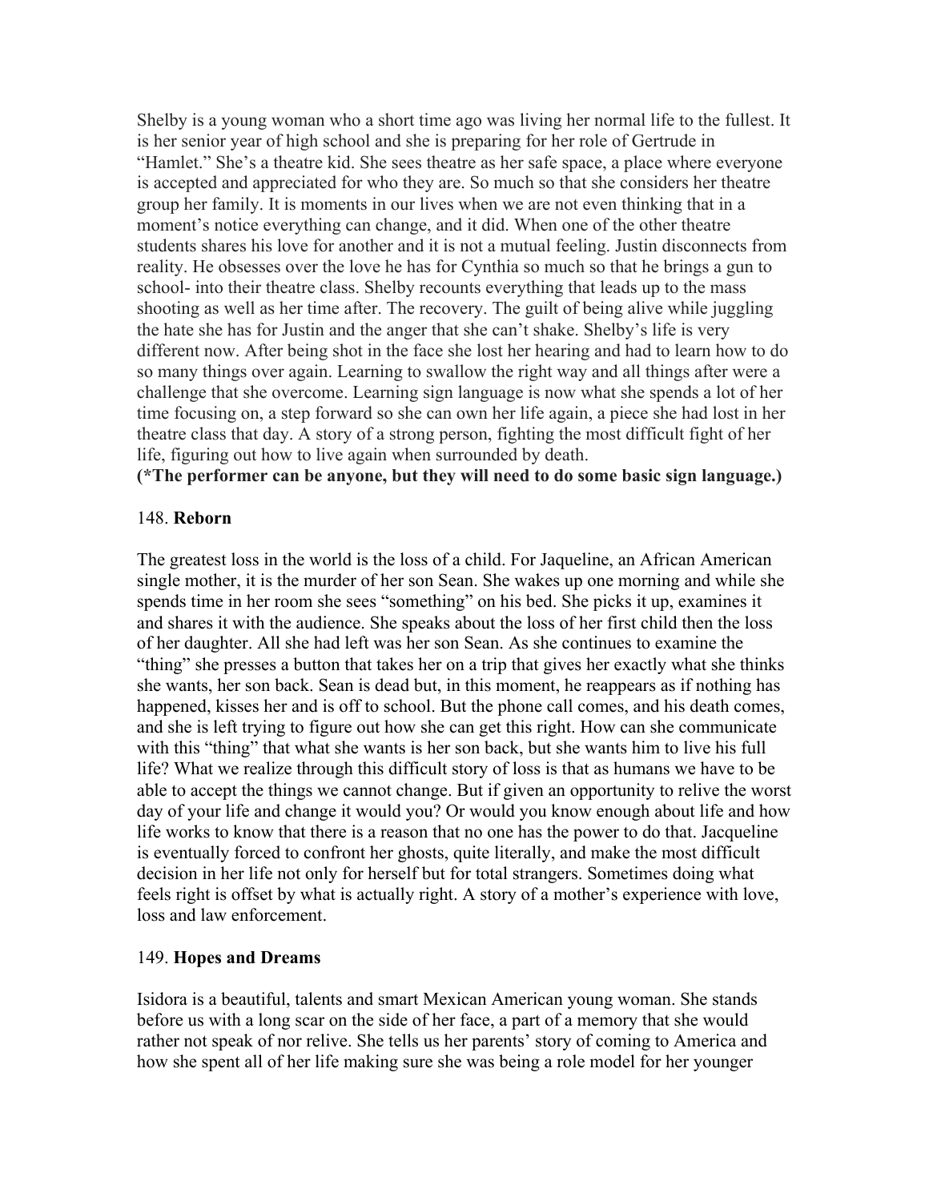Shelby is a young woman who a short time ago was living her normal life to the fullest. It is her senior year of high school and she is preparing for her role of Gertrude in "Hamlet." She's a theatre kid. She sees theatre as her safe space, a place where everyone is accepted and appreciated for who they are. So much so that she considers her theatre group her family. It is moments in our lives when we are not even thinking that in a moment's notice everything can change, and it did. When one of the other theatre students shares his love for another and it is not a mutual feeling. Justin disconnects from reality. He obsesses over the love he has for Cynthia so much so that he brings a gun to school- into their theatre class. Shelby recounts everything that leads up to the mass shooting as well as her time after. The recovery. The guilt of being alive while juggling the hate she has for Justin and the anger that she can't shake. Shelby's life is very different now. After being shot in the face she lost her hearing and had to learn how to do so many things over again. Learning to swallow the right way and all things after were a challenge that she overcome. Learning sign language is now what she spends a lot of her time focusing on, a step forward so she can own her life again, a piece she had lost in her theatre class that day. A story of a strong person, fighting the most difficult fight of her life, figuring out how to live again when surrounded by death.
**(*The performer can be anyone, but they will need to do some basic sign language.)**

148. **Reborn**

The greatest loss in the world is the loss of a child. For Jaqueline, an African American single mother, it is the murder of her son Sean. She wakes up one morning and while she spends time in her room she sees "something" on his bed. She picks it up, examines it and shares it with the audience. She speaks about the loss of her first child then the loss of her daughter. All she had left was her son Sean. As she continues to examine the "thing" she presses a button that takes her on a trip that gives her exactly what she thinks she wants, her son back. Sean is dead but, in this moment, he reappears as if nothing has happened, kisses her and is off to school. But the phone call comes, and his death comes, and she is left trying to figure out how she can get this right. How can she communicate with this "thing" that what she wants is her son back, but she wants him to live his full life? What we realize through this difficult story of loss is that as humans we have to be able to accept the things we cannot change. But if given an opportunity to relive the worst day of your life and change it would you? Or would you know enough about life and how life works to know that there is a reason that no one has the power to do that. Jacqueline is eventually forced to confront her ghosts, quite literally, and make the most difficult decision in her life not only for herself but for total strangers. Sometimes doing what feels right is offset by what is actually right. A story of a mother's experience with love, loss and law enforcement.

149. **Hopes and Dreams**

Isidora is a beautiful, talents and smart Mexican American young woman. She stands before us with a long scar on the side of her face, a part of a memory that she would rather not speak of nor relive. She tells us her parents' story of coming to America and how she spent all of her life making sure she was being a role model for her younger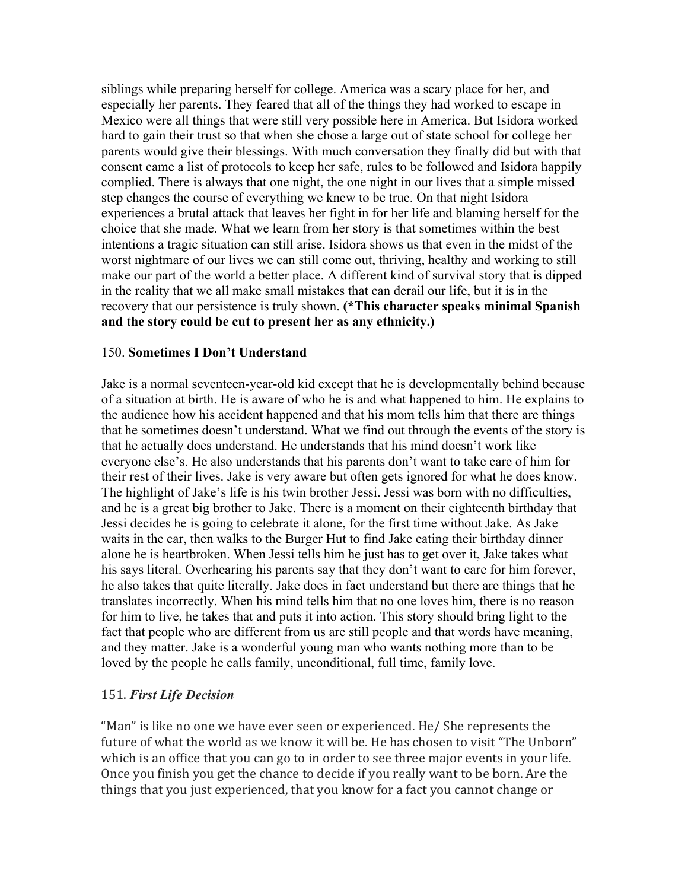siblings while preparing herself for college. America was a scary place for her, and especially her parents. They feared that all of the things they had worked to escape in Mexico were all things that were still very possible here in America. But Isidora worked hard to gain their trust so that when she chose a large out of state school for college her parents would give their blessings. With much conversation they finally did but with that consent came a list of protocols to keep her safe, rules to be followed and Isidora happily complied. There is always that one night, the one night in our lives that a simple missed step changes the course of everything we knew to be true. On that night Isidora experiences a brutal attack that leaves her fight in for her life and blaming herself for the choice that she made. What we learn from her story is that sometimes within the best intentions a tragic situation can still arise. Isidora shows us that even in the midst of the worst nightmare of our lives we can still come out, thriving, healthy and working to still make our part of the world a better place. A different kind of survival story that is dipped in the reality that we all make small mistakes that can derail our life, but it is in the recovery that our persistence is truly shown. **(*This character speaks minimal Spanish and the story could be cut to present her as any ethnicity.)**

150. **Sometimes I Don't Understand**

Jake is a normal seventeen-year-old kid except that he is developmentally behind because of a situation at birth. He is aware of who he is and what happened to him. He explains to the audience how his accident happened and that his mom tells him that there are things that he sometimes doesn't understand. What we find out through the events of the story is that he actually does understand. He understands that his mind doesn't work like everyone else's. He also understands that his parents don't want to take care of him for their rest of their lives. Jake is very aware but often gets ignored for what he does know. The highlight of Jake's life is his twin brother Jessi. Jessi was born with no difficulties, and he is a great big brother to Jake. There is a moment on their eighteenth birthday that Jessi decides he is going to celebrate it alone, for the first time without Jake. As Jake waits in the car, then walks to the Burger Hut to find Jake eating their birthday dinner alone he is heartbroken. When Jessi tells him he just has to get over it, Jake takes what his says literal. Overhearing his parents say that they don't want to care for him forever, he also takes that quite literally. Jake does in fact understand but there are things that he translates incorrectly. When his mind tells him that no one loves him, there is no reason for him to live, he takes that and puts it into action. This story should bring light to the fact that people who are different from us are still people and that words have meaning, and they matter. Jake is a wonderful young man who wants nothing more than to be loved by the people he calls family, unconditional, full time, family love.

151. ***First Life Decision***

"Man" is like no one we have ever seen or experienced. He/ She represents the future of what the world as we know it will be. He has chosen to visit "The Unborn" which is an office that you can go to in order to see three major events in your life. Once you finish you get the chance to decide if you really want to be born. Are the things that you just experienced, that you know for a fact you cannot change or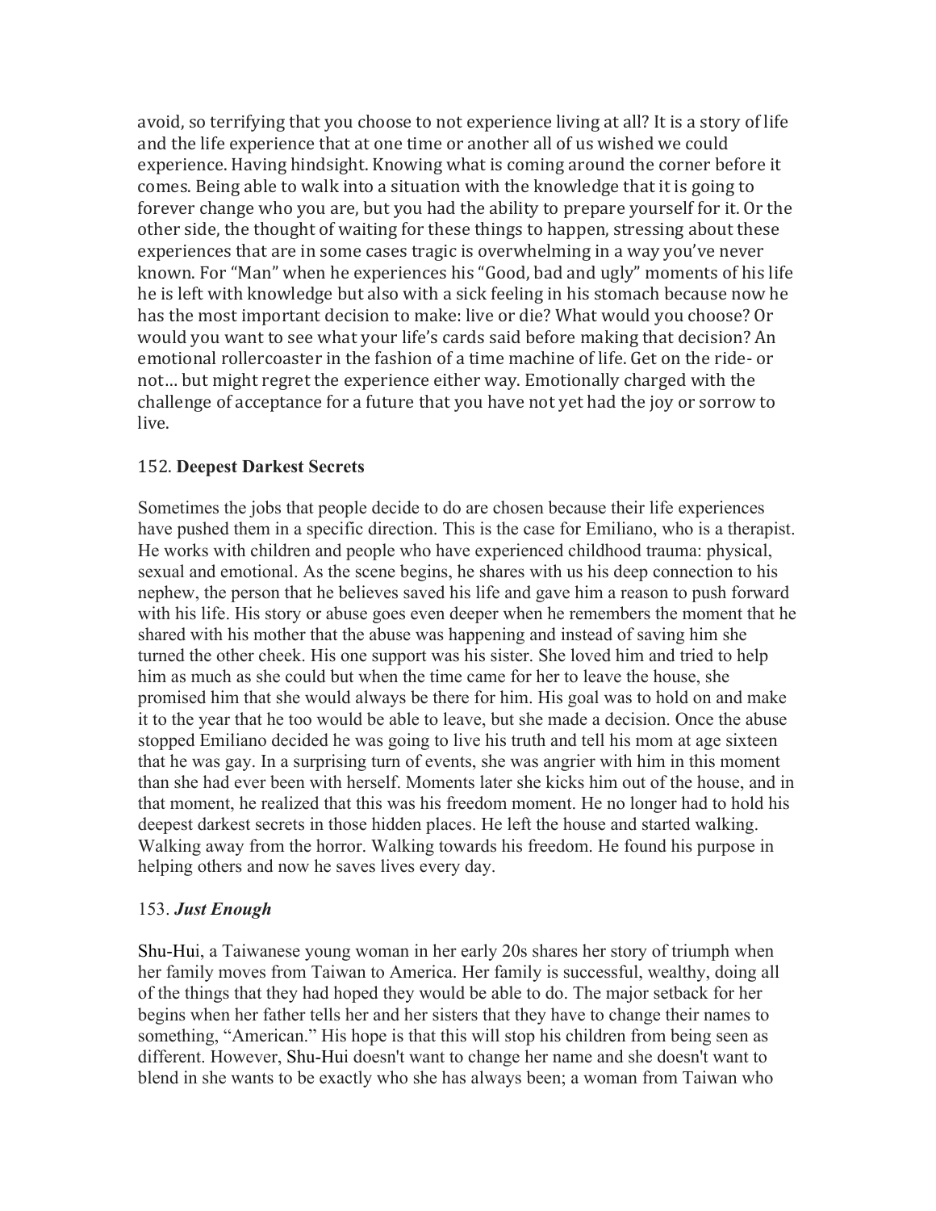avoid, so terrifying that you choose to not experience living at all? It is a story of life and the life experience that at one time or another all of us wished we could experience. Having hindsight. Knowing what is coming around the corner before it comes. Being able to walk into a situation with the knowledge that it is going to forever change who you are, but you had the ability to prepare yourself for it. Or the other side, the thought of waiting for these things to happen, stressing about these experiences that are in some cases tragic is overwhelming in a way you've never known. For "Man" when he experiences his "Good, bad and ugly" moments of his life he is left with knowledge but also with a sick feeling in his stomach because now he has the most important decision to make: live or die? What would you choose? Or would you want to see what your life's cards said before making that decision? An emotional rollercoaster in the fashion of a time machine of life. Get on the ride- or not… but might regret the experience either way. Emotionally charged with the challenge of acceptance for a future that you have not yet had the joy or sorrow to live.

152. **Deepest Darkest Secrets**

Sometimes the jobs that people decide to do are chosen because their life experiences have pushed them in a specific direction. This is the case for Emiliano, who is a therapist. He works with children and people who have experienced childhood trauma: physical, sexual and emotional. As the scene begins, he shares with us his deep connection to his nephew, the person that he believes saved his life and gave him a reason to push forward with his life. His story or abuse goes even deeper when he remembers the moment that he shared with his mother that the abuse was happening and instead of saving him she turned the other cheek. His one support was his sister. She loved him and tried to help him as much as she could but when the time came for her to leave the house, she promised him that she would always be there for him. His goal was to hold on and make it to the year that he too would be able to leave, but she made a decision. Once the abuse stopped Emiliano decided he was going to live his truth and tell his mom at age sixteen that he was gay. In a surprising turn of events, she was angrier with him in this moment than she had ever been with herself. Moments later she kicks him out of the house, and in that moment, he realized that this was his freedom moment. He no longer had to hold his deepest darkest secrets in those hidden places. He left the house and started walking. Walking away from the horror. Walking towards his freedom. He found his purpose in helping others and now he saves lives every day.

153. ***Just Enough***

Shu-Hui, a Taiwanese young woman in her early 20s shares her story of triumph when her family moves from Taiwan to America. Her family is successful, wealthy, doing all of the things that they had hoped they would be able to do. The major setback for her begins when her father tells her and her sisters that they have to change their names to something, "American." His hope is that this will stop his children from being seen as different. However, Shu-Hui doesn't want to change her name and she doesn't want to blend in she wants to be exactly who she has always been; a woman from Taiwan who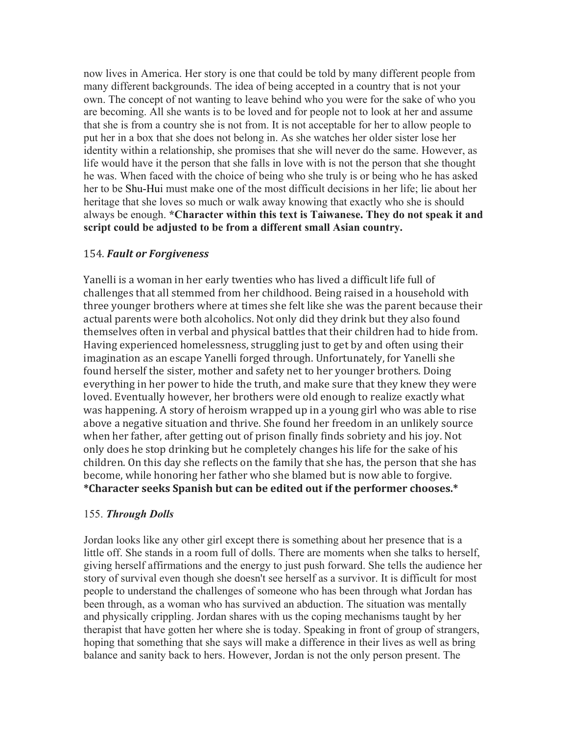now lives in America. Her story is one that could be told by many different people from many different backgrounds. The idea of being accepted in a country that is not your own. The concept of not wanting to leave behind who you were for the sake of who you are becoming. All she wants is to be loved and for people not to look at her and assume that she is from a country she is not from. It is not acceptable for her to allow people to put her in a box that she does not belong in. As she watches her older sister lose her identity within a relationship, she promises that she will never do the same. However, as life would have it the person that she falls in love with is not the person that she thought he was. When faced with the choice of being who she truly is or being who he has asked her to be Shu-Hui must make one of the most difficult decisions in her life; lie about her heritage that she loves so much or walk away knowing that exactly who she is should always be enough. **\*Character within this text is Taiwanese. They do not speak it and script could be adjusted to be from a different small Asian country.**

### 154. *Fault or Forgiveness*

Yanelli is a woman in her early twenties who has lived a difficult life full of challenges that all stemmed from her childhood. Being raised in a household with three younger brothers where at times she felt like she was the parent because their actual parents were both alcoholics. Not only did they drink but they also found themselves often in verbal and physical battles that their children had to hide from. Having experienced homelessness, struggling just to get by and often using their imagination as an escape Yanelli forged through. Unfortunately, for Yanelli she found herself the sister, mother and safety net to her younger brothers. Doing everything in her power to hide the truth, and make sure that they knew they were loved. Eventually however, her brothers were old enough to realize exactly what was happening. A story of heroism wrapped up in a young girl who was able to rise above a negative situation and thrive. She found her freedom in an unlikely source when her father, after getting out of prison finally finds sobriety and his joy. Not only does he stop drinking but he completely changes his life for the sake of his children. On this day she reflects on the family that she has, the person that she has become, while honoring her father who she blamed but is now able to forgive. **\*Character seeks Spanish but can be edited out if the performer chooses.\***

### 155. *Through Dolls*

Jordan looks like any other girl except there is something about her presence that is a little off. She stands in a room full of dolls. There are moments when she talks to herself, giving herself affirmations and the energy to just push forward. She tells the audience her story of survival even though she doesn't see herself as a survivor. It is difficult for most people to understand the challenges of someone who has been through what Jordan has been through, as a woman who has survived an abduction. The situation was mentally and physically crippling. Jordan shares with us the coping mechanisms taught by her therapist that have gotten her where she is today. Speaking in front of group of strangers, hoping that something that she says will make a difference in their lives as well as bring balance and sanity back to hers. However, Jordan is not the only person present. The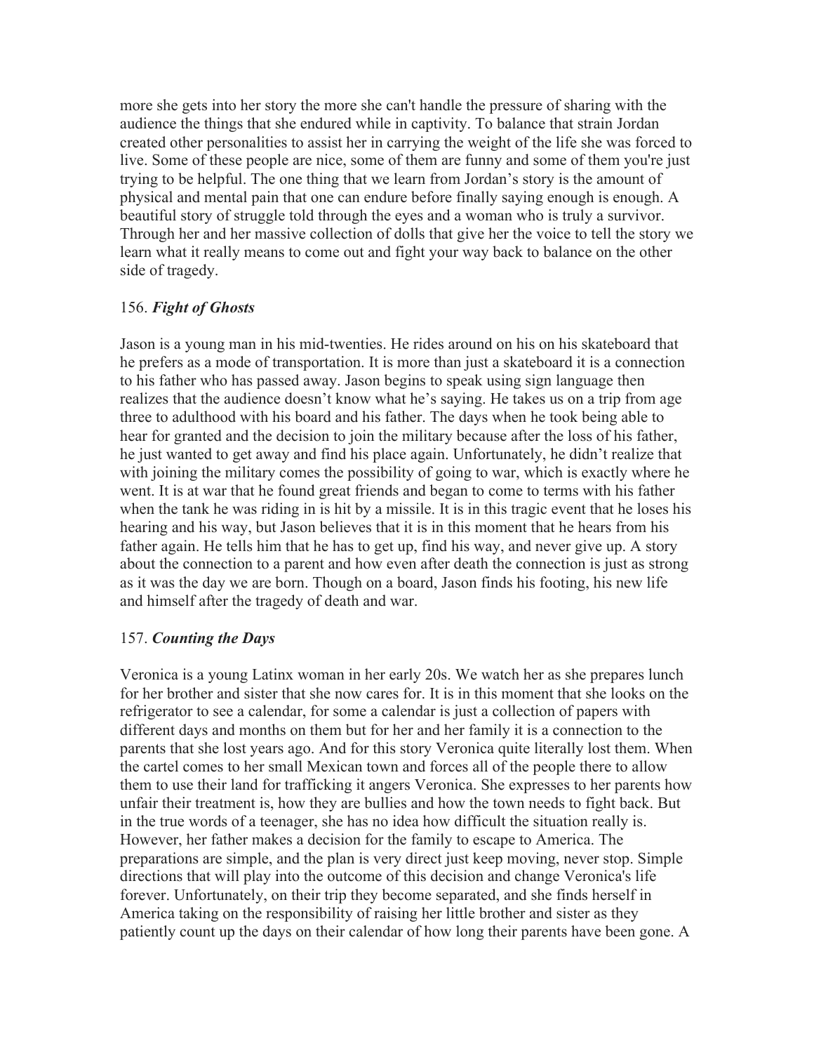more she gets into her story the more she can't handle the pressure of sharing with the audience the things that she endured while in captivity. To balance that strain Jordan created other personalities to assist her in carrying the weight of the life she was forced to live. Some of these people are nice, some of them are funny and some of them you're just trying to be helpful. The one thing that we learn from Jordan's story is the amount of physical and mental pain that one can endure before finally saying enough is enough. A beautiful story of struggle told through the eyes and a woman who is truly a survivor. Through her and her massive collection of dolls that give her the voice to tell the story we learn what it really means to come out and fight your way back to balance on the other side of tragedy.

156. ***Fight of Ghosts***

Jason is a young man in his mid-twenties. He rides around on his on his skateboard that he prefers as a mode of transportation. It is more than just a skateboard it is a connection to his father who has passed away. Jason begins to speak using sign language then realizes that the audience doesn't know what he's saying. He takes us on a trip from age three to adulthood with his board and his father. The days when he took being able to hear for granted and the decision to join the military because after the loss of his father, he just wanted to get away and find his place again. Unfortunately, he didn't realize that with joining the military comes the possibility of going to war, which is exactly where he went. It is at war that he found great friends and began to come to terms with his father when the tank he was riding in is hit by a missile. It is in this tragic event that he loses his hearing and his way, but Jason believes that it is in this moment that he hears from his father again. He tells him that he has to get up, find his way, and never give up. A story about the connection to a parent and how even after death the connection is just as strong as it was the day we are born. Though on a board, Jason finds his footing, his new life and himself after the tragedy of death and war.

157. ***Counting the Days***

Veronica is a young Latinx woman in her early 20s. We watch her as she prepares lunch for her brother and sister that she now cares for. It is in this moment that she looks on the refrigerator to see a calendar, for some a calendar is just a collection of papers with different days and months on them but for her and her family it is a connection to the parents that she lost years ago. And for this story Veronica quite literally lost them. When the cartel comes to her small Mexican town and forces all of the people there to allow them to use their land for trafficking it angers Veronica. She expresses to her parents how unfair their treatment is, how they are bullies and how the town needs to fight back. But in the true words of a teenager, she has no idea how difficult the situation really is. However, her father makes a decision for the family to escape to America. The preparations are simple, and the plan is very direct just keep moving, never stop. Simple directions that will play into the outcome of this decision and change Veronica's life forever. Unfortunately, on their trip they become separated, and she finds herself in America taking on the responsibility of raising her little brother and sister as they patiently count up the days on their calendar of how long their parents have been gone. A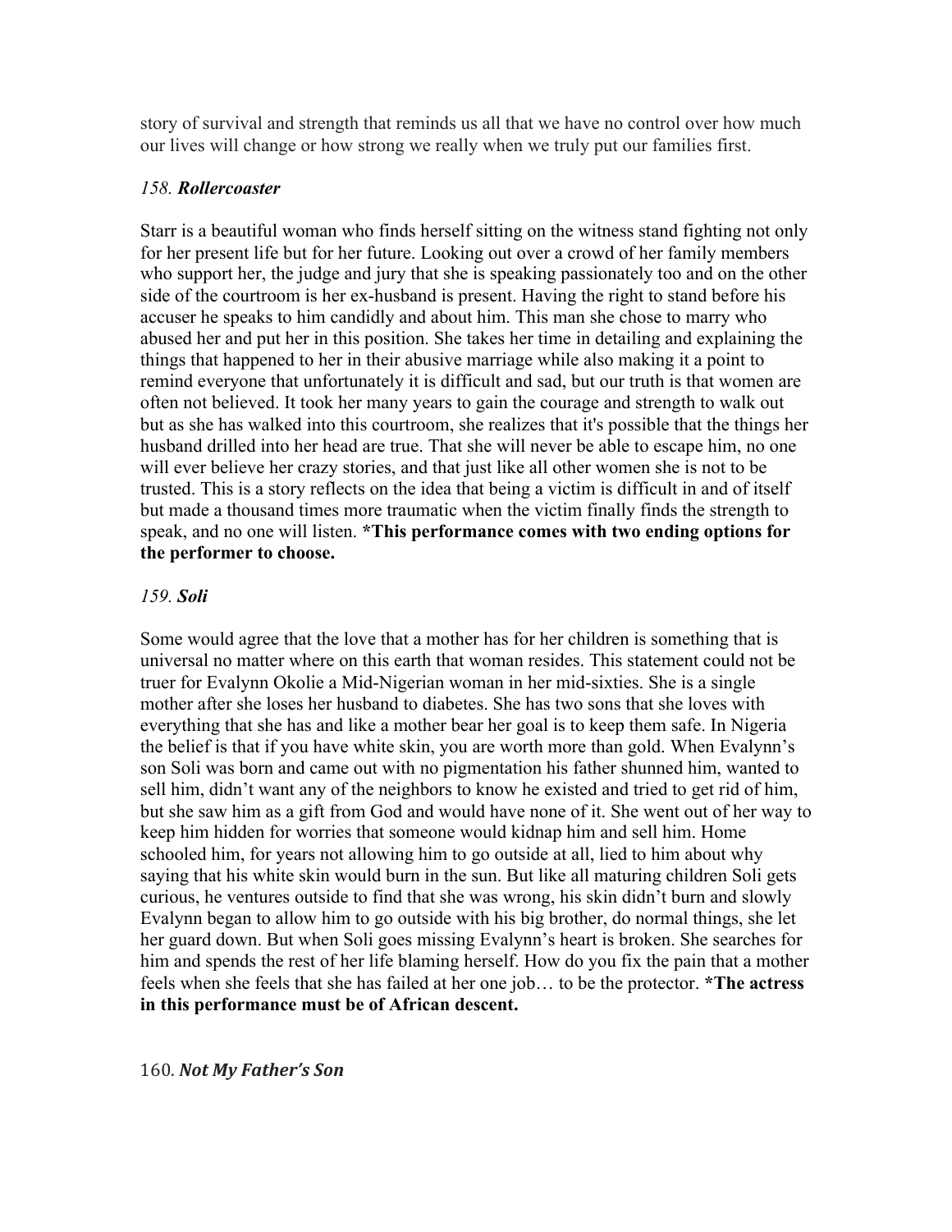story of survival and strength that reminds us all that we have no control over how much our lives will change or how strong we really when we truly put our families first.

### *158. **Rollercoaster***

Starr is a beautiful woman who finds herself sitting on the witness stand fighting not only for her present life but for her future. Looking out over a crowd of her family members who support her, the judge and jury that she is speaking passionately too and on the other side of the courtroom is her ex-husband is present. Having the right to stand before his accuser he speaks to him candidly and about him. This man she chose to marry who abused her and put her in this position. She takes her time in detailing and explaining the things that happened to her in their abusive marriage while also making it a point to remind everyone that unfortunately it is difficult and sad, but our truth is that women are often not believed. It took her many years to gain the courage and strength to walk out but as she has walked into this courtroom, she realizes that it's possible that the things her husband drilled into her head are true. That she will never be able to escape him, no one will ever believe her crazy stories, and that just like all other women she is not to be trusted. This is a story reflects on the idea that being a victim is difficult in and of itself but made a thousand times more traumatic when the victim finally finds the strength to speak, and no one will listen. ***This performance comes with two ending options for the performer to choose.**

### *159. **Soli***

Some would agree that the love that a mother has for her children is something that is universal no matter where on this earth that woman resides. This statement could not be truer for Evalynn Okolie a Mid-Nigerian woman in her mid-sixties. She is a single mother after she loses her husband to diabetes. She has two sons that she loves with everything that she has and like a mother bear her goal is to keep them safe. In Nigeria the belief is that if you have white skin, you are worth more than gold. When Evalynn's son Soli was born and came out with no pigmentation his father shunned him, wanted to sell him, didn't want any of the neighbors to know he existed and tried to get rid of him, but she saw him as a gift from God and would have none of it. She went out of her way to keep him hidden for worries that someone would kidnap him and sell him. Home schooled him, for years not allowing him to go outside at all, lied to him about why saying that his white skin would burn in the sun. But like all maturing children Soli gets curious, he ventures outside to find that she was wrong, his skin didn't burn and slowly Evalynn began to allow him to go outside with his big brother, do normal things, she let her guard down. But when Soli goes missing Evalynn's heart is broken. She searches for him and spends the rest of her life blaming herself. How do you fix the pain that a mother feels when she feels that she has failed at her one job… to be the protector. ***The actress in this performance must be of African descent.**

### 160. ***Not My Father's Son***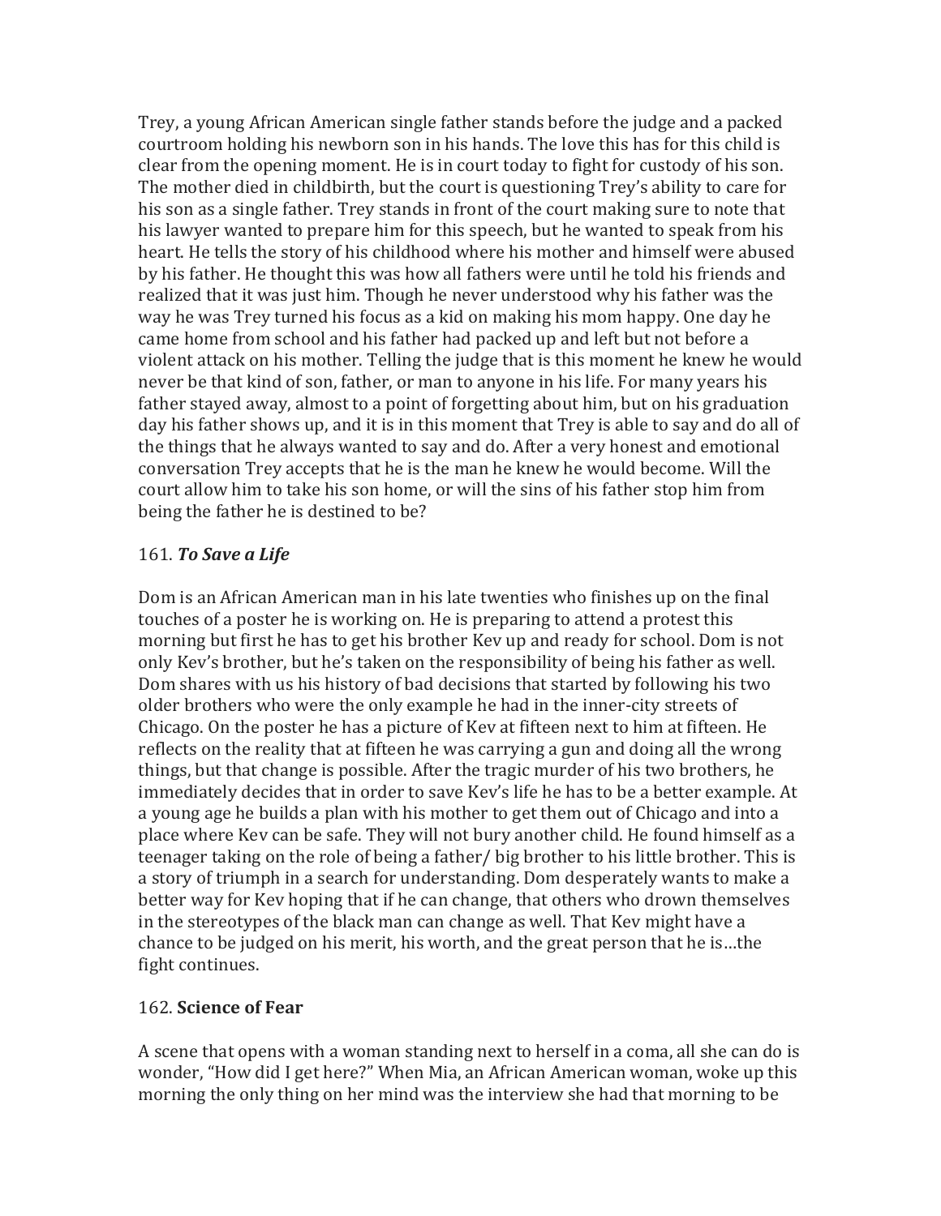Trey, a young African American single father stands before the judge and a packed courtroom holding his newborn son in his hands. The love this has for this child is clear from the opening moment. He is in court today to fight for custody of his son. The mother died in childbirth, but the court is questioning Trey's ability to care for his son as a single father. Trey stands in front of the court making sure to note that his lawyer wanted to prepare him for this speech, but he wanted to speak from his heart. He tells the story of his childhood where his mother and himself were abused by his father. He thought this was how all fathers were until he told his friends and realized that it was just him. Though he never understood why his father was the way he was Trey turned his focus as a kid on making his mom happy. One day he came home from school and his father had packed up and left but not before a violent attack on his mother. Telling the judge that is this moment he knew he would never be that kind of son, father, or man to anyone in his life. For many years his father stayed away, almost to a point of forgetting about him, but on his graduation day his father shows up, and it is in this moment that Trey is able to say and do all of the things that he always wanted to say and do. After a very honest and emotional conversation Trey accepts that he is the man he knew he would become. Will the court allow him to take his son home, or will the sins of his father stop him from being the father he is destined to be?

161. ***To Save a Life***

Dom is an African American man in his late twenties who finishes up on the final touches of a poster he is working on. He is preparing to attend a protest this morning but first he has to get his brother Kev up and ready for school. Dom is not only Kev's brother, but he's taken on the responsibility of being his father as well. Dom shares with us his history of bad decisions that started by following his two older brothers who were the only example he had in the inner-city streets of Chicago. On the poster he has a picture of Kev at fifteen next to him at fifteen. He reflects on the reality that at fifteen he was carrying a gun and doing all the wrong things, but that change is possible. After the tragic murder of his two brothers, he immediately decides that in order to save Kev's life he has to be a better example. At a young age he builds a plan with his mother to get them out of Chicago and into a place where Kev can be safe. They will not bury another child. He found himself as a teenager taking on the role of being a father/ big brother to his little brother. This is a story of triumph in a search for understanding. Dom desperately wants to make a better way for Kev hoping that if he can change, that others who drown themselves in the stereotypes of the black man can change as well. That Kev might have a chance to be judged on his merit, his worth, and the great person that he is…the fight continues.

162. **Science of Fear**

A scene that opens with a woman standing next to herself in a coma, all she can do is wonder, "How did I get here?" When Mia, an African American woman, woke up this morning the only thing on her mind was the interview she had that morning to be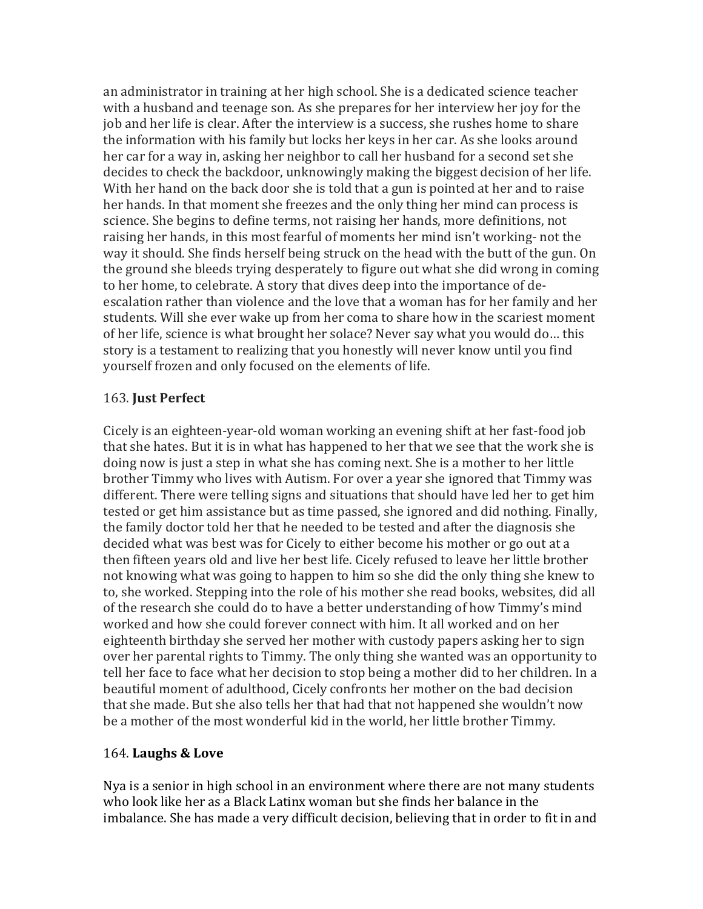an administrator in training at her high school. She is a dedicated science teacher with a husband and teenage son. As she prepares for her interview her joy for the job and her life is clear. After the interview is a success, she rushes home to share the information with his family but locks her keys in her car. As she looks around her car for a way in, asking her neighbor to call her husband for a second set she decides to check the backdoor, unknowingly making the biggest decision of her life. With her hand on the back door she is told that a gun is pointed at her and to raise her hands. In that moment she freezes and the only thing her mind can process is science. She begins to define terms, not raising her hands, more definitions, not raising her hands, in this most fearful of moments her mind isn't working- not the way it should. She finds herself being struck on the head with the butt of the gun. On the ground she bleeds trying desperately to figure out what she did wrong in coming to her home, to celebrate. A story that dives deep into the importance of de-escalation rather than violence and the love that a woman has for her family and her students. Will she ever wake up from her coma to share how in the scariest moment of her life, science is what brought her solace? Never say what you would do… this story is a testament to realizing that you honestly will never know until you find yourself frozen and only focused on the elements of life.

163. **Just Perfect**

Cicely is an eighteen-year-old woman working an evening shift at her fast-food job that she hates. But it is in what has happened to her that we see that the work she is doing now is just a step in what she has coming next. She is a mother to her little brother Timmy who lives with Autism. For over a year she ignored that Timmy was different. There were telling signs and situations that should have led her to get him tested or get him assistance but as time passed, she ignored and did nothing. Finally, the family doctor told her that he needed to be tested and after the diagnosis she decided what was best was for Cicely to either become his mother or go out at a then fifteen years old and live her best life. Cicely refused to leave her little brother not knowing what was going to happen to him so she did the only thing she knew to to, she worked. Stepping into the role of his mother she read books, websites, did all of the research she could do to have a better understanding of how Timmy's mind worked and how she could forever connect with him. It all worked and on her eighteenth birthday she served her mother with custody papers asking her to sign over her parental rights to Timmy. The only thing she wanted was an opportunity to tell her face to face what her decision to stop being a mother did to her children. In a beautiful moment of adulthood, Cicely confronts her mother on the bad decision that she made. But she also tells her that had that not happened she wouldn't now be a mother of the most wonderful kid in the world, her little brother Timmy.

164. **Laughs & Love**

Nya is a senior in high school in an environment where there are not many students who look like her as a Black Latinx woman but she finds her balance in the imbalance. She has made a very difficult decision, believing that in order to fit in and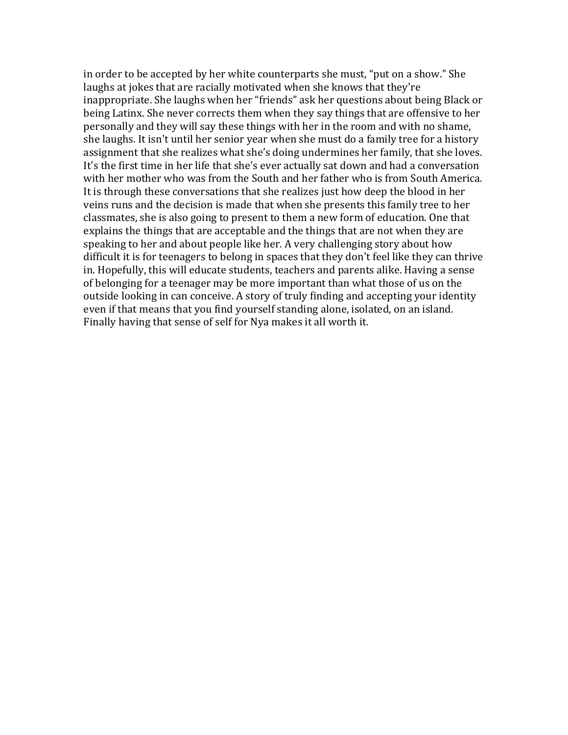in order to be accepted by her white counterparts she must, “put on a show.” She laughs at jokes that are racially motivated when she knows that they're inappropriate. She laughs when her “friends” ask her questions about being Black or being Latinx. She never corrects them when they say things that are offensive to her personally and they will say these things with her in the room and with no shame, she laughs. It isn't until her senior year when she must do a family tree for a history assignment that she realizes what she’s doing undermines her family, that she loves. It's the first time in her life that she's ever actually sat down and had a conversation with her mother who was from the South and her father who is from South America. It is through these conversations that she realizes just how deep the blood in her veins runs and the decision is made that when she presents this family tree to her classmates, she is also going to present to them a new form of education. One that explains the things that are acceptable and the things that are not when they are speaking to her and about people like her. A very challenging story about how difficult it is for teenagers to belong in spaces that they don't feel like they can thrive in. Hopefully, this will educate students, teachers and parents alike. Having a sense of belonging for a teenager may be more important than what those of us on the outside looking in can conceive. A story of truly finding and accepting your identity even if that means that you find yourself standing alone, isolated, on an island. Finally having that sense of self for Nya makes it all worth it.